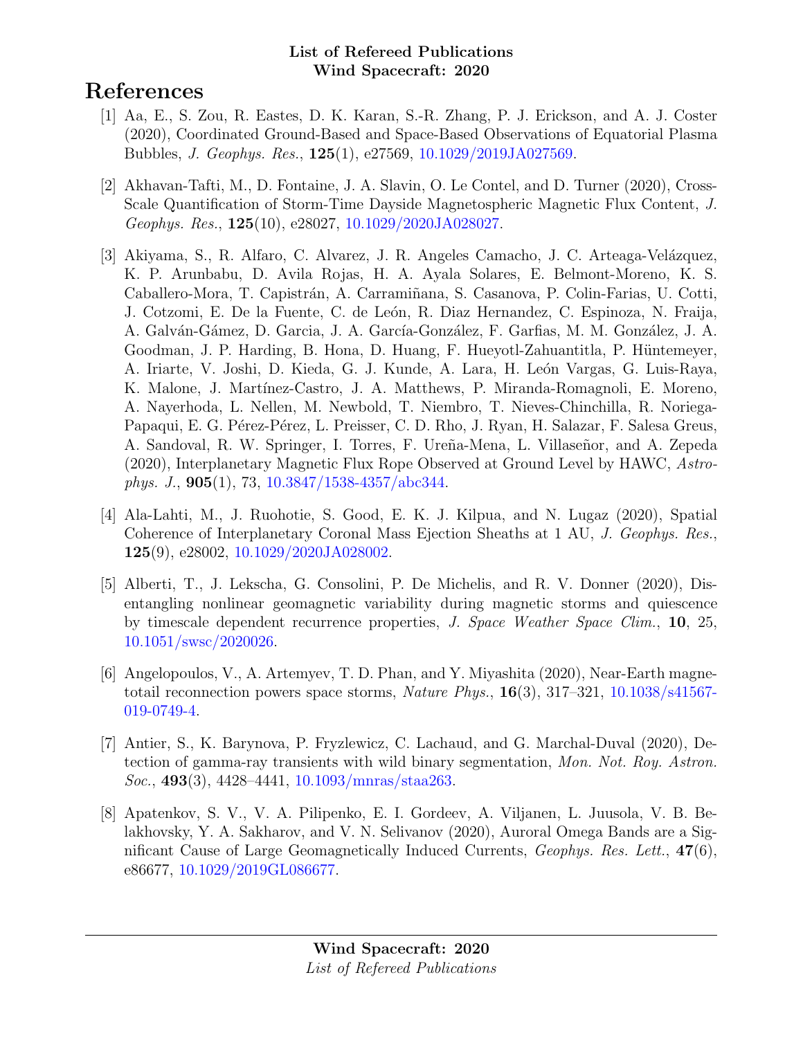**List of Refereed Publications**
**Wind Spacecraft: 2020**

# References

[1] Aa, E., S. Zou, R. Eastes, D. K. Karan, S.-R. Zhang, P. J. Erickson, and A. J. Coster (2020), Coordinated Ground-Based and Space-Based Observations of Equatorial Plasma Bubbles, *J. Geophys. Res.*, **125**(1), e27569, 10.1029/2019JA027569.

[2] Akhavan-Tafti, M., D. Fontaine, J. A. Slavin, O. Le Contel, and D. Turner (2020), Cross-Scale Quantification of Storm-Time Dayside Magnetospheric Magnetic Flux Content, *J. Geophys. Res.*, **125**(10), e28027, 10.1029/2020JA028027.

[3] Akiyama, S., R. Alfaro, C. Alvarez, J. R. Angeles Camacho, J. C. Arteaga-Velázquez, K. P. Arunbabu, D. Avila Rojas, H. A. Ayala Solares, E. Belmont-Moreno, K. S. Caballero-Mora, T. Capistrán, A. Carramiñana, S. Casanova, P. Colin-Farias, U. Cotti, J. Cotzomi, E. De la Fuente, C. de León, R. Diaz Hernandez, C. Espinoza, N. Fraija, A. Galván-Gámez, D. Garcia, J. A. García-González, F. Garfias, M. M. González, J. A. Goodman, J. P. Harding, B. Hona, D. Huang, F. Hueyotl-Zahuantitla, P. Hüntemeyer, A. Iriarte, V. Joshi, D. Kieda, G. J. Kunde, A. Lara, H. León Vargas, G. Luis-Raya, K. Malone, J. Martínez-Castro, J. A. Matthews, P. Miranda-Romagnoli, E. Moreno, A. Nayerhoda, L. Nellen, M. Newbold, T. Niembro, T. Nieves-Chinchilla, R. Noriega-Papaqui, E. G. Pérez-Pérez, L. Preisser, C. D. Rho, J. Ryan, H. Salazar, F. Salesa Greus, A. Sandoval, R. W. Springer, I. Torres, F. Ureña-Mena, L. Villaseñor, and A. Zepeda (2020), Interplanetary Magnetic Flux Rope Observed at Ground Level by HAWC, *Astrophys. J.*, **905**(1), 73, 10.3847/1538-4357/abc344.

[4] Ala-Lahti, M., J. Ruohotie, S. Good, E. K. J. Kilpua, and N. Lugaz (2020), Spatial Coherence of Interplanetary Coronal Mass Ejection Sheaths at 1 AU, *J. Geophys. Res.*, **125**(9), e28002, 10.1029/2020JA028002.

[5] Alberti, T., J. Lekscha, G. Consolini, P. De Michelis, and R. V. Donner (2020), Disentangling nonlinear geomagnetic variability during magnetic storms and quiescence by timescale dependent recurrence properties, *J. Space Weather Space Clim.*, **10**, 25, 10.1051/swsc/2020026.

[6] Angelopoulos, V., A. Artemyev, T. D. Phan, and Y. Miyashita (2020), Near-Earth magnetotail reconnection powers space storms, *Nature Phys.*, **16**(3), 317–321, 10.1038/s41567-019-0749-4.

[7] Antier, S., K. Barynova, P. Fryzlewicz, C. Lachaud, and G. Marchal-Duval (2020), Detection of gamma-ray transients with wild binary segmentation, *Mon. Not. Roy. Astron. Soc.*, **493**(3), 4428–4441, 10.1093/mnras/staa263.

[8] Apatenkov, S. V., V. A. Pilipenko, E. I. Gordeev, A. Viljanen, L. Juusola, V. B. Belakhovsky, Y. A. Sakharov, and V. N. Selivanov (2020), Auroral Omega Bands are a Significant Cause of Large Geomagnetically Induced Currents, *Geophys. Res. Lett.*, **47**(6), e86677, 10.1029/2019GL086677.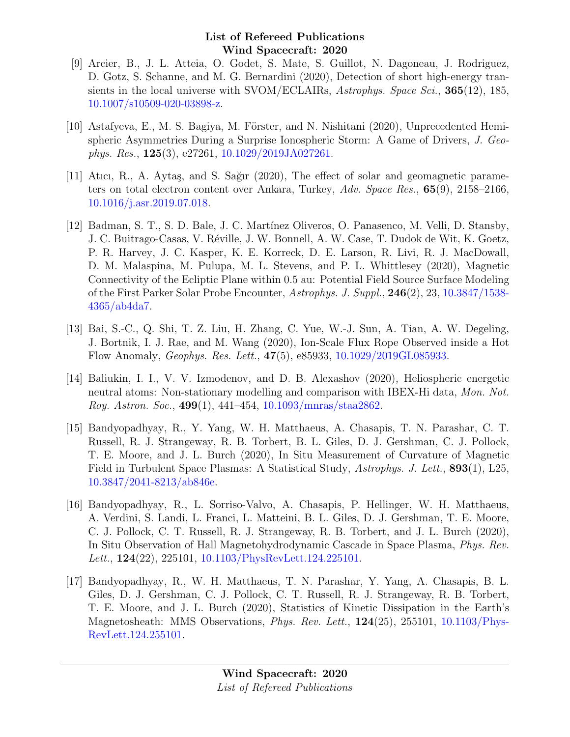[9] Arcier, B., J. L. Atteia, O. Godet, S. Mate, S. Guillot, N. Dagoneau, J. Rodriguez, D. Gotz, S. Schanne, and M. G. Bernardini (2020), Detection of short high-energy transients in the local universe with SVOM/ECLAIRs, *Astrophys. Space Sci.*, **365**(12), 185, 10.1007/s10509-020-03898-z.

[10] Astafyeva, E., M. S. Bagiya, M. Förster, and N. Nishitani (2020), Unprecedented Hemispheric Asymmetries During a Surprise Ionospheric Storm: A Game of Drivers, *J. Geophys. Res.*, **125**(3), e27261, 10.1029/2019JA027261.

[11] Atıcı, R., A. Aytaş, and S. Sağır (2020), The effect of solar and geomagnetic parameters on total electron content over Ankara, Turkey, *Adv. Space Res.*, **65**(9), 2158–2166, 10.1016/j.asr.2019.07.018.

[12] Badman, S. T., S. D. Bale, J. C. Martínez Oliveros, O. Panasenco, M. Velli, D. Stansby, J. C. Buitrago-Casas, V. Réville, J. W. Bonnell, A. W. Case, T. Dudok de Wit, K. Goetz, P. R. Harvey, J. C. Kasper, K. E. Korreck, D. E. Larson, R. Livi, R. J. MacDowall, D. M. Malaspina, M. Pulupa, M. L. Stevens, and P. L. Whittlesey (2020), Magnetic Connectivity of the Ecliptic Plane within 0.5 au: Potential Field Source Surface Modeling of the First Parker Solar Probe Encounter, *Astrophys. J. Suppl.*, **246**(2), 23, 10.3847/1538-4365/ab4da7.

[13] Bai, S.-C., Q. Shi, T. Z. Liu, H. Zhang, C. Yue, W.-J. Sun, A. Tian, A. W. Degeling, J. Bortnik, I. J. Rae, and M. Wang (2020), Ion-Scale Flux Rope Observed inside a Hot Flow Anomaly, *Geophys. Res. Lett.*, **47**(5), e85933, 10.1029/2019GL085933.

[14] Baliukin, I. I., V. V. Izmodenov, and D. B. Alexashov (2020), Heliospheric energetic neutral atoms: Non-stationary modelling and comparison with IBEX-Hi data, *Mon. Not. Roy. Astron. Soc.*, **499**(1), 441–454, 10.1093/mnras/staa2862.

[15] Bandyopadhyay, R., Y. Yang, W. H. Matthaeus, A. Chasapis, T. N. Parashar, C. T. Russell, R. J. Strangeway, R. B. Torbert, B. L. Giles, D. J. Gershman, C. J. Pollock, T. E. Moore, and J. L. Burch (2020), In Situ Measurement of Curvature of Magnetic Field in Turbulent Space Plasmas: A Statistical Study, *Astrophys. J. Lett.*, **893**(1), L25, 10.3847/2041-8213/ab846e.

[16] Bandyopadhyay, R., L. Sorriso-Valvo, A. Chasapis, P. Hellinger, W. H. Matthaeus, A. Verdini, S. Landi, L. Franci, L. Matteini, B. L. Giles, D. J. Gershman, T. E. Moore, C. J. Pollock, C. T. Russell, R. J. Strangeway, R. B. Torbert, and J. L. Burch (2020), In Situ Observation of Hall Magnetohydrodynamic Cascade in Space Plasma, *Phys. Rev. Lett.*, **124**(22), 225101, 10.1103/PhysRevLett.124.225101.

[17] Bandyopadhyay, R., W. H. Matthaeus, T. N. Parashar, Y. Yang, A. Chasapis, B. L. Giles, D. J. Gershman, C. J. Pollock, C. T. Russell, R. J. Strangeway, R. B. Torbert, T. E. Moore, and J. L. Burch (2020), Statistics of Kinetic Dissipation in the Earth's Magnetosheath: MMS Observations, *Phys. Rev. Lett.*, **124**(25), 255101, 10.1103/PhysRevLett.124.255101.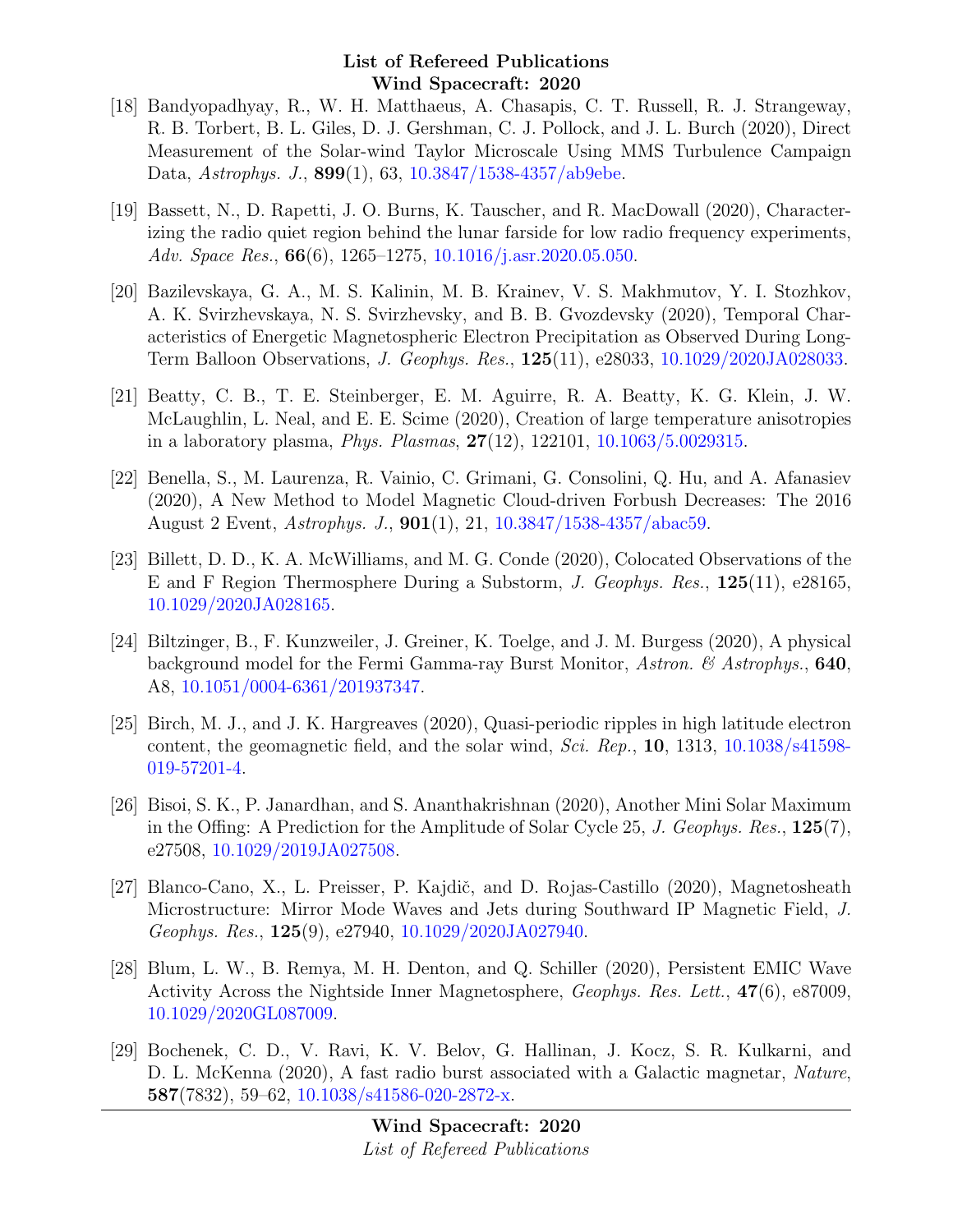[18] Bandyopadhyay, R., W. H. Matthaeus, A. Chasapis, C. T. Russell, R. J. Strangeway, R. B. Torbert, B. L. Giles, D. J. Gershman, C. J. Pollock, and J. L. Burch (2020), Direct Measurement of the Solar-wind Taylor Microscale Using MMS Turbulence Campaign Data, *Astrophys. J.*, **899**(1), 63, 10.3847/1538-4357/ab9ebe.

[19] Bassett, N., D. Rapetti, J. O. Burns, K. Tauscher, and R. MacDowall (2020), Characterizing the radio quiet region behind the lunar farside for low radio frequency experiments, *Adv. Space Res.*, **66**(6), 1265–1275, 10.1016/j.asr.2020.05.050.

[20] Bazilevskaya, G. A., M. S. Kalinin, M. B. Krainev, V. S. Makhmutov, Y. I. Stozhkov, A. K. Svirzhevskaya, N. S. Svirzhevsky, and B. B. Gvozdevsky (2020), Temporal Characteristics of Energetic Magnetospheric Electron Precipitation as Observed During Long-Term Balloon Observations, *J. Geophys. Res.*, **125**(11), e28033, 10.1029/2020JA028033.

[21] Beatty, C. B., T. E. Steinberger, E. M. Aguirre, R. A. Beatty, K. G. Klein, J. W. McLaughlin, L. Neal, and E. E. Scime (2020), Creation of large temperature anisotropies in a laboratory plasma, *Phys. Plasmas*, **27**(12), 122101, 10.1063/5.0029315.

[22] Benella, S., M. Laurenza, R. Vainio, C. Grimani, G. Consolini, Q. Hu, and A. Afanasiev (2020), A New Method to Model Magnetic Cloud-driven Forbush Decreases: The 2016 August 2 Event, *Astrophys. J.*, **901**(1), 21, 10.3847/1538-4357/abac59.

[23] Billett, D. D., K. A. McWilliams, and M. G. Conde (2020), Colocated Observations of the E and F Region Thermosphere During a Substorm, *J. Geophys. Res.*, **125**(11), e28165, 10.1029/2020JA028165.

[24] Biltzinger, B., F. Kunzweiler, J. Greiner, K. Toelge, and J. M. Burgess (2020), A physical background model for the Fermi Gamma-ray Burst Monitor, *Astron. & Astrophys.*, **640**, A8, 10.1051/0004-6361/201937347.

[25] Birch, M. J., and J. K. Hargreaves (2020), Quasi-periodic ripples in high latitude electron content, the geomagnetic field, and the solar wind, *Sci. Rep.*, **10**, 1313, 10.1038/s41598-019-57201-4.

[26] Bisoi, S. K., P. Janardhan, and S. Ananthakrishnan (2020), Another Mini Solar Maximum in the Offing: A Prediction for the Amplitude of Solar Cycle 25, *J. Geophys. Res.*, **125**(7), e27508, 10.1029/2019JA027508.

[27] Blanco-Cano, X., L. Preisser, P. Kajdič, and D. Rojas-Castillo (2020), Magnetosheath Microstructure: Mirror Mode Waves and Jets during Southward IP Magnetic Field, *J. Geophys. Res.*, **125**(9), e27940, 10.1029/2020JA027940.

[28] Blum, L. W., B. Remya, M. H. Denton, and Q. Schiller (2020), Persistent EMIC Wave Activity Across the Nightside Inner Magnetosphere, *Geophys. Res. Lett.*, **47**(6), e87009, 10.1029/2020GL087009.

[29] Bochenek, C. D., V. Ravi, K. V. Belov, G. Hallinan, J. Kocz, S. R. Kulkarni, and D. L. McKenna (2020), A fast radio burst associated with a Galactic magnetar, *Nature*, **587**(7832), 59–62, 10.1038/s41586-020-2872-x.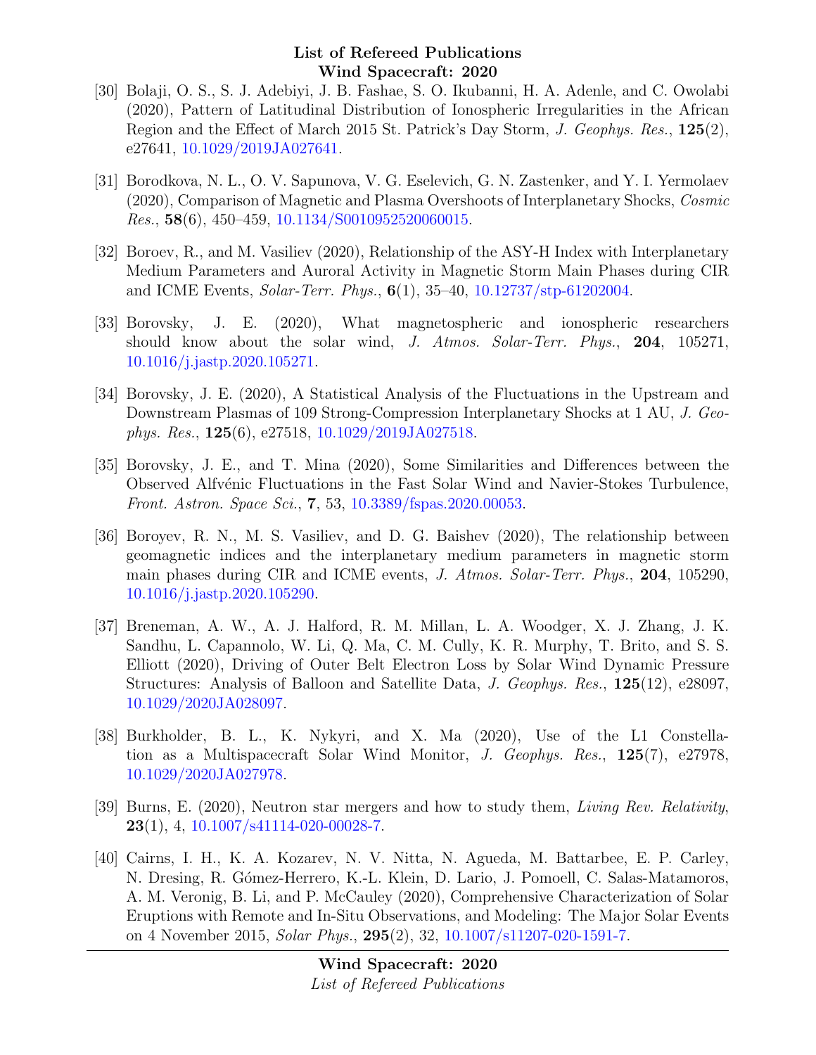[30] Bolaji, O. S., S. J. Adebiyi, J. B. Fashae, S. O. Ikubanni, H. A. Adenle, and C. Owolabi (2020), Pattern of Latitudinal Distribution of Ionospheric Irregularities in the African Region and the Effect of March 2015 St. Patrick's Day Storm, *J. Geophys. Res.*, **125**(2), e27641, 10.1029/2019JA027641.

[31] Borodkova, N. L., O. V. Sapunova, V. G. Eselevich, G. N. Zastenker, and Y. I. Yermolaev (2020), Comparison of Magnetic and Plasma Overshoots of Interplanetary Shocks, *Cosmic Res.*, **58**(6), 450–459, 10.1134/S0010952520060015.

[32] Boroev, R., and M. Vasiliev (2020), Relationship of the ASY-H Index with Interplanetary Medium Parameters and Auroral Activity in Magnetic Storm Main Phases during CIR and ICME Events, *Solar-Terr. Phys.*, **6**(1), 35–40, 10.12737/stp-61202004.

[33] Borovsky, J. E. (2020), What magnetospheric and ionospheric researchers should know about the solar wind, *J. Atmos. Solar-Terr. Phys.*, **204**, 105271, 10.1016/j.jastp.2020.105271.

[34] Borovsky, J. E. (2020), A Statistical Analysis of the Fluctuations in the Upstream and Downstream Plasmas of 109 Strong-Compression Interplanetary Shocks at 1 AU, *J. Geophys. Res.*, **125**(6), e27518, 10.1029/2019JA027518.

[35] Borovsky, J. E., and T. Mina (2020), Some Similarities and Differences between the Observed Alfvénic Fluctuations in the Fast Solar Wind and Navier-Stokes Turbulence, *Front. Astron. Space Sci.*, **7**, 53, 10.3389/fspas.2020.00053.

[36] Boroyev, R. N., M. S. Vasiliev, and D. G. Baishev (2020), The relationship between geomagnetic indices and the interplanetary medium parameters in magnetic storm main phases during CIR and ICME events, *J. Atmos. Solar-Terr. Phys.*, **204**, 105290, 10.1016/j.jastp.2020.105290.

[37] Breneman, A. W., A. J. Halford, R. M. Millan, L. A. Woodger, X. J. Zhang, J. K. Sandhu, L. Capannolo, W. Li, Q. Ma, C. M. Cully, K. R. Murphy, T. Brito, and S. S. Elliott (2020), Driving of Outer Belt Electron Loss by Solar Wind Dynamic Pressure Structures: Analysis of Balloon and Satellite Data, *J. Geophys. Res.*, **125**(12), e28097, 10.1029/2020JA028097.

[38] Burkholder, B. L., K. Nykyri, and X. Ma (2020), Use of the L1 Constellation as a Multispacecraft Solar Wind Monitor, *J. Geophys. Res.*, **125**(7), e27978, 10.1029/2020JA027978.

[39] Burns, E. (2020), Neutron star mergers and how to study them, *Living Rev. Relativity*, **23**(1), 4, 10.1007/s41114-020-00028-7.

[40] Cairns, I. H., K. A. Kozarev, N. V. Nitta, N. Agueda, M. Battarbee, E. P. Carley, N. Dresing, R. Gómez-Herrero, K.-L. Klein, D. Lario, J. Pomoell, C. Salas-Matamoros, A. M. Veronig, B. Li, and P. McCauley (2020), Comprehensive Characterization of Solar Eruptions with Remote and In-Situ Observations, and Modeling: The Major Solar Events on 4 November 2015, *Solar Phys.*, **295**(2), 32, 10.1007/s11207-020-1591-7.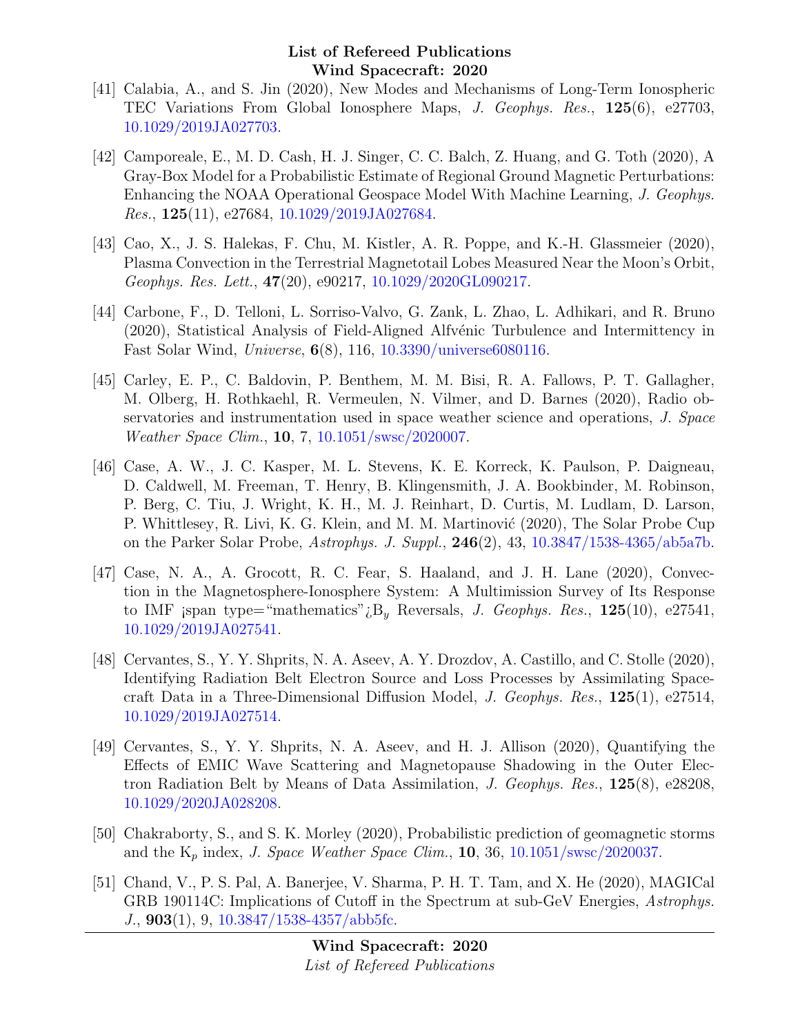[41] Calabia, A., and S. Jin (2020), New Modes and Mechanisms of Long-Term Ionospheric TEC Variations From Global Ionosphere Maps, *J. Geophys. Res.*, **125**(6), e27703, 10.1029/2019JA027703.

[42] Camporeale, E., M. D. Cash, H. J. Singer, C. C. Balch, Z. Huang, and G. Toth (2020), A Gray-Box Model for a Probabilistic Estimate of Regional Ground Magnetic Perturbations: Enhancing the NOAA Operational Geospace Model With Machine Learning, *J. Geophys. Res.*, **125**(11), e27684, 10.1029/2019JA027684.

[43] Cao, X., J. S. Halekas, F. Chu, M. Kistler, A. R. Poppe, and K.-H. Glassmeier (2020), Plasma Convection in the Terrestrial Magnetotail Lobes Measured Near the Moon's Orbit, *Geophys. Res. Lett.*, **47**(20), e90217, 10.1029/2020GL090217.

[44] Carbone, F., D. Telloni, L. Sorriso-Valvo, G. Zank, L. Zhao, L. Adhikari, and R. Bruno (2020), Statistical Analysis of Field-Aligned Alfvénic Turbulence and Intermittency in Fast Solar Wind, *Universe*, **6**(8), 116, 10.3390/universe6080116.

[45] Carley, E. P., C. Baldovin, P. Benthem, M. M. Bisi, R. A. Fallows, P. T. Gallagher, M. Olberg, H. Rothkaehl, R. Vermeulen, N. Vilmer, and D. Barnes (2020), Radio observatories and instrumentation used in space weather science and operations, *J. Space Weather Space Clim.*, **10**, 7, 10.1051/swsc/2020007.

[46] Case, A. W., J. C. Kasper, M. L. Stevens, K. E. Korreck, K. Paulson, P. Daigneau, D. Caldwell, M. Freeman, T. Henry, B. Klingensmith, J. A. Bookbinder, M. Robinson, P. Berg, C. Tiu, J. Wright, K. H., M. J. Reinhart, D. Curtis, M. Ludlam, D. Larson, P. Whittlesey, R. Livi, K. G. Klein, and M. M. Martinović (2020), The Solar Probe Cup on the Parker Solar Probe, *Astrophys. J. Suppl.*, **246**(2), 43, 10.3847/1538-4365/ab5a7b.

[47] Case, N. A., A. Grocott, R. C. Fear, S. Haaland, and J. H. Lane (2020), Convection in the Magnetosphere-Ionosphere System: A Multimission Survey of Its Response to IMF ¡span type="mathematics"¿$B_y$ Reversals, *J. Geophys. Res.*, **125**(10), e27541, 10.1029/2019JA027541.

[48] Cervantes, S., Y. Y. Shprits, N. A. Aseev, A. Y. Drozdov, A. Castillo, and C. Stolle (2020), Identifying Radiation Belt Electron Source and Loss Processes by Assimilating Spacecraft Data in a Three-Dimensional Diffusion Model, *J. Geophys. Res.*, **125**(1), e27514, 10.1029/2019JA027514.

[49] Cervantes, S., Y. Y. Shprits, N. A. Aseev, and H. J. Allison (2020), Quantifying the Effects of EMIC Wave Scattering and Magnetopause Shadowing in the Outer Electron Radiation Belt by Means of Data Assimilation, *J. Geophys. Res.*, **125**(8), e28208, 10.1029/2020JA028208.

[50] Chakraborty, S., and S. K. Morley (2020), Probabilistic prediction of geomagnetic storms and the $K_p$ index, *J. Space Weather Space Clim.*, **10**, 36, 10.1051/swsc/2020037.

[51] Chand, V., P. S. Pal, A. Banerjee, V. Sharma, P. H. T. Tam, and X. He (2020), MAGICal GRB 190114C: Implications of Cutoff in the Spectrum at sub-GeV Energies, *Astrophys. J.*, **903**(1), 9, 10.3847/1538-4357/abb5fc.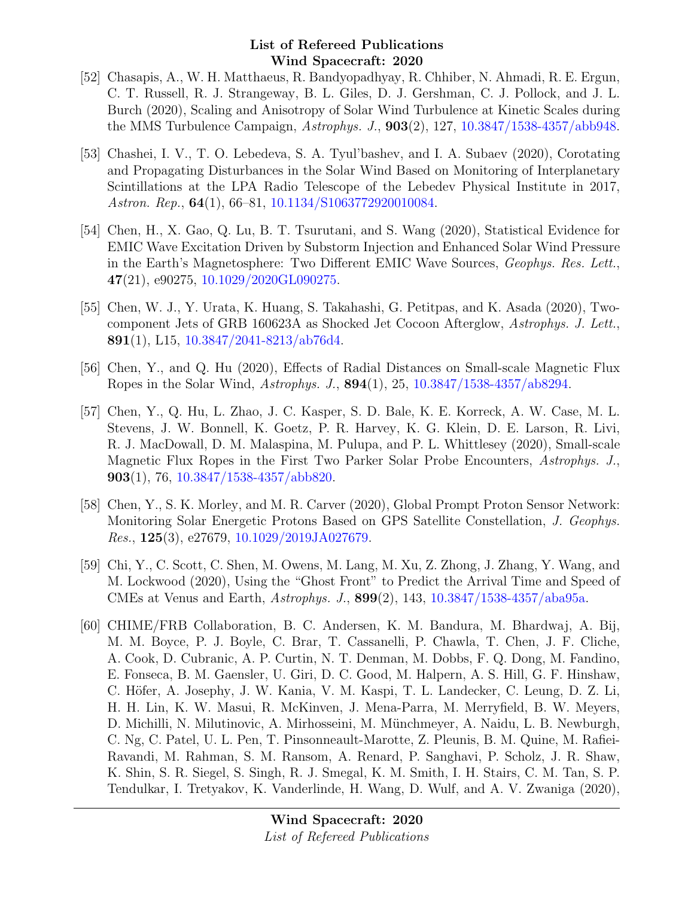[52] Chasapis, A., W. H. Matthaeus, R. Bandyopadhyay, R. Chhiber, N. Ahmadi, R. E. Ergun, C. T. Russell, R. J. Strangeway, B. L. Giles, D. J. Gershman, C. J. Pollock, and J. L. Burch (2020), Scaling and Anisotropy of Solar Wind Turbulence at Kinetic Scales during the MMS Turbulence Campaign, *Astrophys. J.*, **903**(2), 127, 10.3847/1538-4357/abb948.

[53] Chashei, I. V., T. O. Lebedeva, S. A. Tyul'bashev, and I. A. Subaev (2020), Corotating and Propagating Disturbances in the Solar Wind Based on Monitoring of Interplanetary Scintillations at the LPA Radio Telescope of the Lebedev Physical Institute in 2017, *Astron. Rep.*, **64**(1), 66–81, 10.1134/S1063772920010084.

[54] Chen, H., X. Gao, Q. Lu, B. T. Tsurutani, and S. Wang (2020), Statistical Evidence for EMIC Wave Excitation Driven by Substorm Injection and Enhanced Solar Wind Pressure in the Earth's Magnetosphere: Two Different EMIC Wave Sources, *Geophys. Res. Lett.*, **47**(21), e90275, 10.1029/2020GL090275.

[55] Chen, W. J., Y. Urata, K. Huang, S. Takahashi, G. Petitpas, and K. Asada (2020), Two-component Jets of GRB 160623A as Shocked Jet Cocoon Afterglow, *Astrophys. J. Lett.*, **891**(1), L15, 10.3847/2041-8213/ab76d4.

[56] Chen, Y., and Q. Hu (2020), Effects of Radial Distances on Small-scale Magnetic Flux Ropes in the Solar Wind, *Astrophys. J.*, **894**(1), 25, 10.3847/1538-4357/ab8294.

[57] Chen, Y., Q. Hu, L. Zhao, J. C. Kasper, S. D. Bale, K. E. Korreck, A. W. Case, M. L. Stevens, J. W. Bonnell, K. Goetz, P. R. Harvey, K. G. Klein, D. E. Larson, R. Livi, R. J. MacDowall, D. M. Malaspina, M. Pulupa, and P. L. Whittlesey (2020), Small-scale Magnetic Flux Ropes in the First Two Parker Solar Probe Encounters, *Astrophys. J.*, **903**(1), 76, 10.3847/1538-4357/abb820.

[58] Chen, Y., S. K. Morley, and M. R. Carver (2020), Global Prompt Proton Sensor Network: Monitoring Solar Energetic Protons Based on GPS Satellite Constellation, *J. Geophys. Res.*, **125**(3), e27679, 10.1029/2019JA027679.

[59] Chi, Y., C. Scott, C. Shen, M. Owens, M. Lang, M. Xu, Z. Zhong, J. Zhang, Y. Wang, and M. Lockwood (2020), Using the "Ghost Front" to Predict the Arrival Time and Speed of CMEs at Venus and Earth, *Astrophys. J.*, **899**(2), 143, 10.3847/1538-4357/aba95a.

[60] CHIME/FRB Collaboration, B. C. Andersen, K. M. Bandura, M. Bhardwaj, A. Bij, M. M. Boyce, P. J. Boyle, C. Brar, T. Cassanelli, P. Chawla, T. Chen, J. F. Cliche, A. Cook, D. Cubranic, A. P. Curtin, N. T. Denman, M. Dobbs, F. Q. Dong, M. Fandino, E. Fonseca, B. M. Gaensler, U. Giri, D. C. Good, M. Halpern, A. S. Hill, G. F. Hinshaw, C. Höfer, A. Josephy, J. W. Kania, V. M. Kaspi, T. L. Landecker, C. Leung, D. Z. Li, H. H. Lin, K. W. Masui, R. McKinven, J. Mena-Parra, M. Merryfield, B. W. Meyers, D. Michilli, N. Milutinovic, A. Mirhosseini, M. Münchmeyer, A. Naidu, L. B. Newburgh, C. Ng, C. Patel, U. L. Pen, T. Pinsonneault-Marotte, Z. Pleunis, B. M. Quine, M. Rafiei-Ravandi, M. Rahman, S. M. Ransom, A. Renard, P. Sanghavi, P. Scholz, J. R. Shaw, K. Shin, S. R. Siegel, S. Singh, R. J. Smegal, K. M. Smith, I. H. Stairs, C. M. Tan, S. P. Tendulkar, I. Tretyakov, K. Vanderlinde, H. Wang, D. Wulf, and A. V. Zwaniga (2020),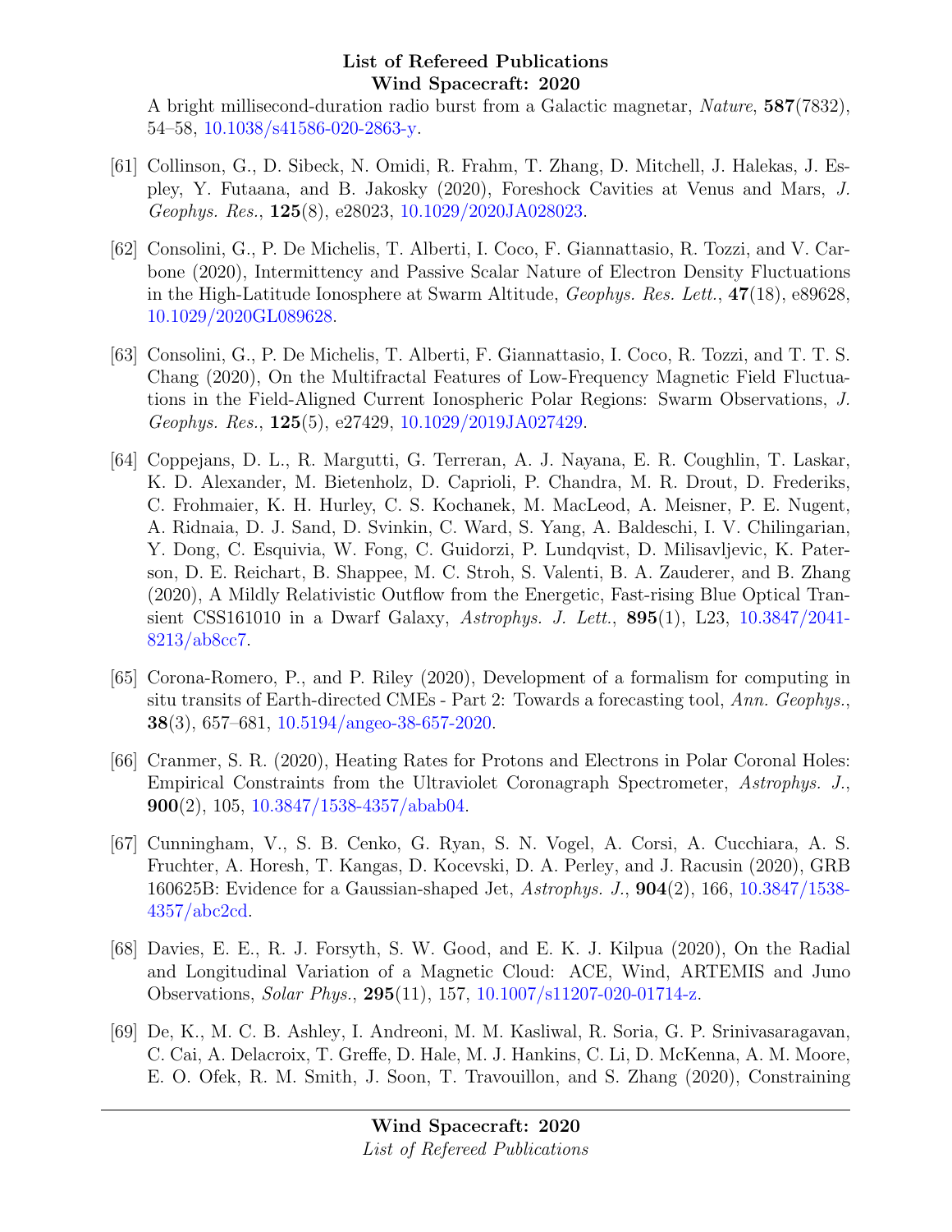A bright millisecond-duration radio burst from a Galactic magnetar, *Nature*, **587**(7832), 54–58, 10.1038/s41586-020-2863-y.

[61] Collinson, G., D. Sibeck, N. Omidi, R. Frahm, T. Zhang, D. Mitchell, J. Halekas, J. Espley, Y. Futaana, and B. Jakosky (2020), Foreshock Cavities at Venus and Mars, *J. Geophys. Res.*, **125**(8), e28023, 10.1029/2020JA028023.

[62] Consolini, G., P. De Michelis, T. Alberti, I. Coco, F. Giannattasio, R. Tozzi, and V. Carbone (2020), Intermittency and Passive Scalar Nature of Electron Density Fluctuations in the High-Latitude Ionosphere at Swarm Altitude, *Geophys. Res. Lett.*, **47**(18), e89628, 10.1029/2020GL089628.

[63] Consolini, G., P. De Michelis, T. Alberti, F. Giannattasio, I. Coco, R. Tozzi, and T. T. S. Chang (2020), On the Multifractal Features of Low-Frequency Magnetic Field Fluctuations in the Field-Aligned Current Ionospheric Polar Regions: Swarm Observations, *J. Geophys. Res.*, **125**(5), e27429, 10.1029/2019JA027429.

[64] Coppejans, D. L., R. Margutti, G. Terreran, A. J. Nayana, E. R. Coughlin, T. Laskar, K. D. Alexander, M. Bietenholz, D. Caprioli, P. Chandra, M. R. Drout, D. Frederiks, C. Frohmaier, K. H. Hurley, C. S. Kochanek, M. MacLeod, A. Meisner, P. E. Nugent, A. Ridnaia, D. J. Sand, D. Svinkin, C. Ward, S. Yang, A. Baldeschi, I. V. Chilingarian, Y. Dong, C. Esquivia, W. Fong, C. Guidorzi, P. Lundqvist, D. Milisavljevic, K. Paterson, D. E. Reichart, B. Shappee, M. C. Stroh, S. Valenti, B. A. Zauderer, and B. Zhang (2020), A Mildly Relativistic Outflow from the Energetic, Fast-rising Blue Optical Transient CSS161010 in a Dwarf Galaxy, *Astrophys. J. Lett.*, **895**(1), L23, 10.3847/2041-8213/ab8cc7.

[65] Corona-Romero, P., and P. Riley (2020), Development of a formalism for computing in situ transits of Earth-directed CMEs - Part 2: Towards a forecasting tool, *Ann. Geophys.*, **38**(3), 657–681, 10.5194/angeo-38-657-2020.

[66] Cranmer, S. R. (2020), Heating Rates for Protons and Electrons in Polar Coronal Holes: Empirical Constraints from the Ultraviolet Coronagraph Spectrometer, *Astrophys. J.*, **900**(2), 105, 10.3847/1538-4357/abab04.

[67] Cunningham, V., S. B. Cenko, G. Ryan, S. N. Vogel, A. Corsi, A. Cucchiara, A. S. Fruchter, A. Horesh, T. Kangas, D. Kocevski, D. A. Perley, and J. Racusin (2020), GRB 160625B: Evidence for a Gaussian-shaped Jet, *Astrophys. J.*, **904**(2), 166, 10.3847/1538-4357/abc2cd.

[68] Davies, E. E., R. J. Forsyth, S. W. Good, and E. K. J. Kilpua (2020), On the Radial and Longitudinal Variation of a Magnetic Cloud: ACE, Wind, ARTEMIS and Juno Observations, *Solar Phys.*, **295**(11), 157, 10.1007/s11207-020-01714-z.

[69] De, K., M. C. B. Ashley, I. Andreoni, M. M. Kasliwal, R. Soria, G. P. Srinivasaragavan, C. Cai, A. Delacroix, T. Greffe, D. Hale, M. J. Hankins, C. Li, D. McKenna, A. M. Moore, E. O. Ofek, R. M. Smith, J. Soon, T. Travouillon, and S. Zhang (2020), Constraining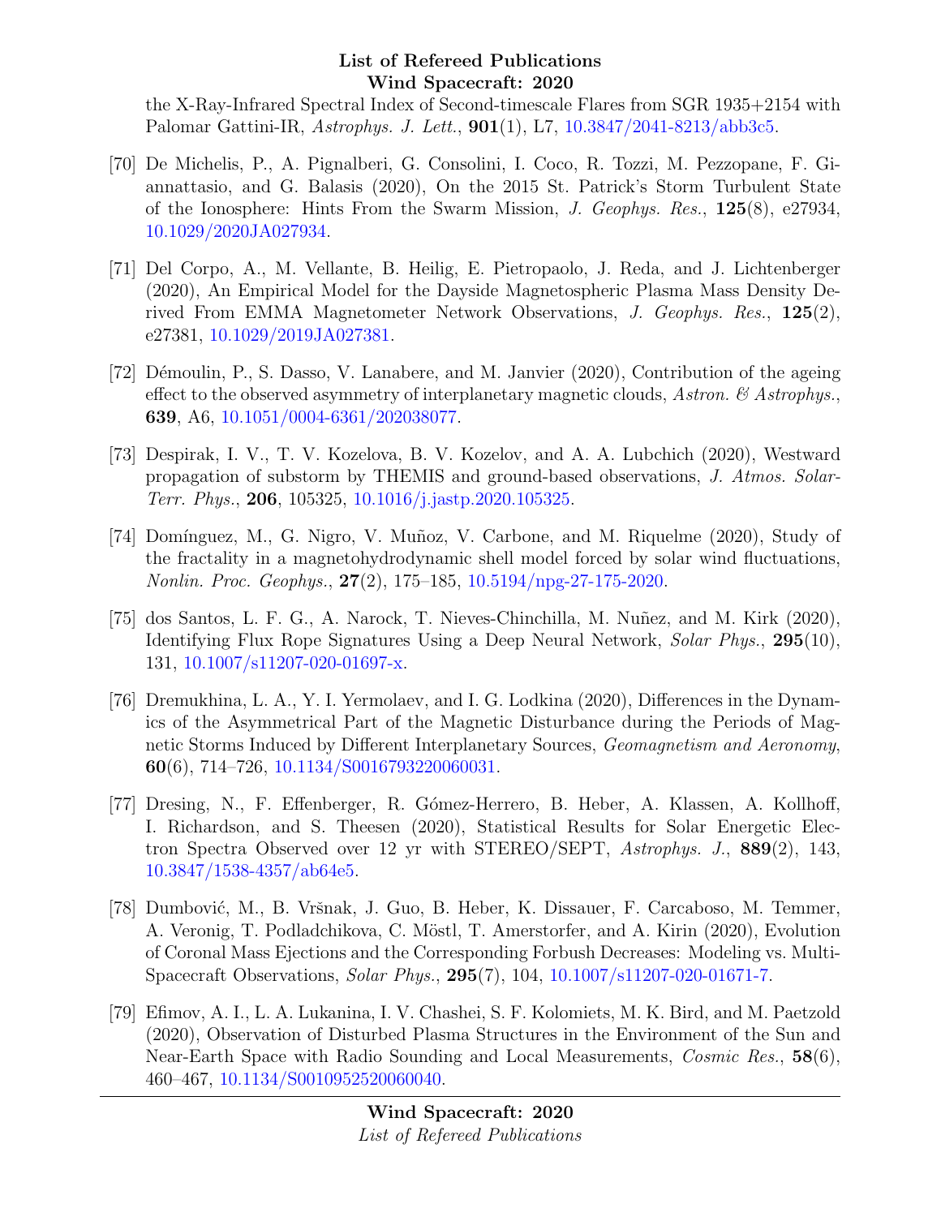the X-Ray-Infrared Spectral Index of Second-timescale Flares from SGR 1935+2154 with Palomar Gattini-IR, *Astrophys. J. Lett.*, **901**(1), L7, 10.3847/2041-8213/abb3c5.

[70] De Michelis, P., A. Pignalberi, G. Consolini, I. Coco, R. Tozzi, M. Pezzopane, F. Giannattasio, and G. Balasis (2020), On the 2015 St. Patrick's Storm Turbulent State of the Ionosphere: Hints From the Swarm Mission, *J. Geophys. Res.*, **125**(8), e27934, 10.1029/2020JA027934.

[71] Del Corpo, A., M. Vellante, B. Heilig, E. Pietropaolo, J. Reda, and J. Lichtenberger (2020), An Empirical Model for the Dayside Magnetospheric Plasma Mass Density Derived From EMMA Magnetometer Network Observations, *J. Geophys. Res.*, **125**(2), e27381, 10.1029/2019JA027381.

[72] Démoulin, P., S. Dasso, V. Lanabere, and M. Janvier (2020), Contribution of the ageing effect to the observed asymmetry of interplanetary magnetic clouds, *Astron. & Astrophys.*, **639**, A6, 10.1051/0004-6361/202038077.

[73] Despirak, I. V., T. V. Kozelova, B. V. Kozelov, and A. A. Lubchich (2020), Westward propagation of substorm by THEMIS and ground-based observations, *J. Atmos. Solar-Terr. Phys.*, **206**, 105325, 10.1016/j.jastp.2020.105325.

[74] Domínguez, M., G. Nigro, V. Muñoz, V. Carbone, and M. Riquelme (2020), Study of the fractality in a magnetohydrodynamic shell model forced by solar wind fluctuations, *Nonlin. Proc. Geophys.*, **27**(2), 175–185, 10.5194/npg-27-175-2020.

[75] dos Santos, L. F. G., A. Narock, T. Nieves-Chinchilla, M. Nuñez, and M. Kirk (2020), Identifying Flux Rope Signatures Using a Deep Neural Network, *Solar Phys.*, **295**(10), 131, 10.1007/s11207-020-01697-x.

[76] Dremukhina, L. A., Y. I. Yermolaev, and I. G. Lodkina (2020), Differences in the Dynamics of the Asymmetrical Part of the Magnetic Disturbance during the Periods of Magnetic Storms Induced by Different Interplanetary Sources, *Geomagnetism and Aeronomy*, **60**(6), 714–726, 10.1134/S0016793220060031.

[77] Dresing, N., F. Effenberger, R. Gómez-Herrero, B. Heber, A. Klassen, A. Kollhoff, I. Richardson, and S. Theesen (2020), Statistical Results for Solar Energetic Electron Spectra Observed over 12 yr with STEREO/SEPT, *Astrophys. J.*, **889**(2), 143, 10.3847/1538-4357/ab64e5.

[78] Dumbović, M., B. Vršnak, J. Guo, B. Heber, K. Dissauer, F. Carcaboso, M. Temmer, A. Veronig, T. Podladchikova, C. Möstl, T. Amerstorfer, and A. Kirin (2020), Evolution of Coronal Mass Ejections and the Corresponding Forbush Decreases: Modeling vs. Multi-Spacecraft Observations, *Solar Phys.*, **295**(7), 104, 10.1007/s11207-020-01671-7.

[79] Efimov, A. I., L. A. Lukanina, I. V. Chashei, S. F. Kolomiets, M. K. Bird, and M. Paetzold (2020), Observation of Disturbed Plasma Structures in the Environment of the Sun and Near-Earth Space with Radio Sounding and Local Measurements, *Cosmic Res.*, **58**(6), 460–467, 10.1134/S0010952520060040.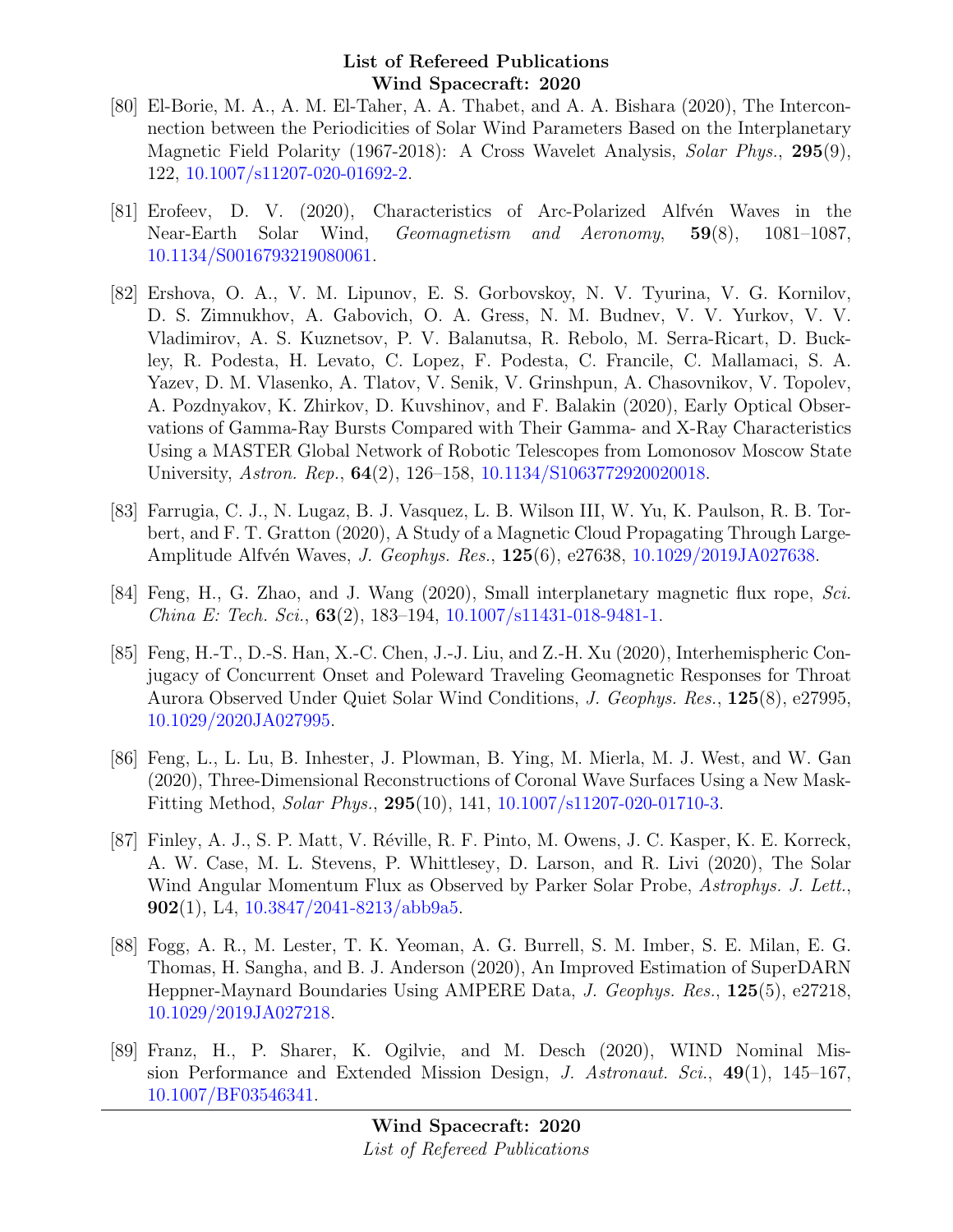[80] El-Borie, M. A., A. M. El-Taher, A. A. Thabet, and A. A. Bishara (2020), The Interconnection between the Periodicities of Solar Wind Parameters Based on the Interplanetary Magnetic Field Polarity (1967-2018): A Cross Wavelet Analysis, *Solar Phys.*, **295**(9), 122, 10.1007/s11207-020-01692-2.

[81] Erofeev, D. V. (2020), Characteristics of Arc-Polarized Alfvén Waves in the Near-Earth Solar Wind, *Geomagnetism and Aeronomy*, **59**(8), 1081–1087, 10.1134/S0016793219080061.

[82] Ershova, O. A., V. M. Lipunov, E. S. Gorbovskoy, N. V. Tyurina, V. G. Kornilov, D. S. Zimnukhov, A. Gabovich, O. A. Gress, N. M. Budnev, V. V. Yurkov, V. V. Vladimirov, A. S. Kuznetsov, P. V. Balanutsa, R. Rebolo, M. Serra-Ricart, D. Buckley, R. Podesta, H. Levato, C. Lopez, F. Podesta, C. Francile, C. Mallamaci, S. A. Yazev, D. M. Vlasenko, A. Tlatov, V. Senik, V. Grinshpun, A. Chasovnikov, V. Topolev, A. Pozdnyakov, K. Zhirkov, D. Kuvshinov, and F. Balakin (2020), Early Optical Observations of Gamma-Ray Bursts Compared with Their Gamma- and X-Ray Characteristics Using a MASTER Global Network of Robotic Telescopes from Lomonosov Moscow State University, *Astron. Rep.*, **64**(2), 126–158, 10.1134/S1063772920020018.

[83] Farrugia, C. J., N. Lugaz, B. J. Vasquez, L. B. Wilson III, W. Yu, K. Paulson, R. B. Torbert, and F. T. Gratton (2020), A Study of a Magnetic Cloud Propagating Through Large-Amplitude Alfvén Waves, *J. Geophys. Res.*, **125**(6), e27638, 10.1029/2019JA027638.

[84] Feng, H., G. Zhao, and J. Wang (2020), Small interplanetary magnetic flux rope, *Sci. China E: Tech. Sci.*, **63**(2), 183–194, 10.1007/s11431-018-9481-1.

[85] Feng, H.-T., D.-S. Han, X.-C. Chen, J.-J. Liu, and Z.-H. Xu (2020), Interhemispheric Conjugacy of Concurrent Onset and Poleward Traveling Geomagnetic Responses for Throat Aurora Observed Under Quiet Solar Wind Conditions, *J. Geophys. Res.*, **125**(8), e27995, 10.1029/2020JA027995.

[86] Feng, L., L. Lu, B. Inhester, J. Plowman, B. Ying, M. Mierla, M. J. West, and W. Gan (2020), Three-Dimensional Reconstructions of Coronal Wave Surfaces Using a New Mask-Fitting Method, *Solar Phys.*, **295**(10), 141, 10.1007/s11207-020-01710-3.

[87] Finley, A. J., S. P. Matt, V. Réville, R. F. Pinto, M. Owens, J. C. Kasper, K. E. Korreck, A. W. Case, M. L. Stevens, P. Whittlesey, D. Larson, and R. Livi (2020), The Solar Wind Angular Momentum Flux as Observed by Parker Solar Probe, *Astrophys. J. Lett.*, **902**(1), L4, 10.3847/2041-8213/abb9a5.

[88] Fogg, A. R., M. Lester, T. K. Yeoman, A. G. Burrell, S. M. Imber, S. E. Milan, E. G. Thomas, H. Sangha, and B. J. Anderson (2020), An Improved Estimation of SuperDARN Heppner-Maynard Boundaries Using AMPERE Data, *J. Geophys. Res.*, **125**(5), e27218, 10.1029/2019JA027218.

[89] Franz, H., P. Sharer, K. Ogilvie, and M. Desch (2020), WIND Nominal Mission Performance and Extended Mission Design, *J. Astronaut. Sci.*, **49**(1), 145–167, 10.1007/BF03546341.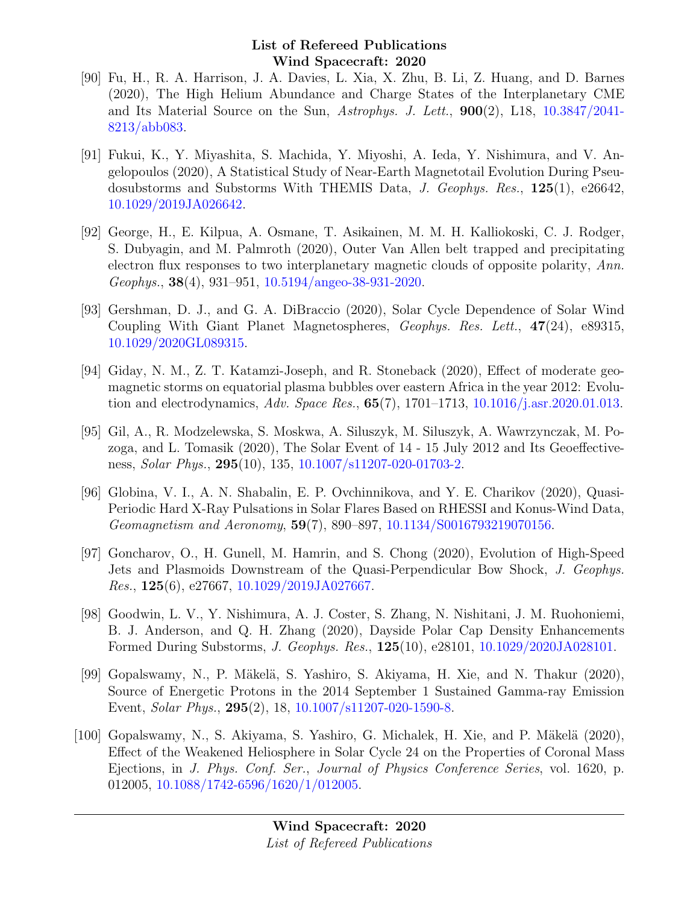[90] Fu, H., R. A. Harrison, J. A. Davies, L. Xia, X. Zhu, B. Li, Z. Huang, and D. Barnes (2020), The High Helium Abundance and Charge States of the Interplanetary CME and Its Material Source on the Sun, *Astrophys. J. Lett.*, **900**(2), L18, 10.3847/2041-8213/abb083.

[91] Fukui, K., Y. Miyashita, S. Machida, Y. Miyoshi, A. Ieda, Y. Nishimura, and V. Angelopoulos (2020), A Statistical Study of Near-Earth Magnetotail Evolution During Pseudosubstorms and Substorms With THEMIS Data, *J. Geophys. Res.*, **125**(1), e26642, 10.1029/2019JA026642.

[92] George, H., E. Kilpua, A. Osmane, T. Asikainen, M. M. H. Kalliokoski, C. J. Rodger, S. Dubyagin, and M. Palmroth (2020), Outer Van Allen belt trapped and precipitating electron flux responses to two interplanetary magnetic clouds of opposite polarity, *Ann. Geophys.*, **38**(4), 931–951, 10.5194/angeo-38-931-2020.

[93] Gershman, D. J., and G. A. DiBraccio (2020), Solar Cycle Dependence of Solar Wind Coupling With Giant Planet Magnetospheres, *Geophys. Res. Lett.*, **47**(24), e89315, 10.1029/2020GL089315.

[94] Giday, N. M., Z. T. Katamzi-Joseph, and R. Stoneback (2020), Effect of moderate geomagnetic storms on equatorial plasma bubbles over eastern Africa in the year 2012: Evolution and electrodynamics, *Adv. Space Res.*, **65**(7), 1701–1713, 10.1016/j.asr.2020.01.013.

[95] Gil, A., R. Modzelewska, S. Moskwa, A. Siluszyk, M. Siluszyk, A. Wawrzynczak, M. Pozoga, and L. Tomasik (2020), The Solar Event of 14 - 15 July 2012 and Its Geoeffectiveness, *Solar Phys.*, **295**(10), 135, 10.1007/s11207-020-01703-2.

[96] Globina, V. I., A. N. Shabalin, E. P. Ovchinnikova, and Y. E. Charikov (2020), Quasi-Periodic Hard X-Ray Pulsations in Solar Flares Based on RHESSI and Konus-Wind Data, *Geomagnetism and Aeronomy*, **59**(7), 890–897, 10.1134/S0016793219070156.

[97] Goncharov, O., H. Gunell, M. Hamrin, and S. Chong (2020), Evolution of High-Speed Jets and Plasmoids Downstream of the Quasi-Perpendicular Bow Shock, *J. Geophys. Res.*, **125**(6), e27667, 10.1029/2019JA027667.

[98] Goodwin, L. V., Y. Nishimura, A. J. Coster, S. Zhang, N. Nishitani, J. M. Ruohoniemi, B. J. Anderson, and Q. H. Zhang (2020), Dayside Polar Cap Density Enhancements Formed During Substorms, *J. Geophys. Res.*, **125**(10), e28101, 10.1029/2020JA028101.

[99] Gopalswamy, N., P. Mäkelä, S. Yashiro, S. Akiyama, H. Xie, and N. Thakur (2020), Source of Energetic Protons in the 2014 September 1 Sustained Gamma-ray Emission Event, *Solar Phys.*, **295**(2), 18, 10.1007/s11207-020-1590-8.

[100] Gopalswamy, N., S. Akiyama, S. Yashiro, G. Michalek, H. Xie, and P. Mäkelä (2020), Effect of the Weakened Heliosphere in Solar Cycle 24 on the Properties of Coronal Mass Ejections, in *J. Phys. Conf. Ser.*, *Journal of Physics Conference Series*, vol. 1620, p. 012005, 10.1088/1742-6596/1620/1/012005.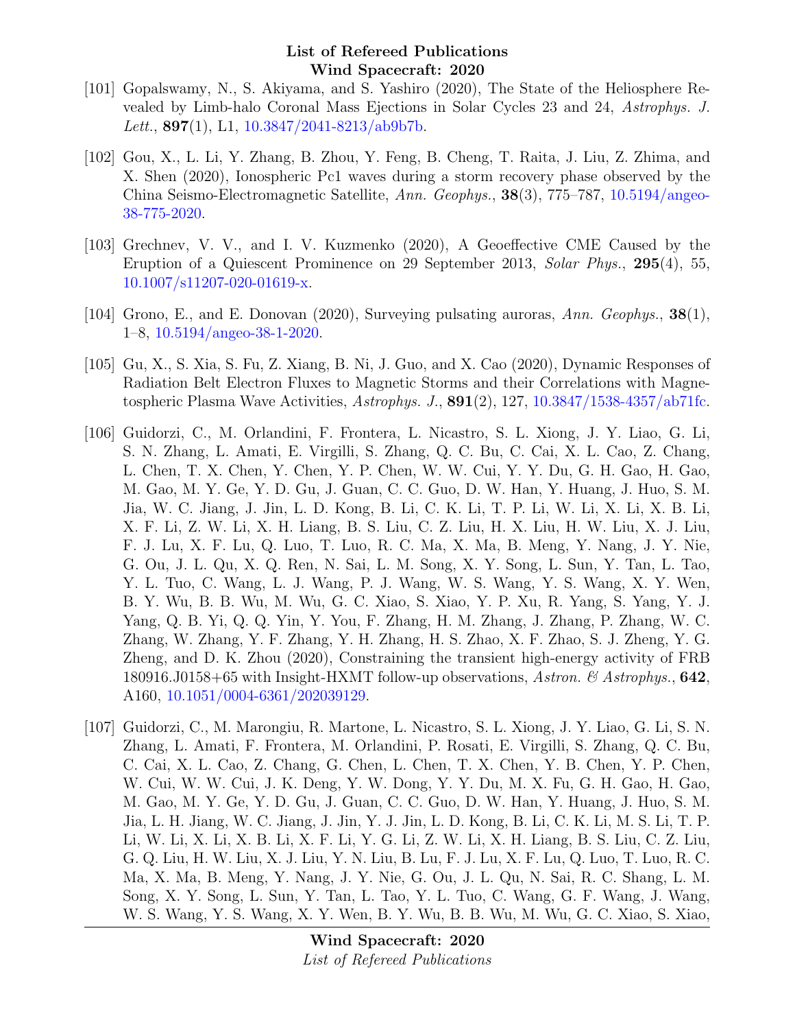[101] Gopalswamy, N., S. Akiyama, and S. Yashiro (2020), The State of the Heliosphere Revealed by Limb-halo Coronal Mass Ejections in Solar Cycles 23 and 24, *Astrophys. J. Lett.*, **897**(1), L1, 10.3847/2041-8213/ab9b7b.

[102] Gou, X., L. Li, Y. Zhang, B. Zhou, Y. Feng, B. Cheng, T. Raita, J. Liu, Z. Zhima, and X. Shen (2020), Ionospheric Pc1 waves during a storm recovery phase observed by the China Seismo-Electromagnetic Satellite, *Ann. Geophys.*, **38**(3), 775–787, 10.5194/angeo-38-775-2020.

[103] Grechnev, V. V., and I. V. Kuzmenko (2020), A Geoeffective CME Caused by the Eruption of a Quiescent Prominence on 29 September 2013, *Solar Phys.*, **295**(4), 55, 10.1007/s11207-020-01619-x.

[104] Grono, E., and E. Donovan (2020), Surveying pulsating auroras, *Ann. Geophys.*, **38**(1), 1–8, 10.5194/angeo-38-1-2020.

[105] Gu, X., S. Xia, S. Fu, Z. Xiang, B. Ni, J. Guo, and X. Cao (2020), Dynamic Responses of Radiation Belt Electron Fluxes to Magnetic Storms and their Correlations with Magnetospheric Plasma Wave Activities, *Astrophys. J.*, **891**(2), 127, 10.3847/1538-4357/ab71fc.

[106] Guidorzi, C., M. Orlandini, F. Frontera, L. Nicastro, S. L. Xiong, J. Y. Liao, G. Li, S. N. Zhang, L. Amati, E. Virgilli, S. Zhang, Q. C. Bu, C. Cai, X. L. Cao, Z. Chang, L. Chen, T. X. Chen, Y. Chen, Y. P. Chen, W. W. Cui, Y. Y. Du, G. H. Gao, H. Gao, M. Gao, M. Y. Ge, Y. D. Gu, J. Guan, C. C. Guo, D. W. Han, Y. Huang, J. Huo, S. M. Jia, W. C. Jiang, J. Jin, L. D. Kong, B. Li, C. K. Li, T. P. Li, W. Li, X. Li, X. B. Li, X. F. Li, Z. W. Li, X. H. Liang, B. S. Liu, C. Z. Liu, H. X. Liu, H. W. Liu, X. J. Liu, F. J. Lu, X. F. Lu, Q. Luo, T. Luo, R. C. Ma, X. Ma, B. Meng, Y. Nang, J. Y. Nie, G. Ou, J. L. Qu, X. Q. Ren, N. Sai, L. M. Song, X. Y. Song, L. Sun, Y. Tan, L. Tao, Y. L. Tuo, C. Wang, L. J. Wang, P. J. Wang, W. S. Wang, Y. S. Wang, X. Y. Wen, B. Y. Wu, B. B. Wu, M. Wu, G. C. Xiao, S. Xiao, Y. P. Xu, R. Yang, S. Yang, Y. J. Yang, Q. B. Yi, Q. Q. Yin, Y. You, F. Zhang, H. M. Zhang, J. Zhang, P. Zhang, W. C. Zhang, W. Zhang, Y. F. Zhang, Y. H. Zhang, H. S. Zhao, X. F. Zhao, S. J. Zheng, Y. G. Zheng, and D. K. Zhou (2020), Constraining the transient high-energy activity of FRB 180916.J0158+65 with Insight-HXMT follow-up observations, *Astron. & Astrophys.*, **642**, A160, 10.1051/0004-6361/202039129.

[107] Guidorzi, C., M. Marongiu, R. Martone, L. Nicastro, S. L. Xiong, J. Y. Liao, G. Li, S. N. Zhang, L. Amati, F. Frontera, M. Orlandini, P. Rosati, E. Virgilli, S. Zhang, Q. C. Bu, C. Cai, X. L. Cao, Z. Chang, G. Chen, L. Chen, T. X. Chen, Y. B. Chen, Y. P. Chen, W. Cui, W. W. Cui, J. K. Deng, Y. W. Dong, Y. Y. Du, M. X. Fu, G. H. Gao, H. Gao, M. Gao, M. Y. Ge, Y. D. Gu, J. Guan, C. C. Guo, D. W. Han, Y. Huang, J. Huo, S. M. Jia, L. H. Jiang, W. C. Jiang, J. Jin, Y. J. Jin, L. D. Kong, B. Li, C. K. Li, M. S. Li, T. P. Li, W. Li, X. Li, X. B. Li, X. F. Li, Y. G. Li, Z. W. Li, X. H. Liang, B. S. Liu, C. Z. Liu, G. Q. Liu, H. W. Liu, X. J. Liu, Y. N. Liu, B. Lu, F. J. Lu, X. F. Lu, Q. Luo, T. Luo, R. C. Ma, X. Ma, B. Meng, Y. Nang, J. Y. Nie, G. Ou, J. L. Qu, N. Sai, R. C. Shang, L. M. Song, X. Y. Song, L. Sun, Y. Tan, L. Tao, Y. L. Tuo, C. Wang, G. F. Wang, J. Wang, W. S. Wang, Y. S. Wang, X. Y. Wen, B. Y. Wu, B. B. Wu, M. Wu, G. C. Xiao, S. Xiao,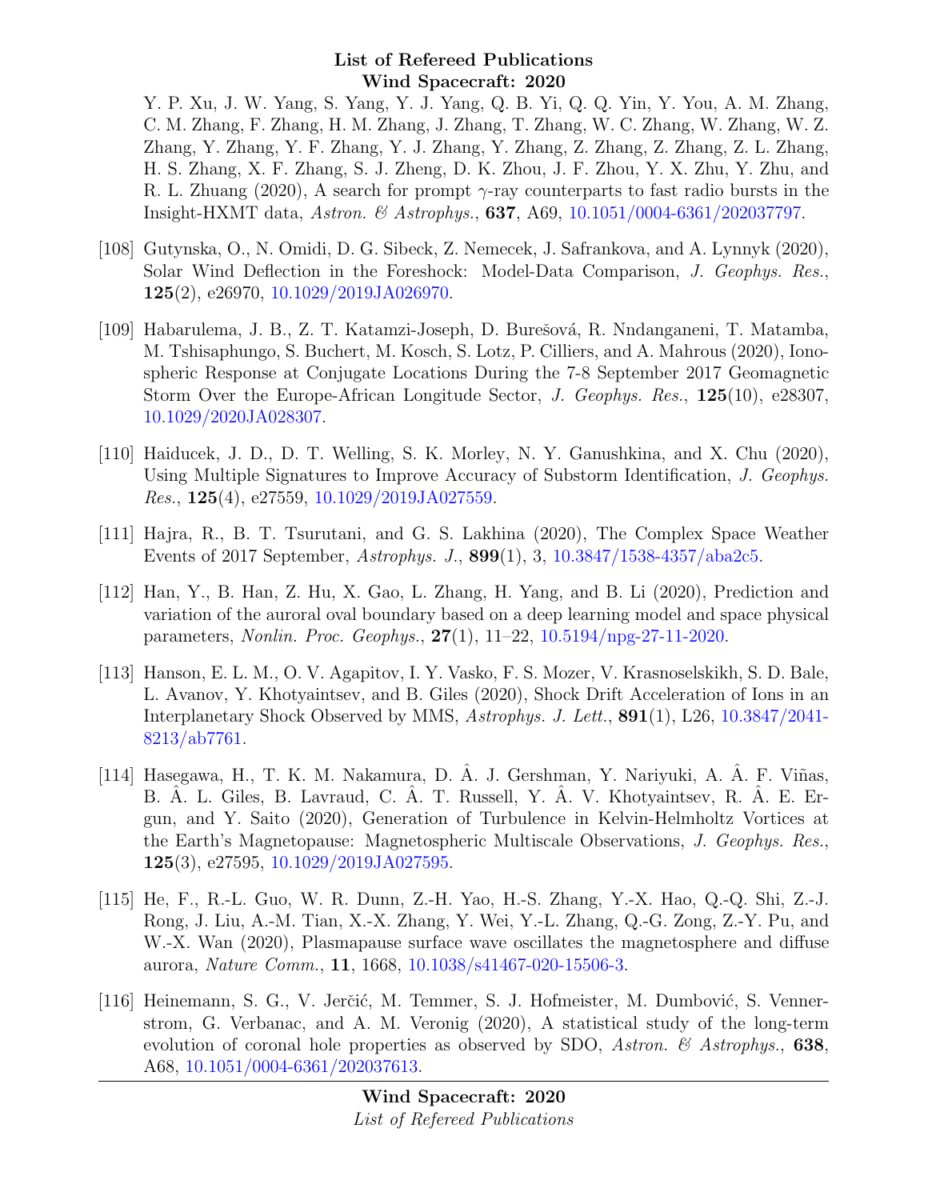Y. P. Xu, J. W. Yang, S. Yang, Y. J. Yang, Q. B. Yi, Q. Q. Yin, Y. You, A. M. Zhang, C. M. Zhang, F. Zhang, H. M. Zhang, J. Zhang, T. Zhang, W. C. Zhang, W. Zhang, W. Z. Zhang, Y. Zhang, Y. F. Zhang, Y. J. Zhang, Y. Zhang, Z. Zhang, Z. Zhang, Z. L. Zhang, H. S. Zhang, X. F. Zhang, S. J. Zheng, D. K. Zhou, J. F. Zhou, Y. X. Zhu, Y. Zhu, and R. L. Zhuang (2020), A search for prompt $\gamma$-ray counterparts to fast radio bursts in the Insight-HXMT data, *Astron. & Astrophys.*, **637**, A69, 10.1051/0004-6361/202037797.

[108] Gutynska, O., N. Omidi, D. G. Sibeck, Z. Nemecek, J. Safrankova, and A. Lynnyk (2020), Solar Wind Deflection in the Foreshock: Model-Data Comparison, *J. Geophys. Res.*, **125**(2), e26970, 10.1029/2019JA026970.

[109] Habarulema, J. B., Z. T. Katamzi-Joseph, D. Burešová, R. Nndanganeni, T. Matamba, M. Tshisaphungo, S. Buchert, M. Kosch, S. Lotz, P. Cilliers, and A. Mahrous (2020), Ionospheric Response at Conjugate Locations During the 7-8 September 2017 Geomagnetic Storm Over the Europe-African Longitude Sector, *J. Geophys. Res.*, **125**(10), e28307, 10.1029/2020JA028307.

[110] Haiducek, J. D., D. T. Welling, S. K. Morley, N. Y. Ganushkina, and X. Chu (2020), Using Multiple Signatures to Improve Accuracy of Substorm Identification, *J. Geophys. Res.*, **125**(4), e27559, 10.1029/2019JA027559.

[111] Hajra, R., B. T. Tsurutani, and G. S. Lakhina (2020), The Complex Space Weather Events of 2017 September, *Astrophys. J.*, **899**(1), 3, 10.3847/1538-4357/aba2c5.

[112] Han, Y., B. Han, Z. Hu, X. Gao, L. Zhang, H. Yang, and B. Li (2020), Prediction and variation of the auroral oval boundary based on a deep learning model and space physical parameters, *Nonlin. Proc. Geophys.*, **27**(1), 11–22, 10.5194/npg-27-11-2020.

[113] Hanson, E. L. M., O. V. Agapitov, I. Y. Vasko, F. S. Mozer, V. Krasnoselskikh, S. D. Bale, L. Avanov, Y. Khotyaintsev, and B. Giles (2020), Shock Drift Acceleration of Ions in an Interplanetary Shock Observed by MMS, *Astrophys. J. Lett.*, **891**(1), L26, 10.3847/2041-8213/ab7761.

[114] Hasegawa, H., T. K. M. Nakamura, D. Â. J. Gershman, Y. Nariyuki, A. Â. F. Viñas, B. Â. L. Giles, B. Lavraud, C. Â. T. Russell, Y. Â. V. Khotyaintsev, R. Â. E. Ergun, and Y. Saito (2020), Generation of Turbulence in Kelvin-Helmholtz Vortices at the Earth's Magnetopause: Magnetospheric Multiscale Observations, *J. Geophys. Res.*, **125**(3), e27595, 10.1029/2019JA027595.

[115] He, F., R.-L. Guo, W. R. Dunn, Z.-H. Yao, H.-S. Zhang, Y.-X. Hao, Q.-Q. Shi, Z.-J. Rong, J. Liu, A.-M. Tian, X.-X. Zhang, Y. Wei, Y.-L. Zhang, Q.-G. Zong, Z.-Y. Pu, and W.-X. Wan (2020), Plasmapause surface wave oscillates the magnetosphere and diffuse aurora, *Nature Comm.*, **11**, 1668, 10.1038/s41467-020-15506-3.

[116] Heinemann, S. G., V. Jerčić, M. Temmer, S. J. Hofmeister, M. Dumbović, S. Vennerstrom, G. Verbanac, and A. M. Veronig (2020), A statistical study of the long-term evolution of coronal hole properties as observed by SDO, *Astron. & Astrophys.*, **638**, A68, 10.1051/0004-6361/202037613.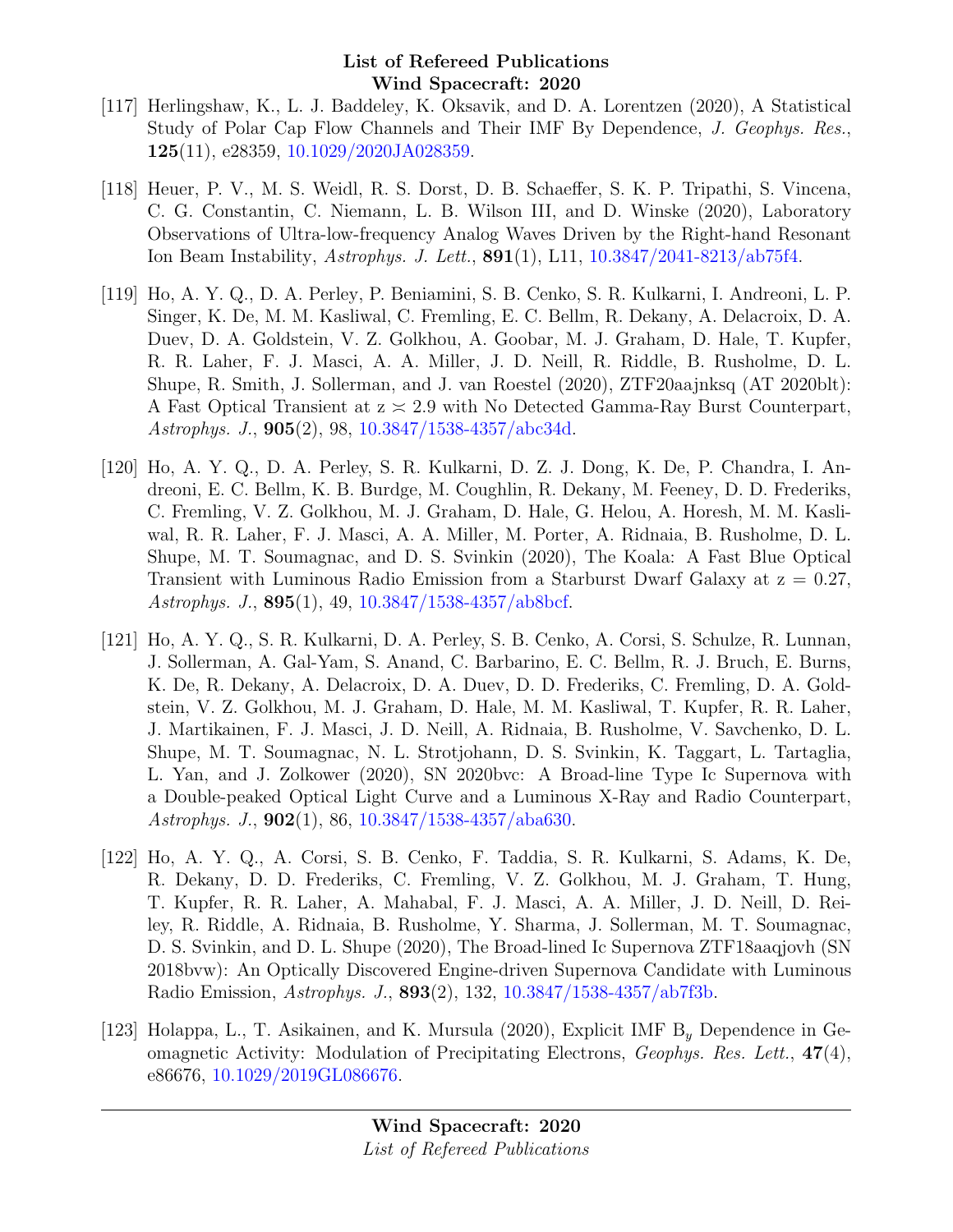[117] Herlingshaw, K., L. J. Baddeley, K. Oksavik, and D. A. Lorentzen (2020), A Statistical Study of Polar Cap Flow Channels and Their IMF By Dependence, *J. Geophys. Res.*, **125**(11), e28359, 10.1029/2020JA028359.

[118] Heuer, P. V., M. S. Weidl, R. S. Dorst, D. B. Schaeffer, S. K. P. Tripathi, S. Vincena, C. G. Constantin, C. Niemann, L. B. Wilson III, and D. Winske (2020), Laboratory Observations of Ultra-low-frequency Analog Waves Driven by the Right-hand Resonant Ion Beam Instability, *Astrophys. J. Lett.*, **891**(1), L11, 10.3847/2041-8213/ab75f4.

[119] Ho, A. Y. Q., D. A. Perley, P. Beniamini, S. B. Cenko, S. R. Kulkarni, I. Andreoni, L. P. Singer, K. De, M. M. Kasliwal, C. Fremling, E. C. Bellm, R. Dekany, A. Delacroix, D. A. Duev, D. A. Goldstein, V. Z. Golkhou, A. Goobar, M. J. Graham, D. Hale, T. Kupfer, R. R. Laher, F. J. Masci, A. A. Miller, J. D. Neill, R. Riddle, B. Rusholme, D. L. Shupe, R. Smith, J. Sollerman, and J. van Roestel (2020), ZTF20aajnksq (AT 2020blt): A Fast Optical Transient at z $\asymp$ 2.9 with No Detected Gamma-Ray Burst Counterpart, *Astrophys. J.*, **905**(2), 98, 10.3847/1538-4357/abc34d.

[120] Ho, A. Y. Q., D. A. Perley, S. R. Kulkarni, D. Z. J. Dong, K. De, P. Chandra, I. Andreoni, E. C. Bellm, K. B. Burdge, M. Coughlin, R. Dekany, M. Feeney, D. D. Frederiks, C. Fremling, V. Z. Golkhou, M. J. Graham, D. Hale, G. Helou, A. Horesh, M. M. Kasliwal, R. R. Laher, F. J. Masci, A. A. Miller, M. Porter, A. Ridnaia, B. Rusholme, D. L. Shupe, M. T. Soumagnac, and D. S. Svinkin (2020), The Koala: A Fast Blue Optical Transient with Luminous Radio Emission from a Starburst Dwarf Galaxy at z = 0.27, *Astrophys. J.*, **895**(1), 49, 10.3847/1538-4357/ab8bcf.

[121] Ho, A. Y. Q., S. R. Kulkarni, D. A. Perley, S. B. Cenko, A. Corsi, S. Schulze, R. Lunnan, J. Sollerman, A. Gal-Yam, S. Anand, C. Barbarino, E. C. Bellm, R. J. Bruch, E. Burns, K. De, R. Dekany, A. Delacroix, D. A. Duev, D. D. Frederiks, C. Fremling, D. A. Goldstein, V. Z. Golkhou, M. J. Graham, D. Hale, M. M. Kasliwal, T. Kupfer, R. R. Laher, J. Martikainen, F. J. Masci, J. D. Neill, A. Ridnaia, B. Rusholme, V. Savchenko, D. L. Shupe, M. T. Soumagnac, N. L. Strotjohann, D. S. Svinkin, K. Taggart, L. Tartaglia, L. Yan, and J. Zolkower (2020), SN 2020bvc: A Broad-line Type Ic Supernova with a Double-peaked Optical Light Curve and a Luminous X-Ray and Radio Counterpart, *Astrophys. J.*, **902**(1), 86, 10.3847/1538-4357/aba630.

[122] Ho, A. Y. Q., A. Corsi, S. B. Cenko, F. Taddia, S. R. Kulkarni, S. Adams, K. De, R. Dekany, D. D. Frederiks, C. Fremling, V. Z. Golkhou, M. Graham, T. Hung, T. Kupfer, R. R. Laher, A. Mahabal, F. J. Masci, A. A. Miller, J. D. Neill, D. Reiley, R. Riddle, A. Ridnaia, B. Rusholme, Y. Sharma, J. Sollerman, M. T. Soumagnac, D. S. Svinkin, and D. L. Shupe (2020), The Broad-lined Ic Supernova ZTF18aaqjovh (SN 2018bvw): An Optically Discovered Engine-driven Supernova Candidate with Luminous Radio Emission, *Astrophys. J.*, **893**(2), 132, 10.3847/1538-4357/ab7f3b.

[123] Holappa, L., T. Asikainen, and K. Mursula (2020), Explicit IMF $B_y$ Dependence in Geomagnetic Activity: Modulation of Precipitating Electrons, *Geophys. Res. Lett.*, **47**(4), e86676, 10.1029/2019GL086676.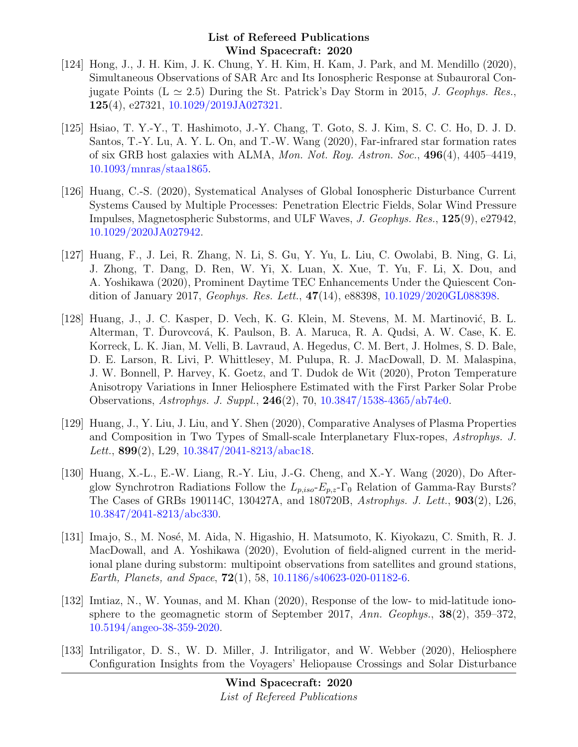[124] Hong, J., J. H. Kim, J. K. Chung, Y. H. Kim, H. Kam, J. Park, and M. Mendillo (2020), Simultaneous Observations of SAR Arc and Its Ionospheric Response at Subauroral Conjugate Points (L $\simeq$ 2.5) During the St. Patrick's Day Storm in 2015, *J. Geophys. Res.*, **125**(4), e27321, 10.1029/2019JA027321.

[125] Hsiao, T. Y.-Y., T. Hashimoto, J.-Y. Chang, T. Goto, S. J. Kim, S. C. C. Ho, D. J. D. Santos, T.-Y. Lu, A. Y. L. On, and T.-W. Wang (2020), Far-infrared star formation rates of six GRB host galaxies with ALMA, *Mon. Not. Roy. Astron. Soc.*, **496**(4), 4405–4419, 10.1093/mnras/staa1865.

[126] Huang, C.-S. (2020), Systematical Analyses of Global Ionospheric Disturbance Current Systems Caused by Multiple Processes: Penetration Electric Fields, Solar Wind Pressure Impulses, Magnetospheric Substorms, and ULF Waves, *J. Geophys. Res.*, **125**(9), e27942, 10.1029/2020JA027942.

[127] Huang, F., J. Lei, R. Zhang, N. Li, S. Gu, Y. Yu, L. Liu, C. Owolabi, B. Ning, G. Li, J. Zhong, T. Dang, D. Ren, W. Yi, X. Luan, X. Xue, T. Yu, F. Li, X. Dou, and A. Yoshikawa (2020), Prominent Daytime TEC Enhancements Under the Quiescent Condition of January 2017, *Geophys. Res. Lett.*, **47**(14), e88398, 10.1029/2020GL088398.

[128] Huang, J., J. C. Kasper, D. Vech, K. G. Klein, M. Stevens, M. M. Martinović, B. L. Alterman, T. Ďurovcová, K. Paulson, B. A. Maruca, R. A. Qudsi, A. W. Case, K. E. Korreck, L. K. Jian, M. Velli, B. Lavraud, A. Hegedus, C. M. Bert, J. Holmes, S. D. Bale, D. E. Larson, R. Livi, P. Whittlesey, M. Pulupa, R. J. MacDowall, D. M. Malaspina, J. W. Bonnell, P. Harvey, K. Goetz, and T. Dudok de Wit (2020), Proton Temperature Anisotropy Variations in Inner Heliosphere Estimated with the First Parker Solar Probe Observations, *Astrophys. J. Suppl.*, **246**(2), 70, 10.3847/1538-4365/ab74e0.

[129] Huang, J., Y. Liu, J. Liu, and Y. Shen (2020), Comparative Analyses of Plasma Properties and Composition in Two Types of Small-scale Interplanetary Flux-ropes, *Astrophys. J. Lett.*, **899**(2), L29, 10.3847/2041-8213/abac18.

[130] Huang, X.-L., E.-W. Liang, R.-Y. Liu, J.-G. Cheng, and X.-Y. Wang (2020), Do Afterglow Synchrotron Radiations Follow the $L_{p,iso}$-$E_{p,z}$-$\Gamma_0$ Relation of Gamma-Ray Bursts? The Cases of GRBs 190114C, 130427A, and 180720B, *Astrophys. J. Lett.*, **903**(2), L26, 10.3847/2041-8213/abc330.

[131] Imajo, S., M. Nosé, M. Aida, N. Higashio, H. Matsumoto, K. Kiyokazu, C. Smith, R. J. MacDowall, and A. Yoshikawa (2020), Evolution of field-aligned current in the meridional plane during substorm: multipoint observations from satellites and ground stations, *Earth, Planets, and Space*, **72**(1), 58, 10.1186/s40623-020-01182-6.

[132] Imtiaz, N., W. Younas, and M. Khan (2020), Response of the low- to mid-latitude ionosphere to the geomagnetic storm of September 2017, *Ann. Geophys.*, **38**(2), 359–372, 10.5194/angeo-38-359-2020.

[133] Intriligator, D. S., W. D. Miller, J. Intriligator, and W. Webber (2020), Heliosphere Configuration Insights from the Voyagers' Heliopause Crossings and Solar Disturbance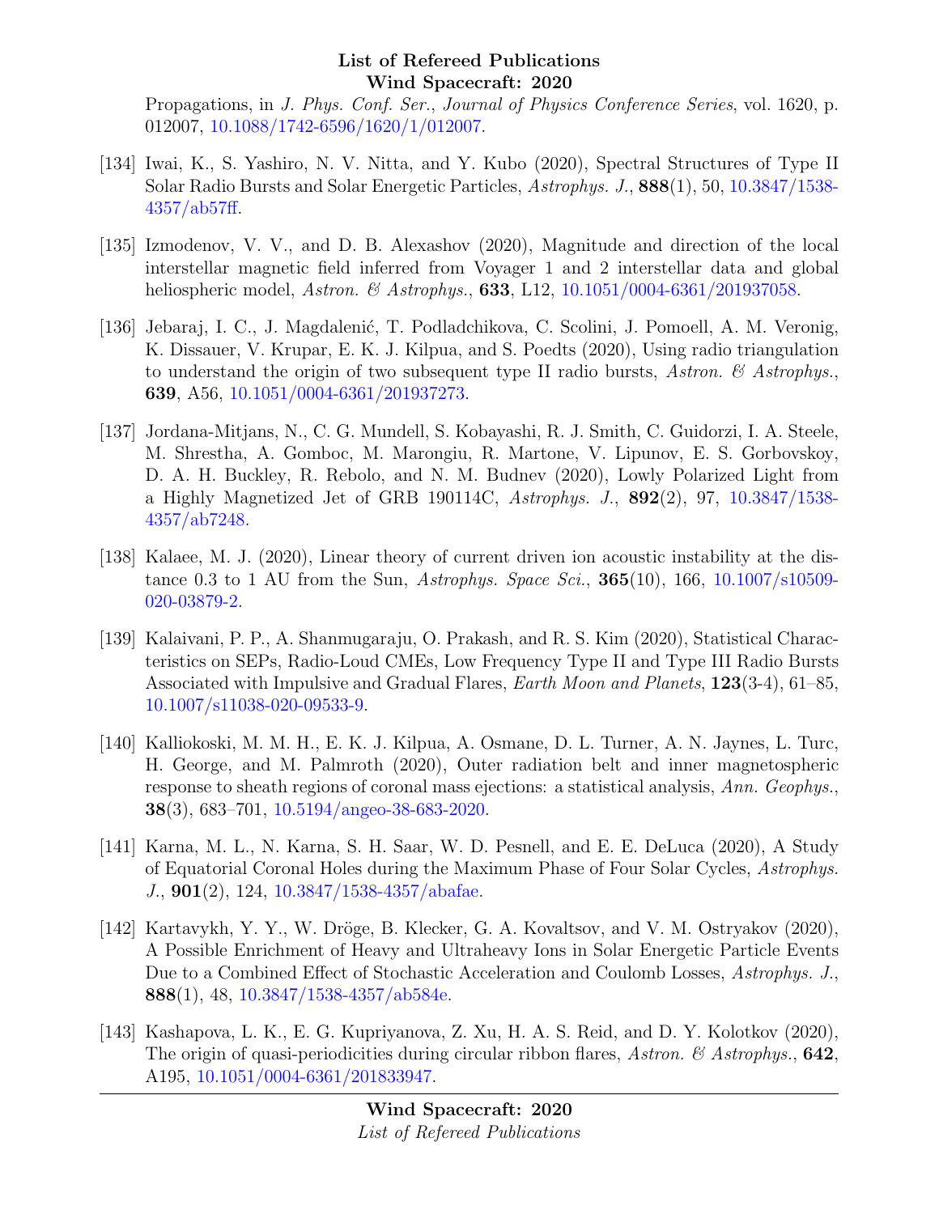Propagations, in *J. Phys. Conf. Ser.*, *Journal of Physics Conference Series*, vol. 1620, p. 012007, 10.1088/1742-6596/1620/1/012007.

[134] Iwai, K., S. Yashiro, N. V. Nitta, and Y. Kubo (2020), Spectral Structures of Type II Solar Radio Bursts and Solar Energetic Particles, *Astrophys. J.*, **888**(1), 50, 10.3847/1538-4357/ab57ff.

[135] Izmodenov, V. V., and D. B. Alexashov (2020), Magnitude and direction of the local interstellar magnetic field inferred from Voyager 1 and 2 interstellar data and global heliospheric model, *Astron. & Astrophys.*, **633**, L12, 10.1051/0004-6361/201937058.

[136] Jebaraj, I. C., J. Magdalenić, T. Podladchikova, C. Scolini, J. Pomoell, A. M. Veronig, K. Dissauer, V. Krupar, E. K. J. Kilpua, and S. Poedts (2020), Using radio triangulation to understand the origin of two subsequent type II radio bursts, *Astron. & Astrophys.*, **639**, A56, 10.1051/0004-6361/201937273.

[137] Jordana-Mitjans, N., C. G. Mundell, S. Kobayashi, R. J. Smith, C. Guidorzi, I. A. Steele, M. Shrestha, A. Gomboc, M. Marongiu, R. Martone, V. Lipunov, E. S. Gorbovskoy, D. A. H. Buckley, R. Rebolo, and N. M. Budnev (2020), Lowly Polarized Light from a Highly Magnetized Jet of GRB 190114C, *Astrophys. J.*, **892**(2), 97, 10.3847/1538-4357/ab7248.

[138] Kalaee, M. J. (2020), Linear theory of current driven ion acoustic instability at the distance 0.3 to 1 AU from the Sun, *Astrophys. Space Sci.*, **365**(10), 166, 10.1007/s10509-020-03879-2.

[139] Kalaivani, P. P., A. Shanmugaraju, O. Prakash, and R. S. Kim (2020), Statistical Characteristics on SEPs, Radio-Loud CMEs, Low Frequency Type II and Type III Radio Bursts Associated with Impulsive and Gradual Flares, *Earth Moon and Planets*, **123**(3-4), 61–85, 10.1007/s11038-020-09533-9.

[140] Kalliokoski, M. M. H., E. K. J. Kilpua, A. Osmane, D. L. Turner, A. N. Jaynes, L. Turc, H. George, and M. Palmroth (2020), Outer radiation belt and inner magnetospheric response to sheath regions of coronal mass ejections: a statistical analysis, *Ann. Geophys.*, **38**(3), 683–701, 10.5194/angeo-38-683-2020.

[141] Karna, M. L., N. Karna, S. H. Saar, W. D. Pesnell, and E. E. DeLuca (2020), A Study of Equatorial Coronal Holes during the Maximum Phase of Four Solar Cycles, *Astrophys. J.*, **901**(2), 124, 10.3847/1538-4357/abafae.

[142] Kartavykh, Y. Y., W. Dröge, B. Klecker, G. A. Kovaltsov, and V. M. Ostryakov (2020), A Possible Enrichment of Heavy and Ultraheavy Ions in Solar Energetic Particle Events Due to a Combined Effect of Stochastic Acceleration and Coulomb Losses, *Astrophys. J.*, **888**(1), 48, 10.3847/1538-4357/ab584e.

[143] Kashapova, L. K., E. G. Kupriyanova, Z. Xu, H. A. S. Reid, and D. Y. Kolotkov (2020), The origin of quasi-periodicities during circular ribbon flares, *Astron. & Astrophys.*, **642**, A195, 10.1051/0004-6361/201833947.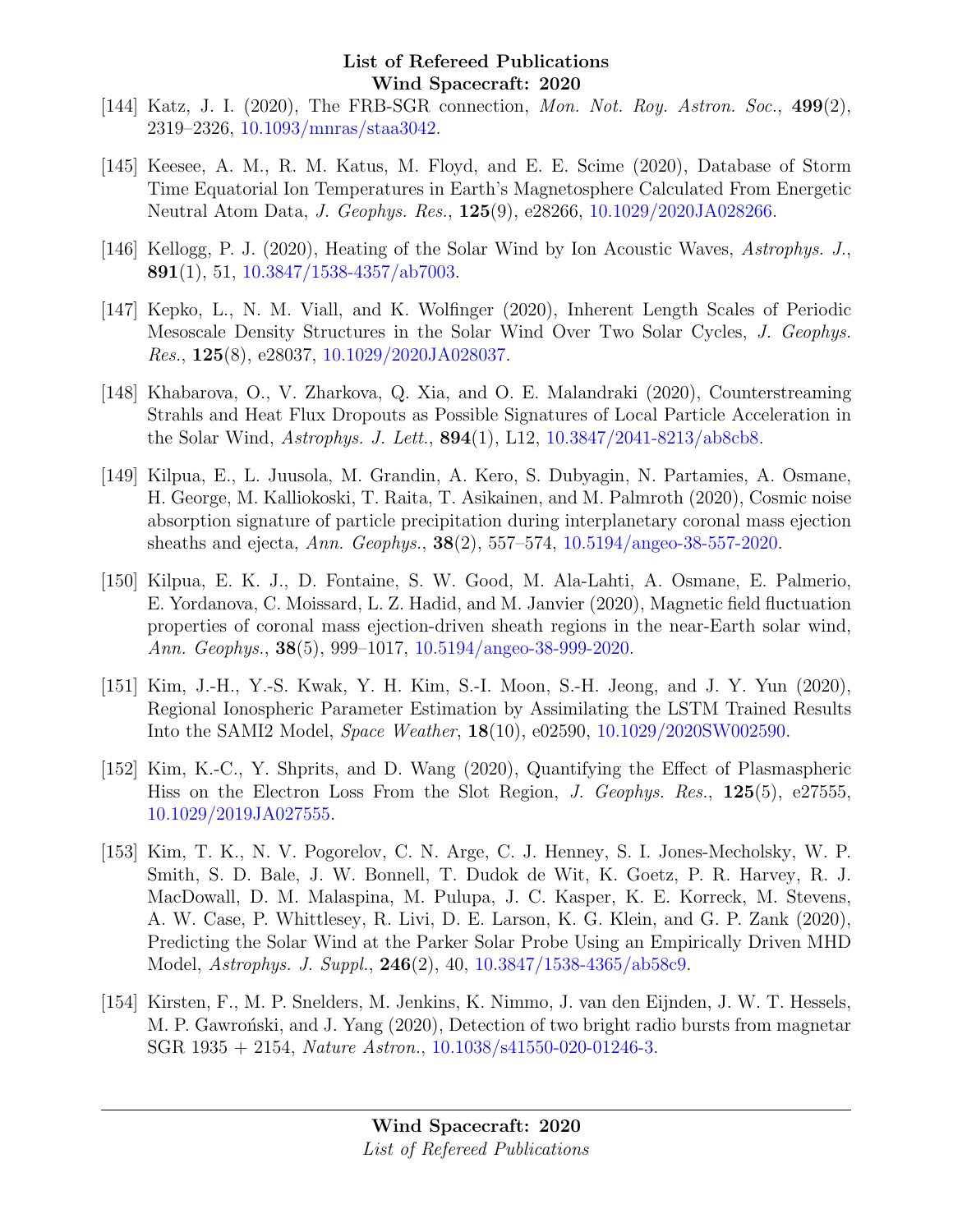[144] Katz, J. I. (2020), The FRB-SGR connection, *Mon. Not. Roy. Astron. Soc.*, **499**(2), 2319–2326, 10.1093/mnras/staa3042.

[145] Keesee, A. M., R. M. Katus, M. Floyd, and E. E. Scime (2020), Database of Storm Time Equatorial Ion Temperatures in Earth's Magnetosphere Calculated From Energetic Neutral Atom Data, *J. Geophys. Res.*, **125**(9), e28266, 10.1029/2020JA028266.

[146] Kellogg, P. J. (2020), Heating of the Solar Wind by Ion Acoustic Waves, *Astrophys. J.*, **891**(1), 51, 10.3847/1538-4357/ab7003.

[147] Kepko, L., N. M. Viall, and K. Wolfinger (2020), Inherent Length Scales of Periodic Mesoscale Density Structures in the Solar Wind Over Two Solar Cycles, *J. Geophys. Res.*, **125**(8), e28037, 10.1029/2020JA028037.

[148] Khabarova, O., V. Zharkova, Q. Xia, and O. E. Malandraki (2020), Counterstreaming Strahls and Heat Flux Dropouts as Possible Signatures of Local Particle Acceleration in the Solar Wind, *Astrophys. J. Lett.*, **894**(1), L12, 10.3847/2041-8213/ab8cb8.

[149] Kilpua, E., L. Juusola, M. Grandin, A. Kero, S. Dubyagin, N. Partamies, A. Osmane, H. George, M. Kalliokoski, T. Raita, T. Asikainen, and M. Palmroth (2020), Cosmic noise absorption signature of particle precipitation during interplanetary coronal mass ejection sheaths and ejecta, *Ann. Geophys.*, **38**(2), 557–574, 10.5194/angeo-38-557-2020.

[150] Kilpua, E. K. J., D. Fontaine, S. W. Good, M. Ala-Lahti, A. Osmane, E. Palmerio, E. Yordanova, C. Moissard, L. Z. Hadid, and M. Janvier (2020), Magnetic field fluctuation properties of coronal mass ejection-driven sheath regions in the near-Earth solar wind, *Ann. Geophys.*, **38**(5), 999–1017, 10.5194/angeo-38-999-2020.

[151] Kim, J.-H., Y.-S. Kwak, Y. H. Kim, S.-I. Moon, S.-H. Jeong, and J. Y. Yun (2020), Regional Ionospheric Parameter Estimation by Assimilating the LSTM Trained Results Into the SAMI2 Model, *Space Weather*, **18**(10), e02590, 10.1029/2020SW002590.

[152] Kim, K.-C., Y. Shprits, and D. Wang (2020), Quantifying the Effect of Plasmaspheric Hiss on the Electron Loss From the Slot Region, *J. Geophys. Res.*, **125**(5), e27555, 10.1029/2019JA027555.

[153] Kim, T. K., N. V. Pogorelov, C. N. Arge, C. J. Henney, S. I. Jones-Mecholsky, W. P. Smith, S. D. Bale, J. W. Bonnell, T. Dudok de Wit, K. Goetz, P. R. Harvey, R. J. MacDowall, D. M. Malaspina, M. Pulupa, J. C. Kasper, K. E. Korreck, M. Stevens, A. W. Case, P. Whittlesey, R. Livi, D. E. Larson, K. G. Klein, and G. P. Zank (2020), Predicting the Solar Wind at the Parker Solar Probe Using an Empirically Driven MHD Model, *Astrophys. J. Suppl.*, **246**(2), 40, 10.3847/1538-4365/ab58c9.

[154] Kirsten, F., M. P. Snelders, M. Jenkins, K. Nimmo, J. van den Eijnden, J. W. T. Hessels, M. P. Gawroński, and J. Yang (2020), Detection of two bright radio bursts from magnetar SGR 1935 + 2154, *Nature Astron.*, 10.1038/s41550-020-01246-3.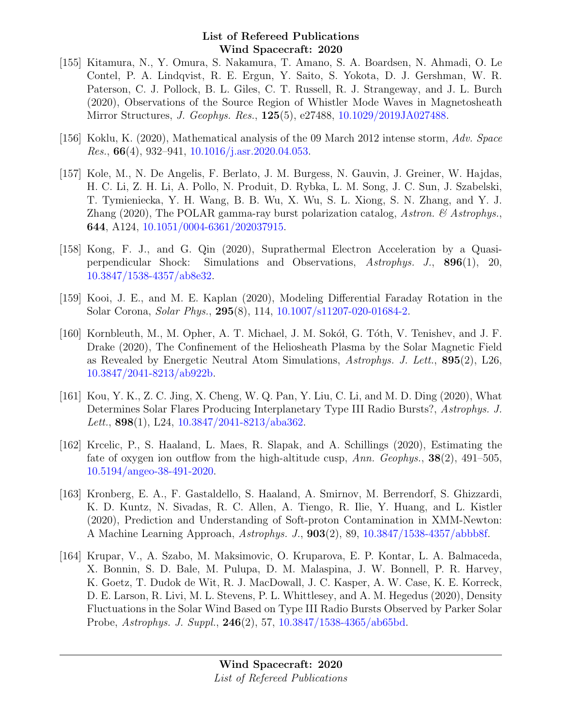[155] Kitamura, N., Y. Omura, S. Nakamura, T. Amano, S. A. Boardsen, N. Ahmadi, O. Le Contel, P. A. Lindqvist, R. E. Ergun, Y. Saito, S. Yokota, D. J. Gershman, W. R. Paterson, C. J. Pollock, B. L. Giles, C. T. Russell, R. J. Strangeway, and J. L. Burch (2020), Observations of the Source Region of Whistler Mode Waves in Magnetosheath Mirror Structures, *J. Geophys. Res.*, **125**(5), e27488, 10.1029/2019JA027488.

[156] Koklu, K. (2020), Mathematical analysis of the 09 March 2012 intense storm, *Adv. Space Res.*, **66**(4), 932–941, 10.1016/j.asr.2020.04.053.

[157] Kole, M., N. De Angelis, F. Berlato, J. M. Burgess, N. Gauvin, J. Greiner, W. Hajdas, H. C. Li, Z. H. Li, A. Pollo, N. Produit, D. Rybka, L. M. Song, J. C. Sun, J. Szabelski, T. Tymieniecka, Y. H. Wang, B. B. Wu, X. Wu, S. L. Xiong, S. N. Zhang, and Y. J. Zhang (2020), The POLAR gamma-ray burst polarization catalog, *Astron. & Astrophys.*, **644**, A124, 10.1051/0004-6361/202037915.

[158] Kong, F. J., and G. Qin (2020), Suprathermal Electron Acceleration by a Quasi-perpendicular Shock: Simulations and Observations, *Astrophys. J.*, **896**(1), 20, 10.3847/1538-4357/ab8e32.

[159] Kooi, J. E., and M. E. Kaplan (2020), Modeling Differential Faraday Rotation in the Solar Corona, *Solar Phys.*, **295**(8), 114, 10.1007/s11207-020-01684-2.

[160] Kornbleuth, M., M. Opher, A. T. Michael, J. M. Sokół, G. Tóth, V. Tenishev, and J. F. Drake (2020), The Confinement of the Heliosheath Plasma by the Solar Magnetic Field as Revealed by Energetic Neutral Atom Simulations, *Astrophys. J. Lett.*, **895**(2), L26, 10.3847/2041-8213/ab922b.

[161] Kou, Y. K., Z. C. Jing, X. Cheng, W. Q. Pan, Y. Liu, C. Li, and M. D. Ding (2020), What Determines Solar Flares Producing Interplanetary Type III Radio Bursts?, *Astrophys. J. Lett.*, **898**(1), L24, 10.3847/2041-8213/aba362.

[162] Krcelic, P., S. Haaland, L. Maes, R. Slapak, and A. Schillings (2020), Estimating the fate of oxygen ion outflow from the high-altitude cusp, *Ann. Geophys.*, **38**(2), 491–505, 10.5194/angeo-38-491-2020.

[163] Kronberg, E. A., F. Gastaldello, S. Haaland, A. Smirnov, M. Berrendorf, S. Ghizzardi, K. D. Kuntz, N. Sivadas, R. C. Allen, A. Tiengo, R. Ilie, Y. Huang, and L. Kistler (2020), Prediction and Understanding of Soft-proton Contamination in XMM-Newton: A Machine Learning Approach, *Astrophys. J.*, **903**(2), 89, 10.3847/1538-4357/abbb8f.

[164] Krupar, V., A. Szabo, M. Maksimovic, O. Kruparova, E. P. Kontar, L. A. Balmaceda, X. Bonnin, S. D. Bale, M. Pulupa, D. M. Malaspina, J. W. Bonnell, P. R. Harvey, K. Goetz, T. Dudok de Wit, R. J. MacDowall, J. C. Kasper, A. W. Case, K. E. Korreck, D. E. Larson, R. Livi, M. L. Stevens, P. L. Whittlesey, and A. M. Hegedus (2020), Density Fluctuations in the Solar Wind Based on Type III Radio Bursts Observed by Parker Solar Probe, *Astrophys. J. Suppl.*, **246**(2), 57, 10.3847/1538-4365/ab65bd.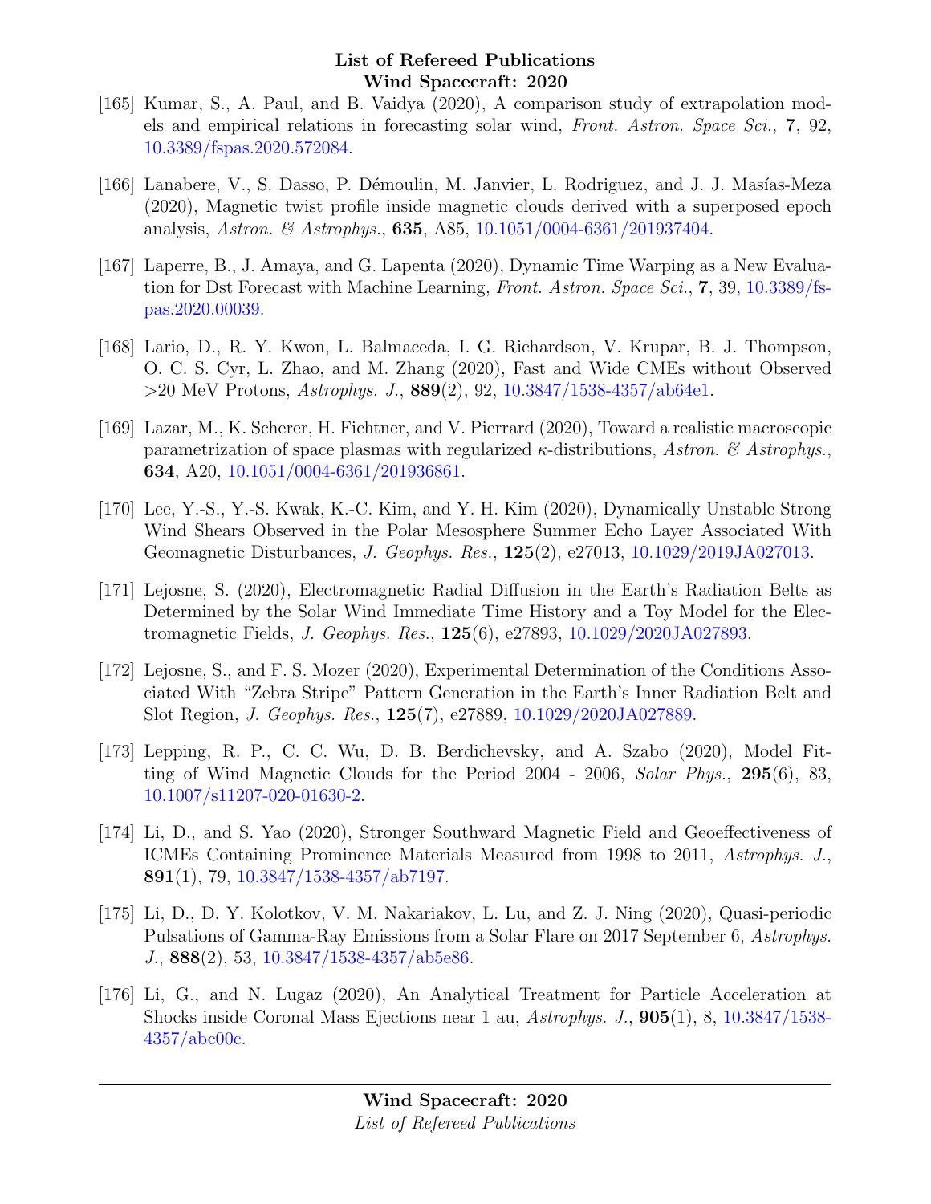[165] Kumar, S., A. Paul, and B. Vaidya (2020), A comparison study of extrapolation models and empirical relations in forecasting solar wind, *Front. Astron. Space Sci.*, **7**, 92, 10.3389/fspas.2020.572084.

[166] Lanabere, V., S. Dasso, P. Démoulin, M. Janvier, L. Rodriguez, and J. J. Masías-Meza (2020), Magnetic twist profile inside magnetic clouds derived with a superposed epoch analysis, *Astron. & Astrophys.*, **635**, A85, 10.1051/0004-6361/201937404.

[167] Laperre, B., J. Amaya, and G. Lapenta (2020), Dynamic Time Warping as a New Evaluation for Dst Forecast with Machine Learning, *Front. Astron. Space Sci.*, **7**, 39, 10.3389/fspas.2020.00039.

[168] Lario, D., R. Y. Kwon, L. Balmaceda, I. G. Richardson, V. Krupar, B. J. Thompson, O. C. S. Cyr, L. Zhao, and M. Zhang (2020), Fast and Wide CMEs without Observed >20 MeV Protons, *Astrophys. J.*, **889**(2), 92, 10.3847/1538-4357/ab64e1.

[169] Lazar, M., K. Scherer, H. Fichtner, and V. Pierrard (2020), Toward a realistic macroscopic parametrization of space plasmas with regularized $\kappa$-distributions, *Astron. & Astrophys.*, **634**, A20, 10.1051/0004-6361/201936861.

[170] Lee, Y.-S., Y.-S. Kwak, K.-C. Kim, and Y. H. Kim (2020), Dynamically Unstable Strong Wind Shears Observed in the Polar Mesosphere Summer Echo Layer Associated With Geomagnetic Disturbances, *J. Geophys. Res.*, **125**(2), e27013, 10.1029/2019JA027013.

[171] Lejosne, S. (2020), Electromagnetic Radial Diffusion in the Earth's Radiation Belts as Determined by the Solar Wind Immediate Time History and a Toy Model for the Electromagnetic Fields, *J. Geophys. Res.*, **125**(6), e27893, 10.1029/2020JA027893.

[172] Lejosne, S., and F. S. Mozer (2020), Experimental Determination of the Conditions Associated With "Zebra Stripe" Pattern Generation in the Earth's Inner Radiation Belt and Slot Region, *J. Geophys. Res.*, **125**(7), e27889, 10.1029/2020JA027889.

[173] Lepping, R. P., C. C. Wu, D. B. Berdichevsky, and A. Szabo (2020), Model Fitting of Wind Magnetic Clouds for the Period 2004 - 2006, *Solar Phys.*, **295**(6), 83, 10.1007/s11207-020-01630-2.

[174] Li, D., and S. Yao (2020), Stronger Southward Magnetic Field and Geoeffectiveness of ICMEs Containing Prominence Materials Measured from 1998 to 2011, *Astrophys. J.*, **891**(1), 79, 10.3847/1538-4357/ab7197.

[175] Li, D., D. Y. Kolotkov, V. M. Nakariakov, L. Lu, and Z. J. Ning (2020), Quasi-periodic Pulsations of Gamma-Ray Emissions from a Solar Flare on 2017 September 6, *Astrophys. J.*, **888**(2), 53, 10.3847/1538-4357/ab5e86.

[176] Li, G., and N. Lugaz (2020), An Analytical Treatment for Particle Acceleration at Shocks inside Coronal Mass Ejections near 1 au, *Astrophys. J.*, **905**(1), 8, 10.3847/1538-4357/abc00c.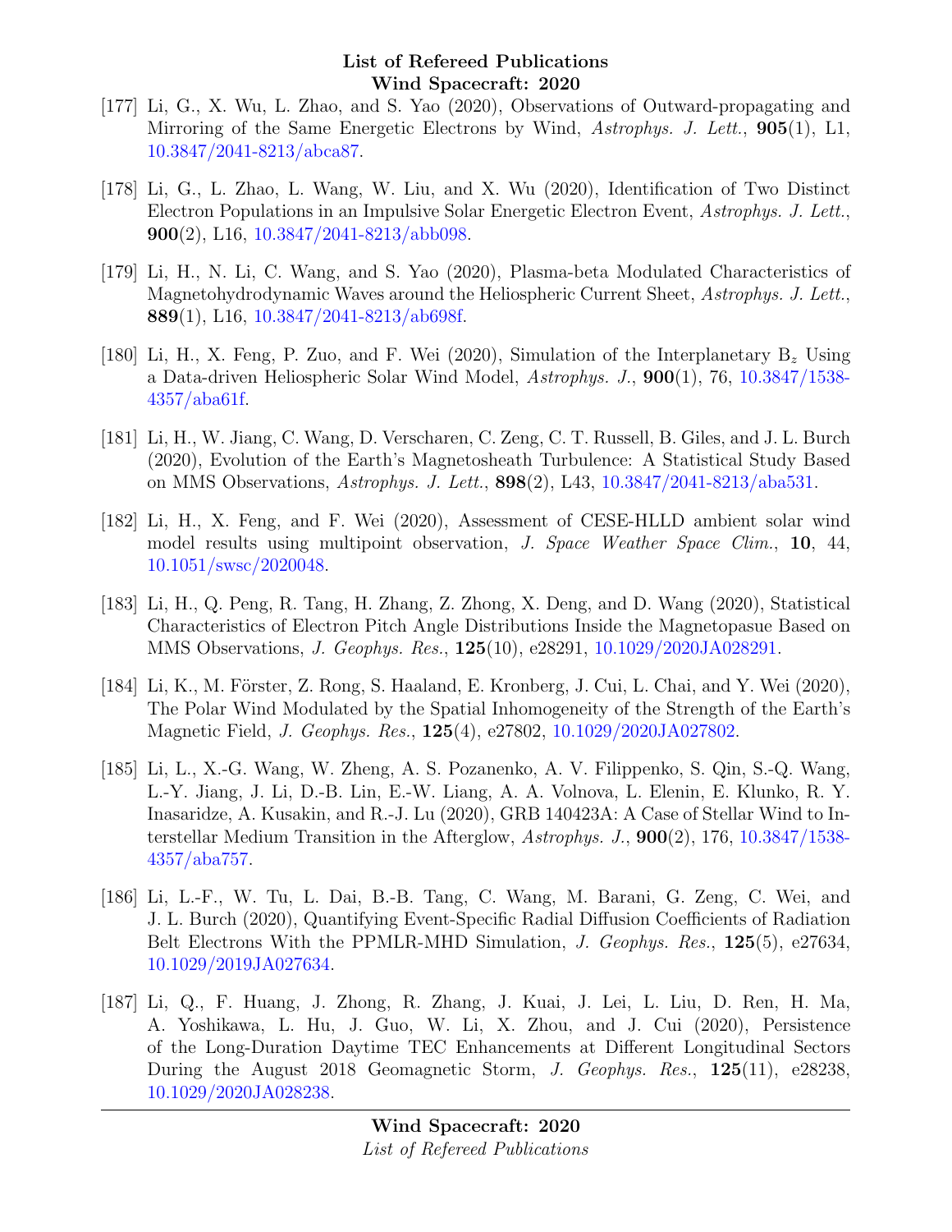[177] Li, G., X. Wu, L. Zhao, and S. Yao (2020), Observations of Outward-propagating and Mirroring of the Same Energetic Electrons by Wind, *Astrophys. J. Lett.*, **905**(1), L1, 10.3847/2041-8213/abca87.

[178] Li, G., L. Zhao, L. Wang, W. Liu, and X. Wu (2020), Identification of Two Distinct Electron Populations in an Impulsive Solar Energetic Electron Event, *Astrophys. J. Lett.*, **900**(2), L16, 10.3847/2041-8213/abb098.

[179] Li, H., N. Li, C. Wang, and S. Yao (2020), Plasma-beta Modulated Characteristics of Magnetohydrodynamic Waves around the Heliospheric Current Sheet, *Astrophys. J. Lett.*, **889**(1), L16, 10.3847/2041-8213/ab698f.

[180] Li, H., X. Feng, P. Zuo, and F. Wei (2020), Simulation of the Interplanetary $B_z$ Using a Data-driven Heliospheric Solar Wind Model, *Astrophys. J.*, **900**(1), 76, 10.3847/1538-4357/aba61f.

[181] Li, H., W. Jiang, C. Wang, D. Verscharen, C. Zeng, C. T. Russell, B. Giles, and J. L. Burch (2020), Evolution of the Earth's Magnetosheath Turbulence: A Statistical Study Based on MMS Observations, *Astrophys. J. Lett.*, **898**(2), L43, 10.3847/2041-8213/aba531.

[182] Li, H., X. Feng, and F. Wei (2020), Assessment of CESE-HLLD ambient solar wind model results using multipoint observation, *J. Space Weather Space Clim.*, **10**, 44, 10.1051/swsc/2020048.

[183] Li, H., Q. Peng, R. Tang, H. Zhang, Z. Zhong, X. Deng, and D. Wang (2020), Statistical Characteristics of Electron Pitch Angle Distributions Inside the Magnetopasue Based on MMS Observations, *J. Geophys. Res.*, **125**(10), e28291, 10.1029/2020JA028291.

[184] Li, K., M. Förster, Z. Rong, S. Haaland, E. Kronberg, J. Cui, L. Chai, and Y. Wei (2020), The Polar Wind Modulated by the Spatial Inhomogeneity of the Strength of the Earth's Magnetic Field, *J. Geophys. Res.*, **125**(4), e27802, 10.1029/2020JA027802.

[185] Li, L., X.-G. Wang, W. Zheng, A. S. Pozanenko, A. V. Filippenko, S. Qin, S.-Q. Wang, L.-Y. Jiang, J. Li, D.-B. Lin, E.-W. Liang, A. A. Volnova, L. Elenin, E. Klunko, R. Y. Inasaridze, A. Kusakin, and R.-J. Lu (2020), GRB 140423A: A Case of Stellar Wind to Interstellar Medium Transition in the Afterglow, *Astrophys. J.*, **900**(2), 176, 10.3847/1538-4357/aba757.

[186] Li, L.-F., W. Tu, L. Dai, B.-B. Tang, C. Wang, M. Barani, G. Zeng, C. Wei, and J. L. Burch (2020), Quantifying Event-Specific Radial Diffusion Coefficients of Radiation Belt Electrons With the PPMLR-MHD Simulation, *J. Geophys. Res.*, **125**(5), e27634, 10.1029/2019JA027634.

[187] Li, Q., F. Huang, J. Zhong, R. Zhang, J. Kuai, J. Lei, L. Liu, D. Ren, H. Ma, A. Yoshikawa, L. Hu, J. Guo, W. Li, X. Zhou, and J. Cui (2020), Persistence of the Long-Duration Daytime TEC Enhancements at Different Longitudinal Sectors During the August 2018 Geomagnetic Storm, *J. Geophys. Res.*, **125**(11), e28238, 10.1029/2020JA028238.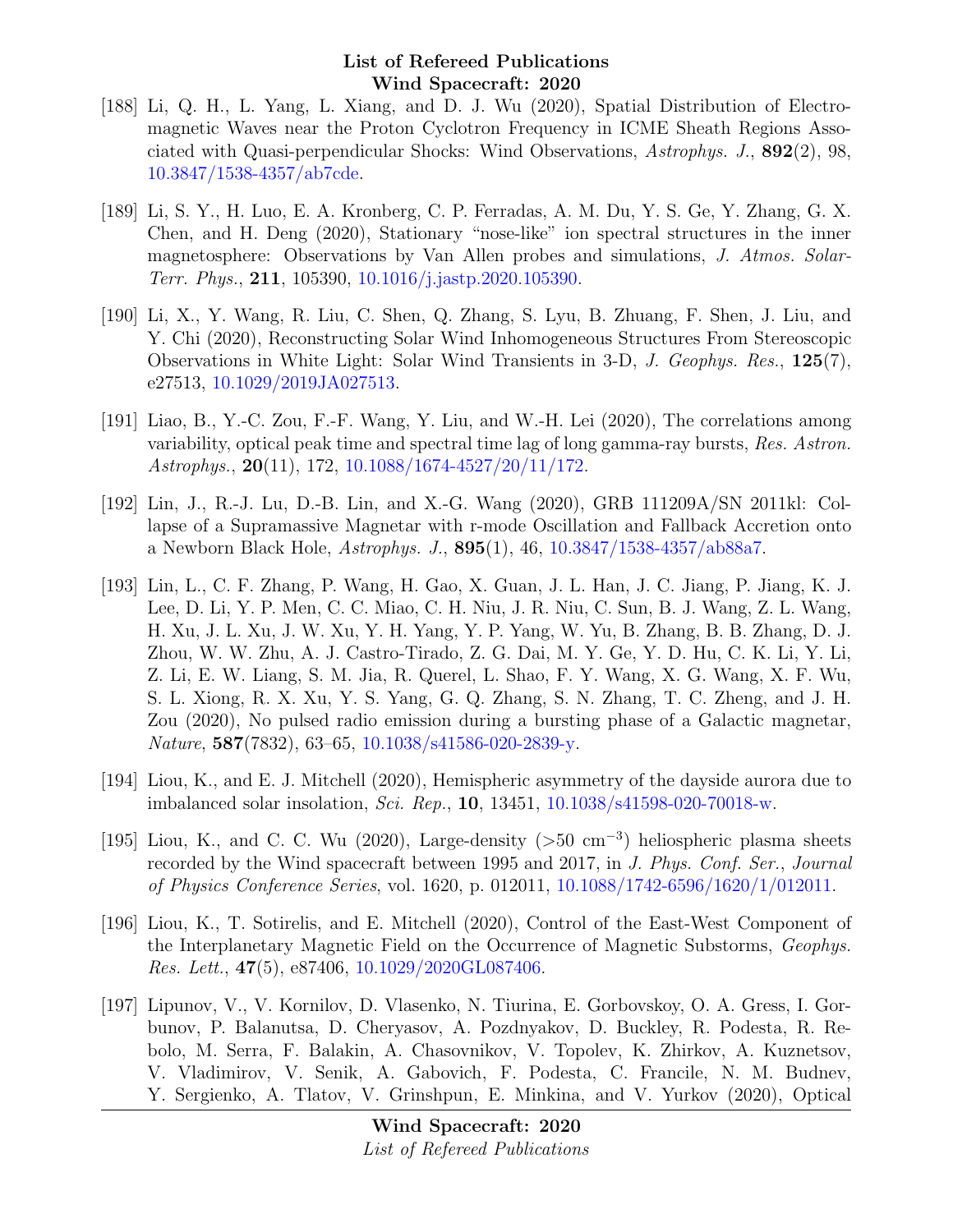[188] Li, Q. H., L. Yang, L. Xiang, and D. J. Wu (2020), Spatial Distribution of Electromagnetic Waves near the Proton Cyclotron Frequency in ICME Sheath Regions Associated with Quasi-perpendicular Shocks: Wind Observations, *Astrophys. J.*, **892**(2), 98, 10.3847/1538-4357/ab7cde.

[189] Li, S. Y., H. Luo, E. A. Kronberg, C. P. Ferradas, A. M. Du, Y. S. Ge, Y. Zhang, G. X. Chen, and H. Deng (2020), Stationary "nose-like" ion spectral structures in the inner magnetosphere: Observations by Van Allen probes and simulations, *J. Atmos. Solar-Terr. Phys.*, **211**, 105390, 10.1016/j.jastp.2020.105390.

[190] Li, X., Y. Wang, R. Liu, C. Shen, Q. Zhang, S. Lyu, B. Zhuang, F. Shen, J. Liu, and Y. Chi (2020), Reconstructing Solar Wind Inhomogeneous Structures From Stereoscopic Observations in White Light: Solar Wind Transients in 3-D, *J. Geophys. Res.*, **125**(7), e27513, 10.1029/2019JA027513.

[191] Liao, B., Y.-C. Zou, F.-F. Wang, Y. Liu, and W.-H. Lei (2020), The correlations among variability, optical peak time and spectral time lag of long gamma-ray bursts, *Res. Astron. Astrophys.*, **20**(11), 172, 10.1088/1674-4527/20/11/172.

[192] Lin, J., R.-J. Lu, D.-B. Lin, and X.-G. Wang (2020), GRB 111209A/SN 2011kl: Collapse of a Supramassive Magnetar with r-mode Oscillation and Fallback Accretion onto a Newborn Black Hole, *Astrophys. J.*, **895**(1), 46, 10.3847/1538-4357/ab88a7.

[193] Lin, L., C. F. Zhang, P. Wang, H. Gao, X. Guan, J. L. Han, J. C. Jiang, P. Jiang, K. J. Lee, D. Li, Y. P. Men, C. C. Miao, C. H. Niu, J. R. Niu, C. Sun, B. J. Wang, Z. L. Wang, H. Xu, J. L. Xu, J. W. Xu, Y. H. Yang, Y. P. Yang, W. Yu, B. Zhang, B. B. Zhang, D. J. Zhou, W. W. Zhu, A. J. Castro-Tirado, Z. G. Dai, M. Y. Ge, Y. D. Hu, C. K. Li, Y. Li, Z. Li, E. W. Liang, S. M. Jia, R. Querel, L. Shao, F. Y. Wang, X. G. Wang, X. F. Wu, S. L. Xiong, R. X. Xu, Y. S. Yang, G. Q. Zhang, S. N. Zhang, T. C. Zheng, and J. H. Zou (2020), No pulsed radio emission during a bursting phase of a Galactic magnetar, *Nature*, **587**(7832), 63–65, 10.1038/s41586-020-2839-y.

[194] Liou, K., and E. J. Mitchell (2020), Hemispheric asymmetry of the dayside aurora due to imbalanced solar insolation, *Sci. Rep.*, **10**, 13451, 10.1038/s41598-020-70018-w.

[195] Liou, K., and C. C. Wu (2020), Large-density (>50 cm$^{-3}$) heliospheric plasma sheets recorded by the Wind spacecraft between 1995 and 2017, in *J. Phys. Conf. Ser.*, *Journal of Physics Conference Series*, vol. 1620, p. 012011, 10.1088/1742-6596/1620/1/012011.

[196] Liou, K., T. Sotirelis, and E. Mitchell (2020), Control of the East-West Component of the Interplanetary Magnetic Field on the Occurrence of Magnetic Substorms, *Geophys. Res. Lett.*, **47**(5), e87406, 10.1029/2020GL087406.

[197] Lipunov, V., V. Kornilov, D. Vlasenko, N. Tiurina, E. Gorbovskoy, O. A. Gress, I. Gorbunov, P. Balanutsa, D. Cheryasov, A. Pozdnyakov, D. Buckley, R. Podesta, R. Rebolo, M. Serra, F. Balakin, A. Chasovnikov, V. Topolev, K. Zhirkov, A. Kuznetsov, V. Vladimirov, V. Senik, A. Gabovich, F. Podesta, C. Francile, N. M. Budnev, Y. Sergienko, A. Tlatov, V. Grinshpun, E. Minkina, and V. Yurkov (2020), Optical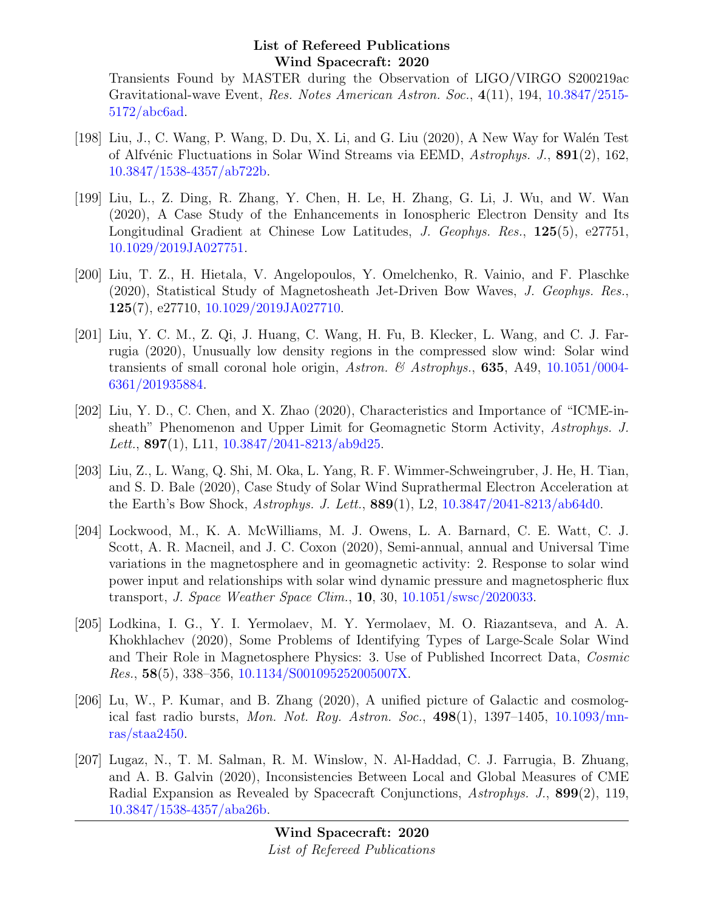Transients Found by MASTER during the Observation of LIGO/VIRGO S200219ac Gravitational-wave Event, *Res. Notes American Astron. Soc.*, **4**(11), 194, 10.3847/2515-5172/abc6ad.

[198] Liu, J., C. Wang, P. Wang, D. Du, X. Li, and G. Liu (2020), A New Way for Walén Test of Alfvénic Fluctuations in Solar Wind Streams via EEMD, *Astrophys. J.*, **891**(2), 162, 10.3847/1538-4357/ab722b.

[199] Liu, L., Z. Ding, R. Zhang, Y. Chen, H. Le, H. Zhang, G. Li, J. Wu, and W. Wan (2020), A Case Study of the Enhancements in Ionospheric Electron Density and Its Longitudinal Gradient at Chinese Low Latitudes, *J. Geophys. Res.*, **125**(5), e27751, 10.1029/2019JA027751.

[200] Liu, T. Z., H. Hietala, V. Angelopoulos, Y. Omelchenko, R. Vainio, and F. Plaschke (2020), Statistical Study of Magnetosheath Jet-Driven Bow Waves, *J. Geophys. Res.*, **125**(7), e27710, 10.1029/2019JA027710.

[201] Liu, Y. C. M., Z. Qi, J. Huang, C. Wang, H. Fu, B. Klecker, L. Wang, and C. J. Farrugia (2020), Unusually low density regions in the compressed slow wind: Solar wind transients of small coronal hole origin, *Astron. & Astrophys.*, **635**, A49, 10.1051/0004-6361/201935884.

[202] Liu, Y. D., C. Chen, and X. Zhao (2020), Characteristics and Importance of "ICME-in-sheath" Phenomenon and Upper Limit for Geomagnetic Storm Activity, *Astrophys. J. Lett.*, **897**(1), L11, 10.3847/2041-8213/ab9d25.

[203] Liu, Z., L. Wang, Q. Shi, M. Oka, L. Yang, R. F. Wimmer-Schweingruber, J. He, H. Tian, and S. D. Bale (2020), Case Study of Solar Wind Suprathermal Electron Acceleration at the Earth's Bow Shock, *Astrophys. J. Lett.*, **889**(1), L2, 10.3847/2041-8213/ab64d0.

[204] Lockwood, M., K. A. McWilliams, M. J. Owens, L. A. Barnard, C. E. Watt, C. J. Scott, A. R. Macneil, and J. C. Coxon (2020), Semi-annual, annual and Universal Time variations in the magnetosphere and in geomagnetic activity: 2. Response to solar wind power input and relationships with solar wind dynamic pressure and magnetospheric flux transport, *J. Space Weather Space Clim.*, **10**, 30, 10.1051/swsc/2020033.

[205] Lodkina, I. G., Y. I. Yermolaev, M. Y. Yermolaev, M. O. Riazantseva, and A. A. Khokhlachev (2020), Some Problems of Identifying Types of Large-Scale Solar Wind and Their Role in Magnetosphere Physics: 3. Use of Published Incorrect Data, *Cosmic Res.*, **58**(5), 338–356, 10.1134/S001095252005007X.

[206] Lu, W., P. Kumar, and B. Zhang (2020), A unified picture of Galactic and cosmological fast radio bursts, *Mon. Not. Roy. Astron. Soc.*, **498**(1), 1397–1405, 10.1093/mnras/staa2450.

[207] Lugaz, N., T. M. Salman, R. M. Winslow, N. Al-Haddad, C. J. Farrugia, B. Zhuang, and A. B. Galvin (2020), Inconsistencies Between Local and Global Measures of CME Radial Expansion as Revealed by Spacecraft Conjunctions, *Astrophys. J.*, **899**(2), 119, 10.3847/1538-4357/aba26b.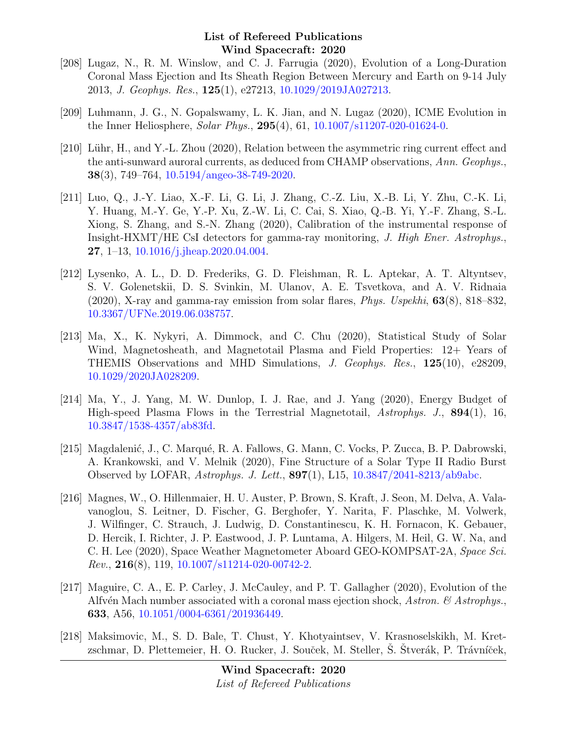[208] Lugaz, N., R. M. Winslow, and C. J. Farrugia (2020), Evolution of a Long-Duration Coronal Mass Ejection and Its Sheath Region Between Mercury and Earth on 9-14 July 2013, *J. Geophys. Res.*, **125**(1), e27213, 10.1029/2019JA027213.

[209] Luhmann, J. G., N. Gopalswamy, L. K. Jian, and N. Lugaz (2020), ICME Evolution in the Inner Heliosphere, *Solar Phys.*, **295**(4), 61, 10.1007/s11207-020-01624-0.

[210] Lühr, H., and Y.-L. Zhou (2020), Relation between the asymmetric ring current effect and the anti-sunward auroral currents, as deduced from CHAMP observations, *Ann. Geophys.*, **38**(3), 749–764, 10.5194/angeo-38-749-2020.

[211] Luo, Q., J.-Y. Liao, X.-F. Li, G. Li, J. Zhang, C.-Z. Liu, X.-B. Li, Y. Zhu, C.-K. Li, Y. Huang, M.-Y. Ge, Y.-P. Xu, Z.-W. Li, C. Cai, S. Xiao, Q.-B. Yi, Y.-F. Zhang, S.-L. Xiong, S. Zhang, and S.-N. Zhang (2020), Calibration of the instrumental response of Insight-HXMT/HE CsI detectors for gamma-ray monitoring, *J. High Ener. Astrophys.*, **27**, 1–13, 10.1016/j.jheap.2020.04.004.

[212] Lysenko, A. L., D. D. Frederiks, G. D. Fleishman, R. L. Aptekar, A. T. Altyntsev, S. V. Golenetskii, D. S. Svinkin, M. Ulanov, A. E. Tsvetkova, and A. V. Ridnaia (2020), X-ray and gamma-ray emission from solar flares, *Phys. Uspekhi*, **63**(8), 818–832, 10.3367/UFNe.2019.06.038757.

[213] Ma, X., K. Nykyri, A. Dimmock, and C. Chu (2020), Statistical Study of Solar Wind, Magnetosheath, and Magnetotail Plasma and Field Properties: 12+ Years of THEMIS Observations and MHD Simulations, *J. Geophys. Res.*, **125**(10), e28209, 10.1029/2020JA028209.

[214] Ma, Y., J. Yang, M. W. Dunlop, I. J. Rae, and J. Yang (2020), Energy Budget of High-speed Plasma Flows in the Terrestrial Magnetotail, *Astrophys. J.*, **894**(1), 16, 10.3847/1538-4357/ab83fd.

[215] Magdalenić, J., C. Marqué, R. A. Fallows, G. Mann, C. Vocks, P. Zucca, B. P. Dabrowski, A. Krankowski, and V. Melnik (2020), Fine Structure of a Solar Type II Radio Burst Observed by LOFAR, *Astrophys. J. Lett.*, **897**(1), L15, 10.3847/2041-8213/ab9abc.

[216] Magnes, W., O. Hillenmaier, H. U. Auster, P. Brown, S. Kraft, J. Seon, M. Delva, A. Valavanoglou, S. Leitner, D. Fischer, G. Berghofer, Y. Narita, F. Plaschke, M. Volwerk, J. Wilfinger, C. Strauch, J. Ludwig, D. Constantinescu, K. H. Fornacon, K. Gebauer, D. Hercik, I. Richter, J. P. Eastwood, J. P. Luntama, A. Hilgers, M. Heil, G. W. Na, and C. H. Lee (2020), Space Weather Magnetometer Aboard GEO-KOMPSAT-2A, *Space Sci. Rev.*, **216**(8), 119, 10.1007/s11214-020-00742-2.

[217] Maguire, C. A., E. P. Carley, J. McCauley, and P. T. Gallagher (2020), Evolution of the Alfvén Mach number associated with a coronal mass ejection shock, *Astron. & Astrophys.*, **633**, A56, 10.1051/0004-6361/201936449.

[218] Maksimovic, M., S. D. Bale, T. Chust, Y. Khotyaintsev, V. Krasnoselskikh, M. Kretzschmar, D. Plettemeier, H. O. Rucker, J. Souček, M. Steller, Š. Štverák, P. Trávníček,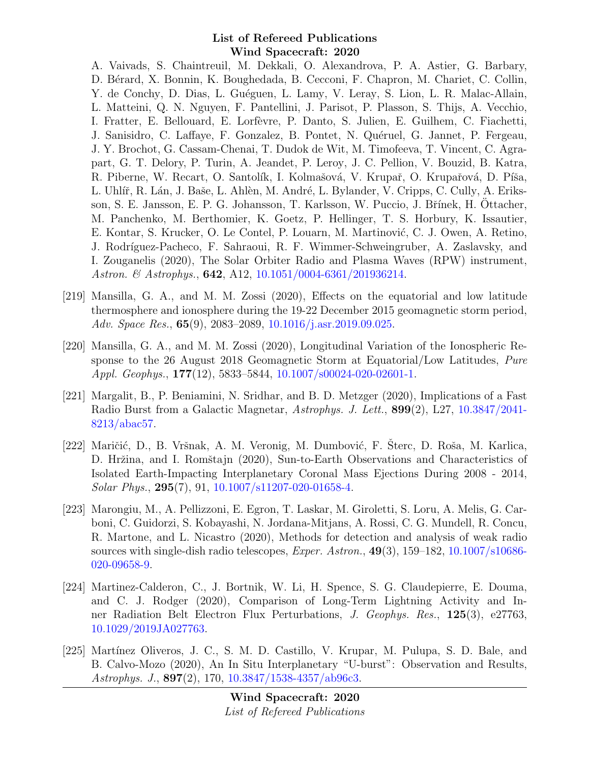A. Vaivads, S. Chaintreuil, M. Dekkali, O. Alexandrova, P. A. Astier, G. Barbary, D. Bérard, X. Bonnin, K. Boughedada, B. Cecconi, F. Chapron, M. Chariet, C. Collin, Y. de Conchy, D. Dias, L. Guéguen, L. Lamy, V. Leray, S. Lion, L. R. Malac-Allain, L. Matteini, Q. N. Nguyen, F. Pantellini, J. Parisot, P. Plasson, S. Thijs, A. Vecchio, I. Fratter, E. Bellouard, E. Lorfèvre, P. Danto, S. Julien, E. Guilhem, C. Fiachetti, J. Sanisidro, C. Laffaye, F. Gonzalez, B. Pontet, N. Quéruel, G. Jannet, P. Fergeau, J. Y. Brochot, G. Cassam-Chenai, T. Dudok de Wit, M. Timofeeva, T. Vincent, C. Agrapart, G. T. Delory, P. Turin, A. Jeandet, P. Leroy, J. C. Pellion, V. Bouzid, B. Katra, R. Piberne, W. Recart, O. Santolík, I. Kolmašová, V. Krupař, O. Krupařová, D. Píša, L. Uhlíř, R. Lán, J. Baše, L. Ahlèn, M. André, L. Bylander, V. Cripps, C. Cully, A. Eriksson, S. E. Jansson, E. P. G. Johansson, T. Karlsson, W. Puccio, J. Břínek, H. Öttacher, M. Panchenko, M. Berthomier, K. Goetz, P. Hellinger, T. S. Horbury, K. Issautier, E. Kontar, S. Krucker, O. Le Contel, P. Louarn, M. Martinović, C. J. Owen, A. Retino, J. Rodríguez-Pacheco, F. Sahraoui, R. F. Wimmer-Schweingruber, A. Zaslavsky, and I. Zouganelis (2020), The Solar Orbiter Radio and Plasma Waves (RPW) instrument, *Astron. & Astrophys.*, **642**, A12, 10.1051/0004-6361/201936214.

[219] Mansilla, G. A., and M. M. Zossi (2020), Effects on the equatorial and low latitude thermosphere and ionosphere during the 19-22 December 2015 geomagnetic storm period, *Adv. Space Res.*, **65**(9), 2083–2089, 10.1016/j.asr.2019.09.025.

[220] Mansilla, G. A., and M. M. Zossi (2020), Longitudinal Variation of the Ionospheric Response to the 26 August 2018 Geomagnetic Storm at Equatorial/Low Latitudes, *Pure Appl. Geophys.*, **177**(12), 5833–5844, 10.1007/s00024-020-02601-1.

[221] Margalit, B., P. Beniamini, N. Sridhar, and B. D. Metzger (2020), Implications of a Fast Radio Burst from a Galactic Magnetar, *Astrophys. J. Lett.*, **899**(2), L27, 10.3847/2041-8213/abac57.

[222] Maričić, D., B. Vršnak, A. M. Veronig, M. Dumbović, F. Šterc, D. Roša, M. Karlica, D. Hržina, and I. Romštajn (2020), Sun-to-Earth Observations and Characteristics of Isolated Earth-Impacting Interplanetary Coronal Mass Ejections During 2008 - 2014, *Solar Phys.*, **295**(7), 91, 10.1007/s11207-020-01658-4.

[223] Marongiu, M., A. Pellizzoni, E. Egron, T. Laskar, M. Giroletti, S. Loru, A. Melis, G. Carboni, C. Guidorzi, S. Kobayashi, N. Jordana-Mitjans, A. Rossi, C. G. Mundell, R. Concu, R. Martone, and L. Nicastro (2020), Methods for detection and analysis of weak radio sources with single-dish radio telescopes, *Exper. Astron.*, **49**(3), 159–182, 10.1007/s10686-020-09658-9.

[224] Martinez-Calderon, C., J. Bortnik, W. Li, H. Spence, S. G. Claudepierre, E. Douma, and C. J. Rodger (2020), Comparison of Long-Term Lightning Activity and Inner Radiation Belt Electron Flux Perturbations, *J. Geophys. Res.*, **125**(3), e27763, 10.1029/2019JA027763.

[225] Martínez Oliveros, J. C., S. M. D. Castillo, V. Krupar, M. Pulupa, S. D. Bale, and B. Calvo-Mozo (2020), An In Situ Interplanetary "U-burst": Observation and Results, *Astrophys. J.*, **897**(2), 170, 10.3847/1538-4357/ab96c3.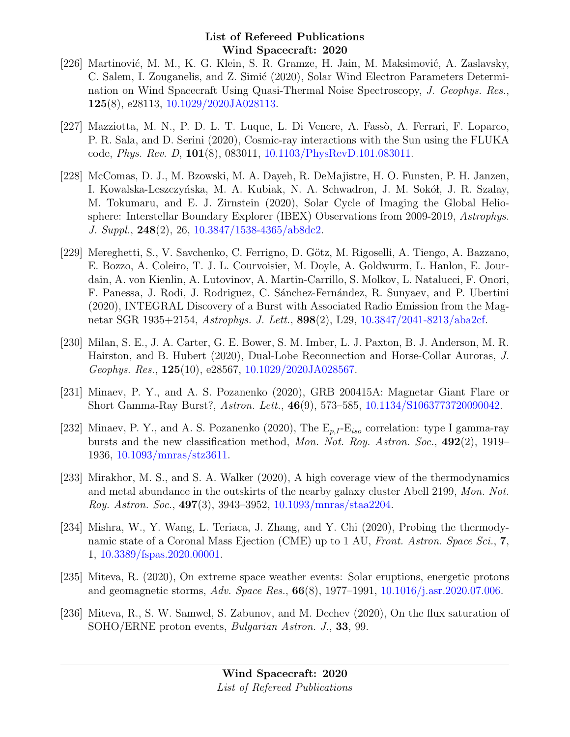[226] Martinović, M. M., K. G. Klein, S. R. Gramze, H. Jain, M. Maksimović, A. Zaslavsky, C. Salem, I. Zouganelis, and Z. Simić (2020), Solar Wind Electron Parameters Determination on Wind Spacecraft Using Quasi-Thermal Noise Spectroscopy, *J. Geophys. Res.*, **125**(8), e28113, 10.1029/2020JA028113.

[227] Mazziotta, M. N., P. D. L. T. Luque, L. Di Venere, A. Fassò, A. Ferrari, F. Loparco, P. R. Sala, and D. Serini (2020), Cosmic-ray interactions with the Sun using the FLUKA code, *Phys. Rev. D*, **101**(8), 083011, 10.1103/PhysRevD.101.083011.

[228] McComas, D. J., M. Bzowski, M. A. Dayeh, R. DeMajistre, H. O. Funsten, P. H. Janzen, I. Kowalska-Leszczyńska, M. A. Kubiak, N. A. Schwadron, J. M. Sokół, J. R. Szalay, M. Tokumaru, and E. J. Zirnstein (2020), Solar Cycle of Imaging the Global Heliosphere: Interstellar Boundary Explorer (IBEX) Observations from 2009-2019, *Astrophys. J. Suppl.*, **248**(2), 26, 10.3847/1538-4365/ab8dc2.

[229] Mereghetti, S., V. Savchenko, C. Ferrigno, D. Götz, M. Rigoselli, A. Tiengo, A. Bazzano, E. Bozzo, A. Coleiro, T. J. L. Courvoisier, M. Doyle, A. Goldwurm, L. Hanlon, E. Jourdain, A. von Kienlin, A. Lutovinov, A. Martin-Carrillo, S. Molkov, L. Natalucci, F. Onori, F. Panessa, J. Rodi, J. Rodriguez, C. Sánchez-Fernández, R. Sunyaev, and P. Ubertini (2020), INTEGRAL Discovery of a Burst with Associated Radio Emission from the Magnetar SGR 1935+2154, *Astrophys. J. Lett.*, **898**(2), L29, 10.3847/2041-8213/aba2cf.

[230] Milan, S. E., J. A. Carter, G. E. Bower, S. M. Imber, L. J. Paxton, B. J. Anderson, M. R. Hairston, and B. Hubert (2020), Dual-Lobe Reconnection and Horse-Collar Auroras, *J. Geophys. Res.*, **125**(10), e28567, 10.1029/2020JA028567.

[231] Minaev, P. Y., and A. S. Pozanenko (2020), GRB 200415A: Magnetar Giant Flare or Short Gamma-Ray Burst?, *Astron. Lett.*, **46**(9), 573–585, 10.1134/S1063773720090042.

[232] Minaev, P. Y., and A. S. Pozanenko (2020), The $E_{p,I}$-$E_{iso}$ correlation: type I gamma-ray bursts and the new classification method, *Mon. Not. Roy. Astron. Soc.*, **492**(2), 1919–1936, 10.1093/mnras/stz3611.

[233] Mirakhor, M. S., and S. A. Walker (2020), A high coverage view of the thermodynamics and metal abundance in the outskirts of the nearby galaxy cluster Abell 2199, *Mon. Not. Roy. Astron. Soc.*, **497**(3), 3943–3952, 10.1093/mnras/staa2204.

[234] Mishra, W., Y. Wang, L. Teriaca, J. Zhang, and Y. Chi (2020), Probing the thermodynamic state of a Coronal Mass Ejection (CME) up to 1 AU, *Front. Astron. Space Sci.*, **7**, 1, 10.3389/fspas.2020.00001.

[235] Miteva, R. (2020), On extreme space weather events: Solar eruptions, energetic protons and geomagnetic storms, *Adv. Space Res.*, **66**(8), 1977–1991, 10.1016/j.asr.2020.07.006.

[236] Miteva, R., S. W. Samwel, S. Zabunov, and M. Dechev (2020), On the flux saturation of SOHO/ERNE proton events, *Bulgarian Astron. J.*, **33**, 99.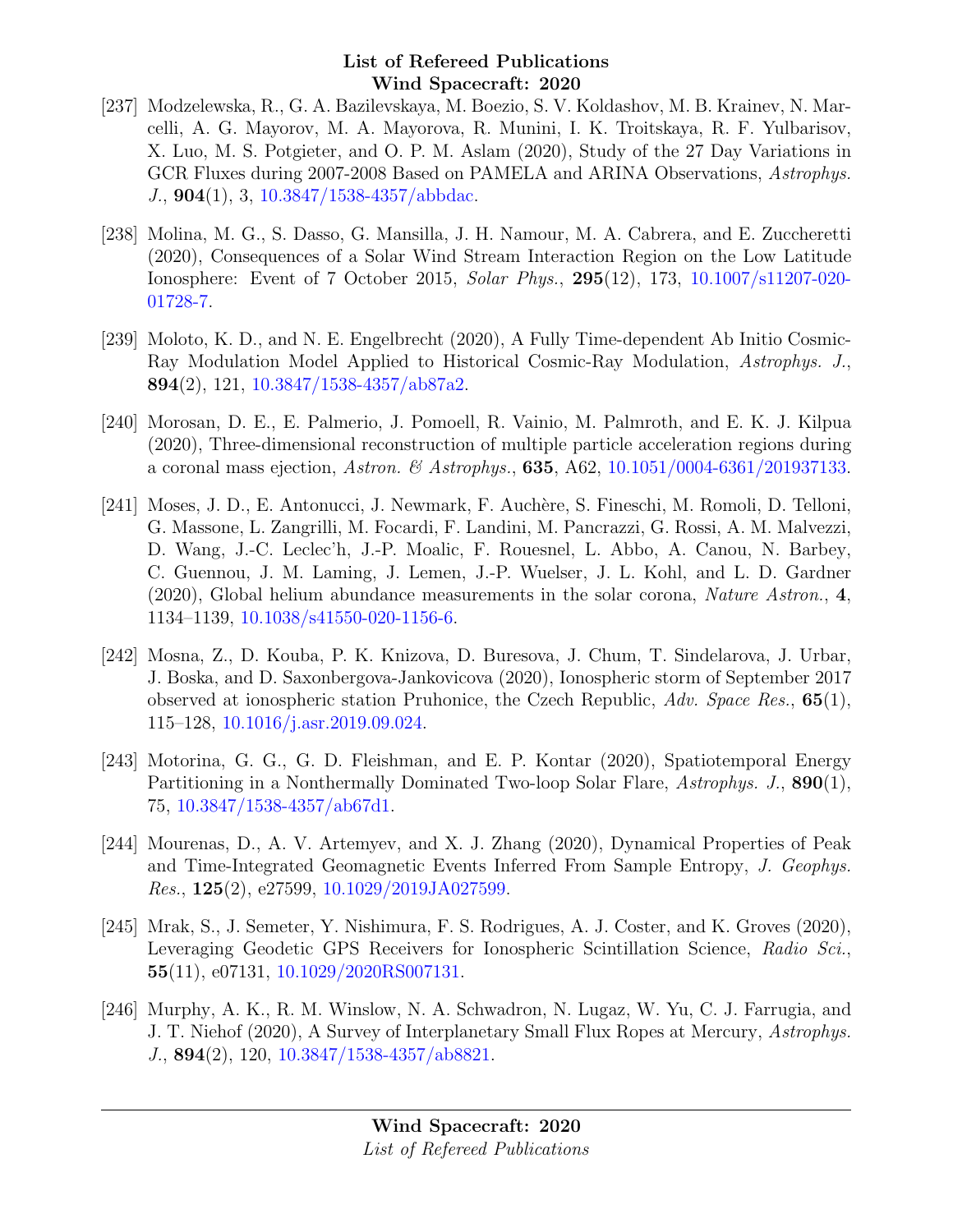[237] Modzelewska, R., G. A. Bazilevskaya, M. Boezio, S. V. Koldashov, M. B. Krainev, N. Marcelli, A. G. Mayorov, M. A. Mayorova, R. Munini, I. K. Troitskaya, R. F. Yulbarisov, X. Luo, M. S. Potgieter, and O. P. M. Aslam (2020), Study of the 27 Day Variations in GCR Fluxes during 2007-2008 Based on PAMELA and ARINA Observations, *Astrophys. J.*, **904**(1), 3, 10.3847/1538-4357/abbdac.

[238] Molina, M. G., S. Dasso, G. Mansilla, J. H. Namour, M. A. Cabrera, and E. Zuccheretti (2020), Consequences of a Solar Wind Stream Interaction Region on the Low Latitude Ionosphere: Event of 7 October 2015, *Solar Phys.*, **295**(12), 173, 10.1007/s11207-020-01728-7.

[239] Moloto, K. D., and N. E. Engelbrecht (2020), A Fully Time-dependent Ab Initio Cosmic-Ray Modulation Model Applied to Historical Cosmic-Ray Modulation, *Astrophys. J.*, **894**(2), 121, 10.3847/1538-4357/ab87a2.

[240] Morosan, D. E., E. Palmerio, J. Pomoell, R. Vainio, M. Palmroth, and E. K. J. Kilpua (2020), Three-dimensional reconstruction of multiple particle acceleration regions during a coronal mass ejection, *Astron. & Astrophys.*, **635**, A62, 10.1051/0004-6361/201937133.

[241] Moses, J. D., E. Antonucci, J. Newmark, F. Auchère, S. Fineschi, M. Romoli, D. Telloni, G. Massone, L. Zangrilli, M. Focardi, F. Landini, M. Pancrazzi, G. Rossi, A. M. Malvezzi, D. Wang, J.-C. Leclec'h, J.-P. Moalic, F. Rouesnel, L. Abbo, A. Canou, N. Barbey, C. Guennou, J. M. Laming, J. Lemen, J.-P. Wuelser, J. L. Kohl, and L. D. Gardner (2020), Global helium abundance measurements in the solar corona, *Nature Astron.*, **4**, 1134–1139, 10.1038/s41550-020-1156-6.

[242] Mosna, Z., D. Kouba, P. K. Knizova, D. Buresova, J. Chum, T. Sindelarova, J. Urbar, J. Boska, and D. Saxonbergova-Jankovicova (2020), Ionospheric storm of September 2017 observed at ionospheric station Pruhonice, the Czech Republic, *Adv. Space Res.*, **65**(1), 115–128, 10.1016/j.asr.2019.09.024.

[243] Motorina, G. G., G. D. Fleishman, and E. P. Kontar (2020), Spatiotemporal Energy Partitioning in a Nonthermally Dominated Two-loop Solar Flare, *Astrophys. J.*, **890**(1), 75, 10.3847/1538-4357/ab67d1.

[244] Mourenas, D., A. V. Artemyev, and X. J. Zhang (2020), Dynamical Properties of Peak and Time-Integrated Geomagnetic Events Inferred From Sample Entropy, *J. Geophys. Res.*, **125**(2), e27599, 10.1029/2019JA027599.

[245] Mrak, S., J. Semeter, Y. Nishimura, F. S. Rodrigues, A. J. Coster, and K. Groves (2020), Leveraging Geodetic GPS Receivers for Ionospheric Scintillation Science, *Radio Sci.*, **55**(11), e07131, 10.1029/2020RS007131.

[246] Murphy, A. K., R. M. Winslow, N. A. Schwadron, N. Lugaz, W. Yu, C. J. Farrugia, and J. T. Niehof (2020), A Survey of Interplanetary Small Flux Ropes at Mercury, *Astrophys. J.*, **894**(2), 120, 10.3847/1538-4357/ab8821.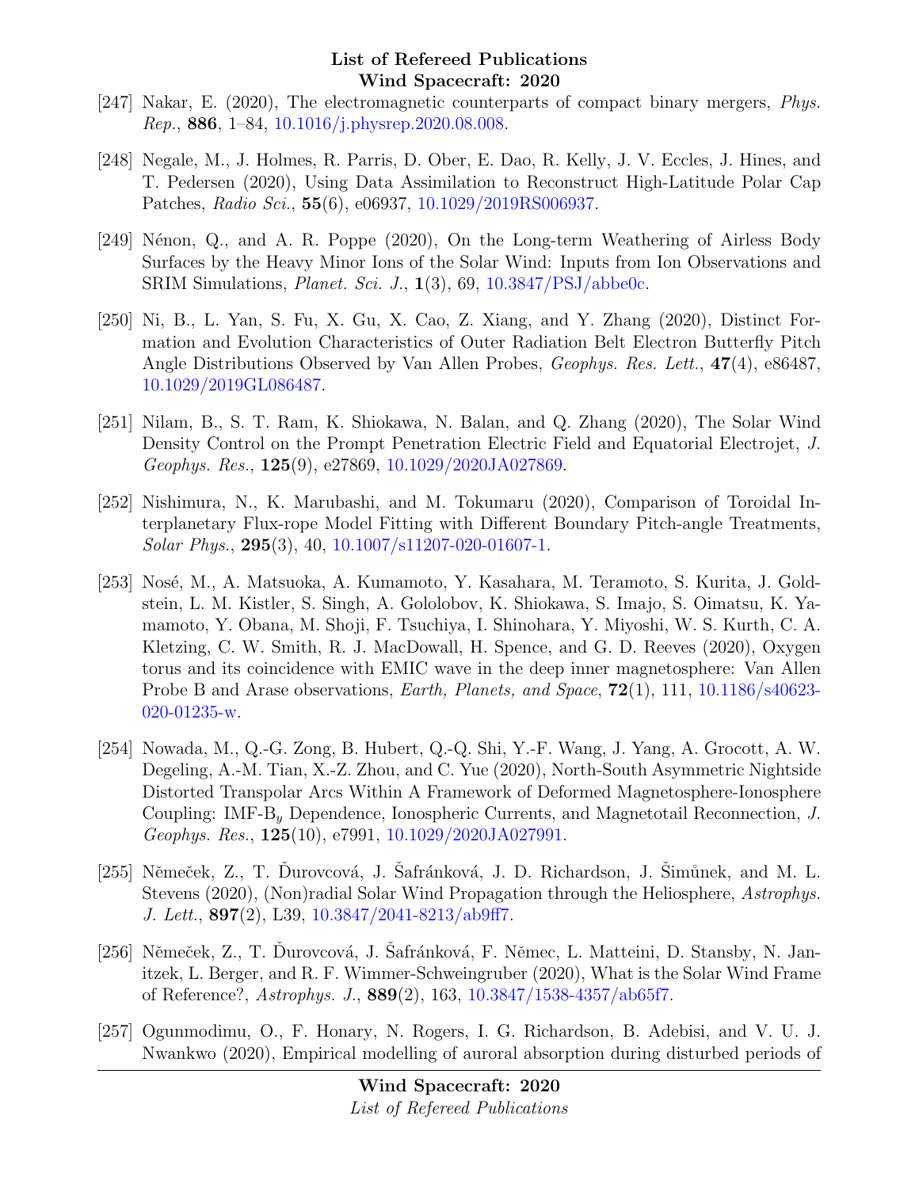[247] Nakar, E. (2020), The electromagnetic counterparts of compact binary mergers, *Phys. Rep.*, **886**, 1–84, 10.1016/j.physrep.2020.08.008.

[248] Negale, M., J. Holmes, R. Parris, D. Ober, E. Dao, R. Kelly, J. V. Eccles, J. Hines, and T. Pedersen (2020), Using Data Assimilation to Reconstruct High-Latitude Polar Cap Patches, *Radio Sci.*, **55**(6), e06937, 10.1029/2019RS006937.

[249] Nénon, Q., and A. R. Poppe (2020), On the Long-term Weathering of Airless Body Surfaces by the Heavy Minor Ions of the Solar Wind: Inputs from Ion Observations and SRIM Simulations, *Planet. Sci. J.*, **1**(3), 69, 10.3847/PSJ/abbe0c.

[250] Ni, B., L. Yan, S. Fu, X. Gu, X. Cao, Z. Xiang, and Y. Zhang (2020), Distinct Formation and Evolution Characteristics of Outer Radiation Belt Electron Butterfly Pitch Angle Distributions Observed by Van Allen Probes, *Geophys. Res. Lett.*, **47**(4), e86487, 10.1029/2019GL086487.

[251] Nilam, B., S. T. Ram, K. Shiokawa, N. Balan, and Q. Zhang (2020), The Solar Wind Density Control on the Prompt Penetration Electric Field and Equatorial Electrojet, *J. Geophys. Res.*, **125**(9), e27869, 10.1029/2020JA027869.

[252] Nishimura, N., K. Marubashi, and M. Tokumaru (2020), Comparison of Toroidal Interplanetary Flux-rope Model Fitting with Different Boundary Pitch-angle Treatments, *Solar Phys.*, **295**(3), 40, 10.1007/s11207-020-01607-1.

[253] Nosé, M., A. Matsuoka, A. Kumamoto, Y. Kasahara, M. Teramoto, S. Kurita, J. Goldstein, L. M. Kistler, S. Singh, A. Gololobov, K. Shiokawa, S. Imajo, S. Oimatsu, K. Yamamoto, Y. Obana, M. Shoji, F. Tsuchiya, I. Shinohara, Y. Miyoshi, W. S. Kurth, C. A. Kletzing, C. W. Smith, R. J. MacDowall, H. Spence, and G. D. Reeves (2020), Oxygen torus and its coincidence with EMIC wave in the deep inner magnetosphere: Van Allen Probe B and Arase observations, *Earth, Planets, and Space*, **72**(1), 111, 10.1186/s40623-020-01235-w.

[254] Nowada, M., Q.-G. Zong, B. Hubert, Q.-Q. Shi, Y.-F. Wang, J. Yang, A. Grocott, A. W. Degeling, A.-M. Tian, X.-Z. Zhou, and C. Yue (2020), North-South Asymmetric Nightside Distorted Transpolar Arcs Within A Framework of Deformed Magnetosphere-Ionosphere Coupling: IMF-$B_y$ Dependence, Ionospheric Currents, and Magnetotail Reconnection, *J. Geophys. Res.*, **125**(10), e7991, 10.1029/2020JA027991.

[255] Němeček, Z., T. Ďurovcová, J. Šafránková, J. D. Richardson, J. Šimůnek, and M. L. Stevens (2020), (Non)radial Solar Wind Propagation through the Heliosphere, *Astrophys. J. Lett.*, **897**(2), L39, 10.3847/2041-8213/ab9ff7.

[256] Němeček, Z., T. Ďurovcová, J. Šafránková, F. Němec, L. Matteini, D. Stansby, N. Janitzek, L. Berger, and R. F. Wimmer-Schweingruber (2020), What is the Solar Wind Frame of Reference?, *Astrophys. J.*, **889**(2), 163, 10.3847/1538-4357/ab65f7.

[257] Ogunmodimu, O., F. Honary, N. Rogers, I. G. Richardson, B. Adebisi, and V. U. J. Nwankwo (2020), Empirical modelling of auroral absorption during disturbed periods of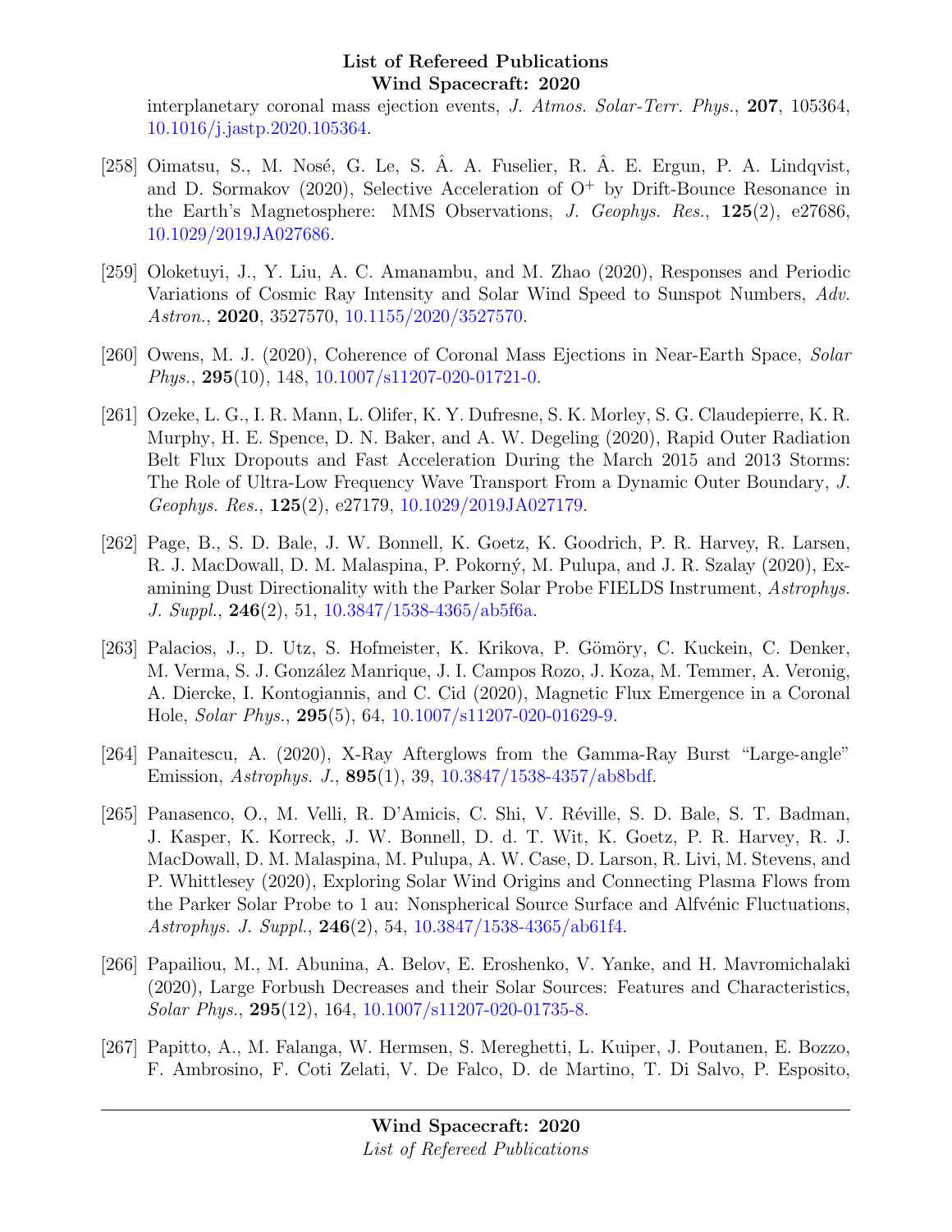interplanetary coronal mass ejection events, *J. Atmos. Solar-Terr. Phys.*, **207**, 105364, 10.1016/j.jastp.2020.105364.

[258] Oimatsu, S., M. Nosé, G. Le, S. Â. A. Fuselier, R. Â. E. Ergun, P. A. Lindqvist, and D. Sormakov (2020), Selective Acceleration of $O^+$ by Drift-Bounce Resonance in the Earth's Magnetosphere: MMS Observations, *J. Geophys. Res.*, **125**(2), e27686, 10.1029/2019JA027686.

[259] Oloketuyi, J., Y. Liu, A. C. Amanambu, and M. Zhao (2020), Responses and Periodic Variations of Cosmic Ray Intensity and Solar Wind Speed to Sunspot Numbers, *Adv. Astron.*, **2020**, 3527570, 10.1155/2020/3527570.

[260] Owens, M. J. (2020), Coherence of Coronal Mass Ejections in Near-Earth Space, *Solar Phys.*, **295**(10), 148, 10.1007/s11207-020-01721-0.

[261] Ozeke, L. G., I. R. Mann, L. Olifer, K. Y. Dufresne, S. K. Morley, S. G. Claudepierre, K. R. Murphy, H. E. Spence, D. N. Baker, and A. W. Degeling (2020), Rapid Outer Radiation Belt Flux Dropouts and Fast Acceleration During the March 2015 and 2013 Storms: The Role of Ultra-Low Frequency Wave Transport From a Dynamic Outer Boundary, *J. Geophys. Res.*, **125**(2), e27179, 10.1029/2019JA027179.

[262] Page, B., S. D. Bale, J. W. Bonnell, K. Goetz, K. Goodrich, P. R. Harvey, R. Larsen, R. J. MacDowall, D. M. Malaspina, P. Pokorný, M. Pulupa, and J. R. Szalay (2020), Examining Dust Directionality with the Parker Solar Probe FIELDS Instrument, *Astrophys. J. Suppl.*, **246**(2), 51, 10.3847/1538-4365/ab5f6a.

[263] Palacios, J., D. Utz, S. Hofmeister, K. Krikova, P. Gömöry, C. Kuckein, C. Denker, M. Verma, S. J. González Manrique, J. I. Campos Rozo, J. Koza, M. Temmer, A. Veronig, A. Diercke, I. Kontogiannis, and C. Cid (2020), Magnetic Flux Emergence in a Coronal Hole, *Solar Phys.*, **295**(5), 64, 10.1007/s11207-020-01629-9.

[264] Panaitescu, A. (2020), X-Ray Afterglows from the Gamma-Ray Burst "Large-angle" Emission, *Astrophys. J.*, **895**(1), 39, 10.3847/1538-4357/ab8bdf.

[265] Panasenco, O., M. Velli, R. D'Amicis, C. Shi, V. Réville, S. D. Bale, S. T. Badman, J. Kasper, K. Korreck, J. W. Bonnell, D. d. T. Wit, K. Goetz, P. R. Harvey, R. J. MacDowall, D. M. Malaspina, M. Pulupa, A. W. Case, D. Larson, R. Livi, M. Stevens, and P. Whittlesey (2020), Exploring Solar Wind Origins and Connecting Plasma Flows from the Parker Solar Probe to 1 au: Nonspherical Source Surface and Alfvénic Fluctuations, *Astrophys. J. Suppl.*, **246**(2), 54, 10.3847/1538-4365/ab61f4.

[266] Papailiou, M., M. Abunina, A. Belov, E. Eroshenko, V. Yanke, and H. Mavromichalaki (2020), Large Forbush Decreases and their Solar Sources: Features and Characteristics, *Solar Phys.*, **295**(12), 164, 10.1007/s11207-020-01735-8.

[267] Papitto, A., M. Falanga, W. Hermsen, S. Mereghetti, L. Kuiper, J. Poutanen, E. Bozzo, F. Ambrosino, F. Coti Zelati, V. De Falco, D. de Martino, T. Di Salvo, P. Esposito,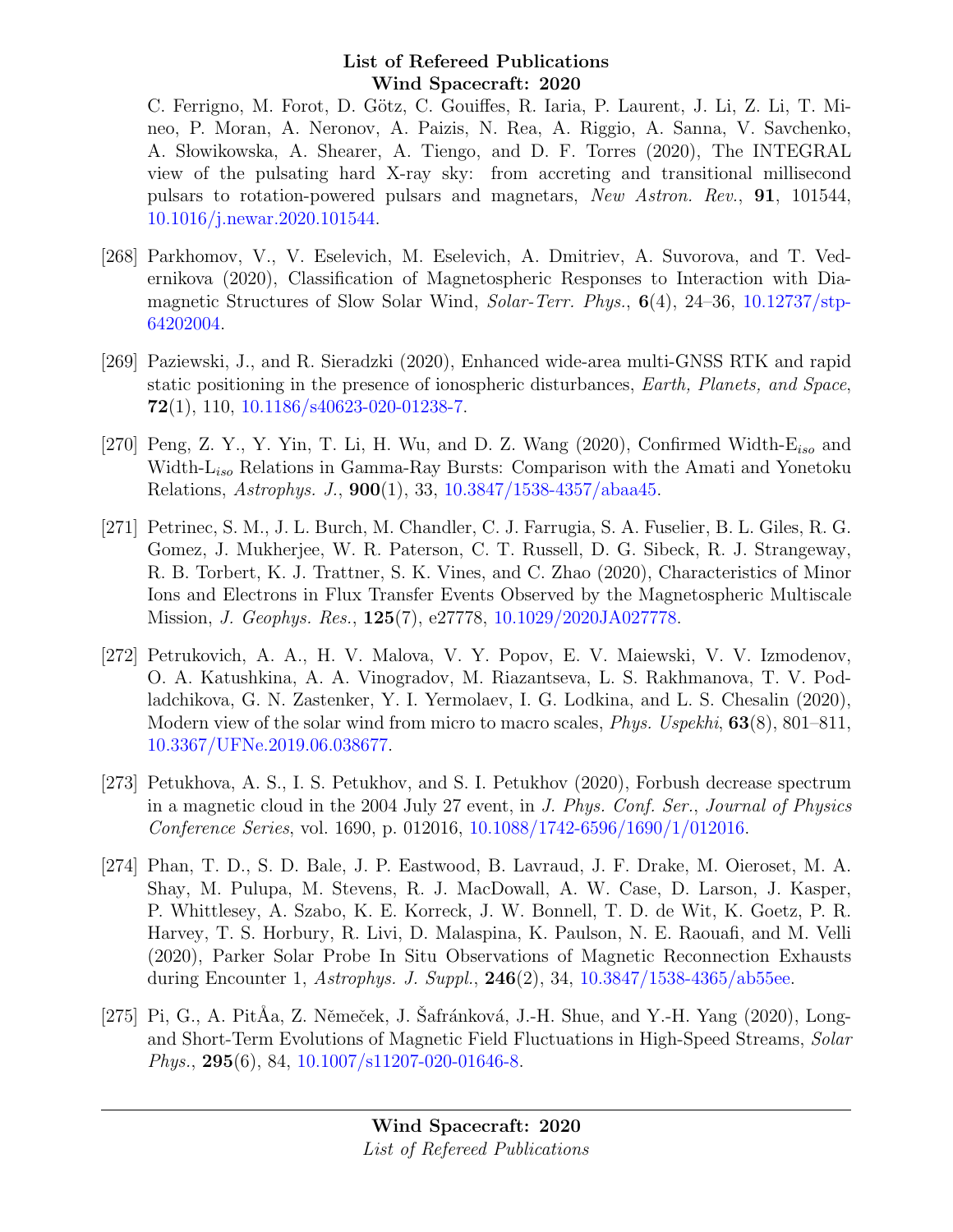C. Ferrigno, M. Forot, D. Götz, C. Gouiffes, R. Iaria, P. Laurent, J. Li, Z. Li, T. Mineo, P. Moran, A. Neronov, A. Paizis, N. Rea, A. Riggio, A. Sanna, V. Savchenko, A. Słowikowska, A. Shearer, A. Tiengo, and D. F. Torres (2020), The INTEGRAL view of the pulsating hard X-ray sky: from accreting and transitional millisecond pulsars to rotation-powered pulsars and magnetars, *New Astron. Rev.*, **91**, 101544, 10.1016/j.newar.2020.101544.

[268] Parkhomov, V., V. Eselevich, M. Eselevich, A. Dmitriev, A. Suvorova, and T. Vedernikova (2020), Classification of Magnetospheric Responses to Interaction with Diamagnetic Structures of Slow Solar Wind, *Solar-Terr. Phys.*, **6**(4), 24–36, 10.12737/stp-64202004.

[269] Paziewski, J., and R. Sieradzki (2020), Enhanced wide-area multi-GNSS RTK and rapid static positioning in the presence of ionospheric disturbances, *Earth, Planets, and Space*, **72**(1), 110, 10.1186/s40623-020-01238-7.

[270] Peng, Z. Y., Y. Yin, T. Li, H. Wu, and D. Z. Wang (2020), Confirmed Width-$E_{iso}$ and Width-$L_{iso}$ Relations in Gamma-Ray Bursts: Comparison with the Amati and Yonetoku Relations, *Astrophys. J.*, **900**(1), 33, 10.3847/1538-4357/abaa45.

[271] Petrinec, S. M., J. L. Burch, M. Chandler, C. J. Farrugia, S. A. Fuselier, B. L. Giles, R. G. Gomez, J. Mukherjee, W. R. Paterson, C. T. Russell, D. G. Sibeck, R. J. Strangeway, R. B. Torbert, K. J. Trattner, S. K. Vines, and C. Zhao (2020), Characteristics of Minor Ions and Electrons in Flux Transfer Events Observed by the Magnetospheric Multiscale Mission, *J. Geophys. Res.*, **125**(7), e27778, 10.1029/2020JA027778.

[272] Petrukovich, A. A., H. V. Malova, V. Y. Popov, E. V. Maiewski, V. V. Izmodenov, O. A. Katushkina, A. A. Vinogradov, M. Riazantseva, L. S. Rakhmanova, T. V. Podladchikova, G. N. Zastenker, Y. I. Yermolaev, I. G. Lodkina, and L. S. Chesalin (2020), Modern view of the solar wind from micro to macro scales, *Phys. Uspekhi*, **63**(8), 801–811, 10.3367/UFNe.2019.06.038677.

[273] Petukhova, A. S., I. S. Petukhov, and S. I. Petukhov (2020), Forbush decrease spectrum in a magnetic cloud in the 2004 July 27 event, in *J. Phys. Conf. Ser.*, *Journal of Physics Conference Series*, vol. 1690, p. 012016, 10.1088/1742-6596/1690/1/012016.

[274] Phan, T. D., S. D. Bale, J. P. Eastwood, B. Lavraud, J. F. Drake, M. Oieroset, M. A. Shay, M. Pulupa, M. Stevens, R. J. MacDowall, A. W. Case, D. Larson, J. Kasper, P. Whittlesey, A. Szabo, K. E. Korreck, J. W. Bonnell, T. D. de Wit, K. Goetz, P. R. Harvey, T. S. Horbury, R. Livi, D. Malaspina, K. Paulson, N. E. Raouafi, and M. Velli (2020), Parker Solar Probe In Situ Observations of Magnetic Reconnection Exhausts during Encounter 1, *Astrophys. J. Suppl.*, **246**(2), 34, 10.3847/1538-4365/ab55ee.

[275] Pi, G., A. PitÅa, Z. Němeček, J. Šafránková, J.-H. Shue, and Y.-H. Yang (2020), Long- and Short-Term Evolutions of Magnetic Field Fluctuations in High-Speed Streams, *Solar Phys.*, **295**(6), 84, 10.1007/s11207-020-01646-8.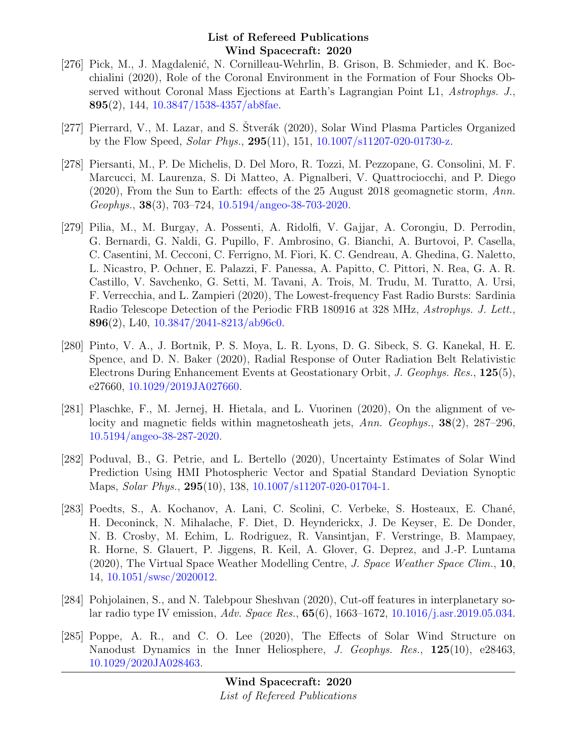[276] Pick, M., J. Magdalenić, N. Cornilleau-Wehrlin, B. Grison, B. Schmieder, and K. Bocchialini (2020), Role of the Coronal Environment in the Formation of Four Shocks Observed without Coronal Mass Ejections at Earth's Lagrangian Point L1, *Astrophys. J.*, **895**(2), 144, 10.3847/1538-4357/ab8fae.

[277] Pierrard, V., M. Lazar, and S. Štverák (2020), Solar Wind Plasma Particles Organized by the Flow Speed, *Solar Phys.*, **295**(11), 151, 10.1007/s11207-020-01730-z.

[278] Piersanti, M., P. De Michelis, D. Del Moro, R. Tozzi, M. Pezzopane, G. Consolini, M. F. Marcucci, M. Laurenza, S. Di Matteo, A. Pignalberi, V. Quattrociocchi, and P. Diego (2020), From the Sun to Earth: effects of the 25 August 2018 geomagnetic storm, *Ann. Geophys.*, **38**(3), 703–724, 10.5194/angeo-38-703-2020.

[279] Pilia, M., M. Burgay, A. Possenti, A. Ridolfi, V. Gajjar, A. Corongiu, D. Perrodin, G. Bernardi, G. Naldi, G. Pupillo, F. Ambrosino, G. Bianchi, A. Burtovoi, P. Casella, C. Casentini, M. Cecconi, C. Ferrigno, M. Fiori, K. C. Gendreau, A. Ghedina, G. Naletto, L. Nicastro, P. Ochner, E. Palazzi, F. Panessa, A. Papitto, C. Pittori, N. Rea, G. A. R. Castillo, V. Savchenko, G. Setti, M. Tavani, A. Trois, M. Trudu, M. Turatto, A. Ursi, F. Verrecchia, and L. Zampieri (2020), The Lowest-frequency Fast Radio Bursts: Sardinia Radio Telescope Detection of the Periodic FRB 180916 at 328 MHz, *Astrophys. J. Lett.*, **896**(2), L40, 10.3847/2041-8213/ab96c0.

[280] Pinto, V. A., J. Bortnik, P. S. Moya, L. R. Lyons, D. G. Sibeck, S. G. Kanekal, H. E. Spence, and D. N. Baker (2020), Radial Response of Outer Radiation Belt Relativistic Electrons During Enhancement Events at Geostationary Orbit, *J. Geophys. Res.*, **125**(5), e27660, 10.1029/2019JA027660.

[281] Plaschke, F., M. Jernej, H. Hietala, and L. Vuorinen (2020), On the alignment of velocity and magnetic fields within magnetosheath jets, *Ann. Geophys.*, **38**(2), 287–296, 10.5194/angeo-38-287-2020.

[282] Poduval, B., G. Petrie, and L. Bertello (2020), Uncertainty Estimates of Solar Wind Prediction Using HMI Photospheric Vector and Spatial Standard Deviation Synoptic Maps, *Solar Phys.*, **295**(10), 138, 10.1007/s11207-020-01704-1.

[283] Poedts, S., A. Kochanov, A. Lani, C. Scolini, C. Verbeke, S. Hosteaux, E. Chané, H. Deconinck, N. Mihalache, F. Diet, D. Heynderickx, J. De Keyser, E. De Donder, N. B. Crosby, M. Echim, L. Rodriguez, R. Vansintjan, F. Verstringe, B. Mampaey, R. Horne, S. Glauert, P. Jiggens, R. Keil, A. Glover, G. Deprez, and J.-P. Luntama (2020), The Virtual Space Weather Modelling Centre, *J. Space Weather Space Clim.*, **10**, 14, 10.1051/swsc/2020012.

[284] Pohjolainen, S., and N. Talebpour Sheshvan (2020), Cut-off features in interplanetary solar radio type IV emission, *Adv. Space Res.*, **65**(6), 1663–1672, 10.1016/j.asr.2019.05.034.

[285] Poppe, A. R., and C. O. Lee (2020), The Effects of Solar Wind Structure on Nanodust Dynamics in the Inner Heliosphere, *J. Geophys. Res.*, **125**(10), e28463, 10.1029/2020JA028463.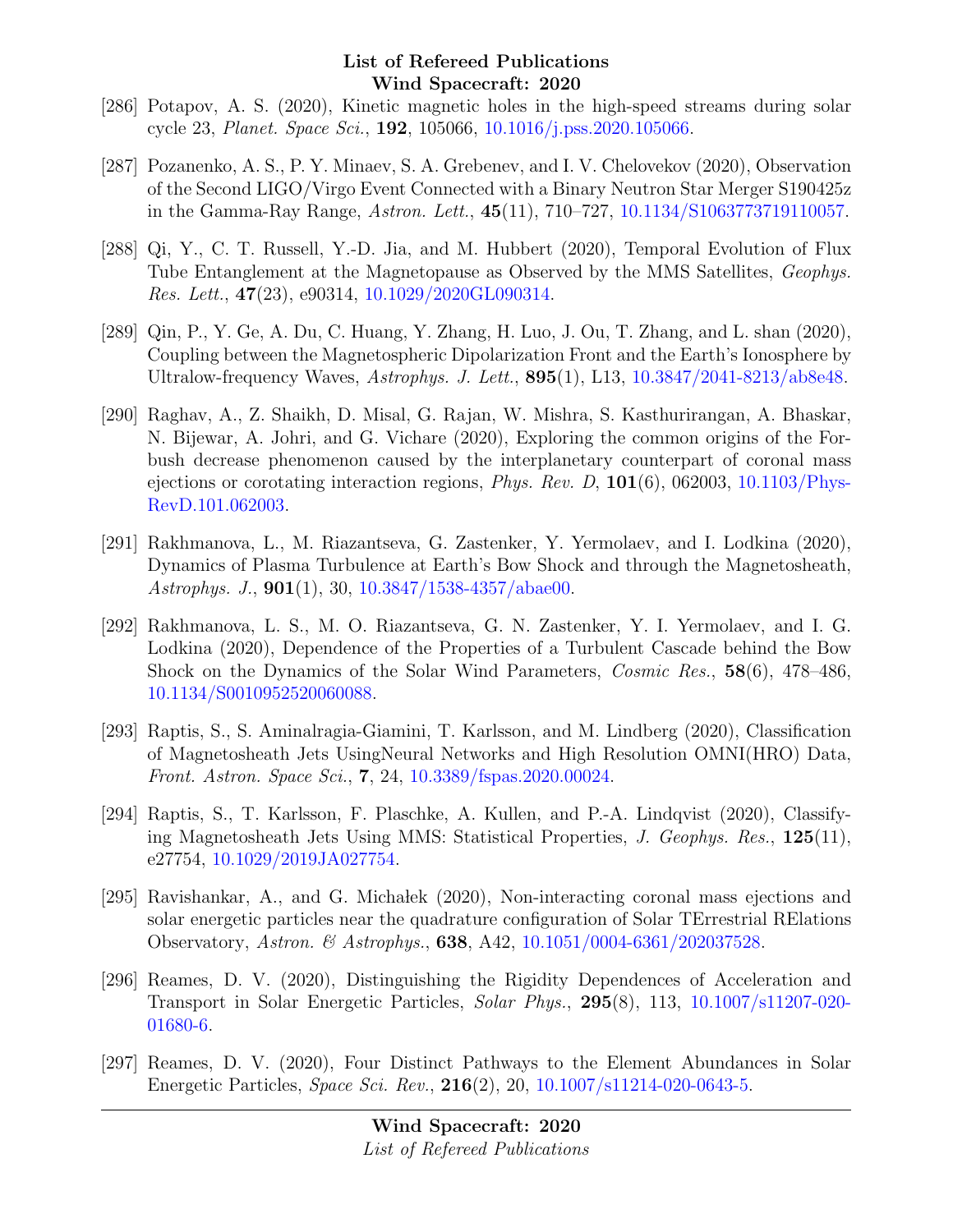[286] Potapov, A. S. (2020), Kinetic magnetic holes in the high-speed streams during solar cycle 23, *Planet. Space Sci.*, **192**, 105066, 10.1016/j.pss.2020.105066.

[287] Pozanenko, A. S., P. Y. Minaev, S. A. Grebenev, and I. V. Chelovekov (2020), Observation of the Second LIGO/Virgo Event Connected with a Binary Neutron Star Merger S190425z in the Gamma-Ray Range, *Astron. Lett.*, **45**(11), 710–727, 10.1134/S1063773719110057.

[288] Qi, Y., C. T. Russell, Y.-D. Jia, and M. Hubbert (2020), Temporal Evolution of Flux Tube Entanglement at the Magnetopause as Observed by the MMS Satellites, *Geophys. Res. Lett.*, **47**(23), e90314, 10.1029/2020GL090314.

[289] Qin, P., Y. Ge, A. Du, C. Huang, Y. Zhang, H. Luo, J. Ou, T. Zhang, and L. shan (2020), Coupling between the Magnetospheric Dipolarization Front and the Earth's Ionosphere by Ultralow-frequency Waves, *Astrophys. J. Lett.*, **895**(1), L13, 10.3847/2041-8213/ab8e48.

[290] Raghav, A., Z. Shaikh, D. Misal, G. Rajan, W. Mishra, S. Kasthurirangan, A. Bhaskar, N. Bijewar, A. Johri, and G. Vichare (2020), Exploring the common origins of the Forbush decrease phenomenon caused by the interplanetary counterpart of coronal mass ejections or corotating interaction regions, *Phys. Rev. D*, **101**(6), 062003, 10.1103/PhysRevD.101.062003.

[291] Rakhmanova, L., M. Riazantseva, G. Zastenker, Y. Yermolaev, and I. Lodkina (2020), Dynamics of Plasma Turbulence at Earth's Bow Shock and through the Magnetosheath, *Astrophys. J.*, **901**(1), 30, 10.3847/1538-4357/abae00.

[292] Rakhmanova, L. S., M. O. Riazantseva, G. N. Zastenker, Y. I. Yermolaev, and I. G. Lodkina (2020), Dependence of the Properties of a Turbulent Cascade behind the Bow Shock on the Dynamics of the Solar Wind Parameters, *Cosmic Res.*, **58**(6), 478–486, 10.1134/S0010952520060088.

[293] Raptis, S., S. Aminalragia-Giamini, T. Karlsson, and M. Lindberg (2020), Classification of Magnetosheath Jets UsingNeural Networks and High Resolution OMNI(HRO) Data, *Front. Astron. Space Sci.*, **7**, 24, 10.3389/fspas.2020.00024.

[294] Raptis, S., T. Karlsson, F. Plaschke, A. Kullen, and P.-A. Lindqvist (2020), Classifying Magnetosheath Jets Using MMS: Statistical Properties, *J. Geophys. Res.*, **125**(11), e27754, 10.1029/2019JA027754.

[295] Ravishankar, A., and G. Michałek (2020), Non-interacting coronal mass ejections and solar energetic particles near the quadrature configuration of Solar TErrestrial RElations Observatory, *Astron. & Astrophys.*, **638**, A42, 10.1051/0004-6361/202037528.

[296] Reames, D. V. (2020), Distinguishing the Rigidity Dependences of Acceleration and Transport in Solar Energetic Particles, *Solar Phys.*, **295**(8), 113, 10.1007/s11207-020-01680-6.

[297] Reames, D. V. (2020), Four Distinct Pathways to the Element Abundances in Solar Energetic Particles, *Space Sci. Rev.*, **216**(2), 20, 10.1007/s11214-020-0643-5.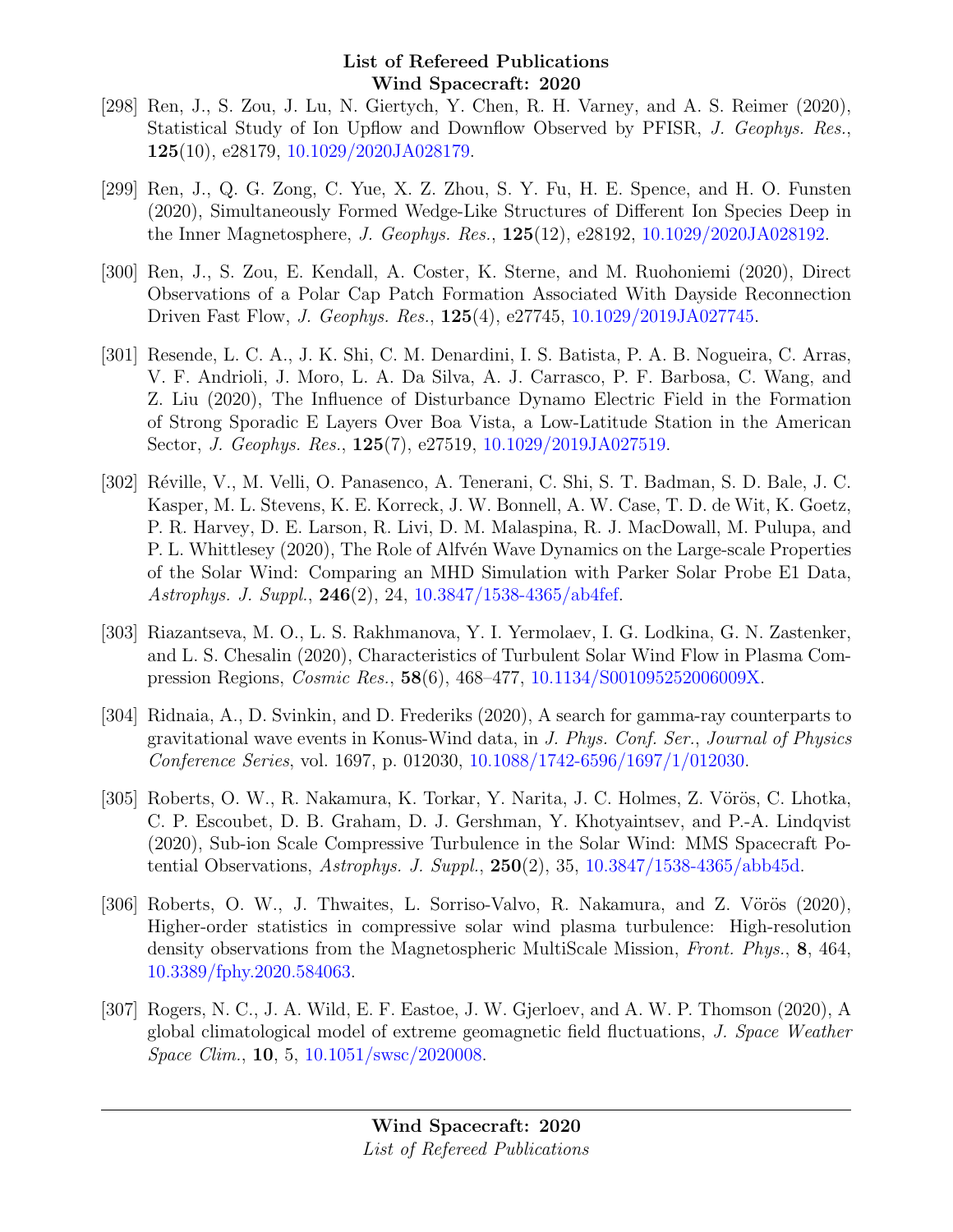[298] Ren, J., S. Zou, J. Lu, N. Giertych, Y. Chen, R. H. Varney, and A. S. Reimer (2020), Statistical Study of Ion Upflow and Downflow Observed by PFISR, *J. Geophys. Res.*, **125**(10), e28179, 10.1029/2020JA028179.

[299] Ren, J., Q. G. Zong, C. Yue, X. Z. Zhou, S. Y. Fu, H. E. Spence, and H. O. Funsten (2020), Simultaneously Formed Wedge-Like Structures of Different Ion Species Deep in the Inner Magnetosphere, *J. Geophys. Res.*, **125**(12), e28192, 10.1029/2020JA028192.

[300] Ren, J., S. Zou, E. Kendall, A. Coster, K. Sterne, and M. Ruohoniemi (2020), Direct Observations of a Polar Cap Patch Formation Associated With Dayside Reconnection Driven Fast Flow, *J. Geophys. Res.*, **125**(4), e27745, 10.1029/2019JA027745.

[301] Resende, L. C. A., J. K. Shi, C. M. Denardini, I. S. Batista, P. A. B. Nogueira, C. Arras, V. F. Andrioli, J. Moro, L. A. Da Silva, A. J. Carrasco, P. F. Barbosa, C. Wang, and Z. Liu (2020), The Influence of Disturbance Dynamo Electric Field in the Formation of Strong Sporadic E Layers Over Boa Vista, a Low-Latitude Station in the American Sector, *J. Geophys. Res.*, **125**(7), e27519, 10.1029/2019JA027519.

[302] Réville, V., M. Velli, O. Panasenco, A. Tenerani, C. Shi, S. T. Badman, S. D. Bale, J. C. Kasper, M. L. Stevens, K. E. Korreck, J. W. Bonnell, A. W. Case, T. D. de Wit, K. Goetz, P. R. Harvey, D. E. Larson, R. Livi, D. M. Malaspina, R. J. MacDowall, M. Pulupa, and P. L. Whittlesey (2020), The Role of Alfvén Wave Dynamics on the Large-scale Properties of the Solar Wind: Comparing an MHD Simulation with Parker Solar Probe E1 Data, *Astrophys. J. Suppl.*, **246**(2), 24, 10.3847/1538-4365/ab4fef.

[303] Riazantseva, M. O., L. S. Rakhmanova, Y. I. Yermolaev, I. G. Lodkina, G. N. Zastenker, and L. S. Chesalin (2020), Characteristics of Turbulent Solar Wind Flow in Plasma Compression Regions, *Cosmic Res.*, **58**(6), 468–477, 10.1134/S001095252006009X.

[304] Ridnaia, A., D. Svinkin, and D. Frederiks (2020), A search for gamma-ray counterparts to gravitational wave events in Konus-Wind data, in *J. Phys. Conf. Ser.*, *Journal of Physics Conference Series*, vol. 1697, p. 012030, 10.1088/1742-6596/1697/1/012030.

[305] Roberts, O. W., R. Nakamura, K. Torkar, Y. Narita, J. C. Holmes, Z. Vörös, C. Lhotka, C. P. Escoubet, D. B. Graham, D. J. Gershman, Y. Khotyaintsev, and P.-A. Lindqvist (2020), Sub-ion Scale Compressive Turbulence in the Solar Wind: MMS Spacecraft Potential Observations, *Astrophys. J. Suppl.*, **250**(2), 35, 10.3847/1538-4365/abb45d.

[306] Roberts, O. W., J. Thwaites, L. Sorriso-Valvo, R. Nakamura, and Z. Vörös (2020), Higher-order statistics in compressive solar wind plasma turbulence: High-resolution density observations from the Magnetospheric MultiScale Mission, *Front. Phys.*, **8**, 464, 10.3389/fphy.2020.584063.

[307] Rogers, N. C., J. A. Wild, E. F. Eastoe, J. W. Gjerloev, and A. W. P. Thomson (2020), A global climatological model of extreme geomagnetic field fluctuations, *J. Space Weather Space Clim.*, **10**, 5, 10.1051/swsc/2020008.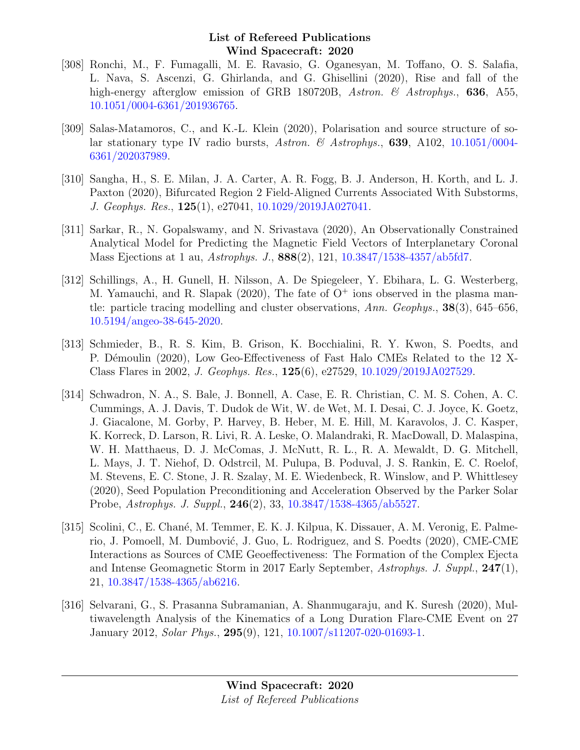[308] Ronchi, M., F. Fumagalli, M. E. Ravasio, G. Oganesyan, M. Toffano, O. S. Salafia, L. Nava, S. Ascenzi, G. Ghirlanda, and G. Ghisellini (2020), Rise and fall of the high-energy afterglow emission of GRB 180720B, *Astron. & Astrophys.*, **636**, A55, 10.1051/0004-6361/201936765.

[309] Salas-Matamoros, C., and K.-L. Klein (2020), Polarisation and source structure of solar stationary type IV radio bursts, *Astron. & Astrophys.*, **639**, A102, 10.1051/0004-6361/202037989.

[310] Sangha, H., S. E. Milan, J. A. Carter, A. R. Fogg, B. J. Anderson, H. Korth, and L. J. Paxton (2020), Bifurcated Region 2 Field-Aligned Currents Associated With Substorms, *J. Geophys. Res.*, **125**(1), e27041, 10.1029/2019JA027041.

[311] Sarkar, R., N. Gopalswamy, and N. Srivastava (2020), An Observationally Constrained Analytical Model for Predicting the Magnetic Field Vectors of Interplanetary Coronal Mass Ejections at 1 au, *Astrophys. J.*, **888**(2), 121, 10.3847/1538-4357/ab5fd7.

[312] Schillings, A., H. Gunell, H. Nilsson, A. De Spiegeleer, Y. Ebihara, L. G. Westerberg, M. Yamauchi, and R. Slapak (2020), The fate of $O^+$ ions observed in the plasma mantle: particle tracing modelling and cluster observations, *Ann. Geophys.*, **38**(3), 645–656, 10.5194/angeo-38-645-2020.

[313] Schmieder, B., R. S. Kim, B. Grison, K. Bocchialini, R. Y. Kwon, S. Poedts, and P. Démoulin (2020), Low Geo-Effectiveness of Fast Halo CMEs Related to the 12 X-Class Flares in 2002, *J. Geophys. Res.*, **125**(6), e27529, 10.1029/2019JA027529.

[314] Schwadron, N. A., S. Bale, J. Bonnell, A. Case, E. R. Christian, C. M. S. Cohen, A. C. Cummings, A. J. Davis, T. Dudok de Wit, W. de Wet, M. I. Desai, C. J. Joyce, K. Goetz, J. Giacalone, M. Gorby, P. Harvey, B. Heber, M. E. Hill, M. Karavolos, J. C. Kasper, K. Korreck, D. Larson, R. Livi, R. A. Leske, O. Malandraki, R. MacDowall, D. Malaspina, W. H. Matthaeus, D. J. McComas, J. McNutt, R. L., R. A. Mewaldt, D. G. Mitchell, L. Mays, J. T. Niehof, D. Odstrcil, M. Pulupa, B. Poduval, J. S. Rankin, E. C. Roelof, M. Stevens, E. C. Stone, J. R. Szalay, M. E. Wiedenbeck, R. Winslow, and P. Whittlesey (2020), Seed Population Preconditioning and Acceleration Observed by the Parker Solar Probe, *Astrophys. J. Suppl.*, **246**(2), 33, 10.3847/1538-4365/ab5527.

[315] Scolini, C., E. Chané, M. Temmer, E. K. J. Kilpua, K. Dissauer, A. M. Veronig, E. Palmerio, J. Pomoell, M. Dumbović, J. Guo, L. Rodriguez, and S. Poedts (2020), CME-CME Interactions as Sources of CME Geoeffectiveness: The Formation of the Complex Ejecta and Intense Geomagnetic Storm in 2017 Early September, *Astrophys. J. Suppl.*, **247**(1), 21, 10.3847/1538-4365/ab6216.

[316] Selvarani, G., S. Prasanna Subramanian, A. Shanmugaraju, and K. Suresh (2020), Multiwavelength Analysis of the Kinematics of a Long Duration Flare-CME Event on 27 January 2012, *Solar Phys.*, **295**(9), 121, 10.1007/s11207-020-01693-1.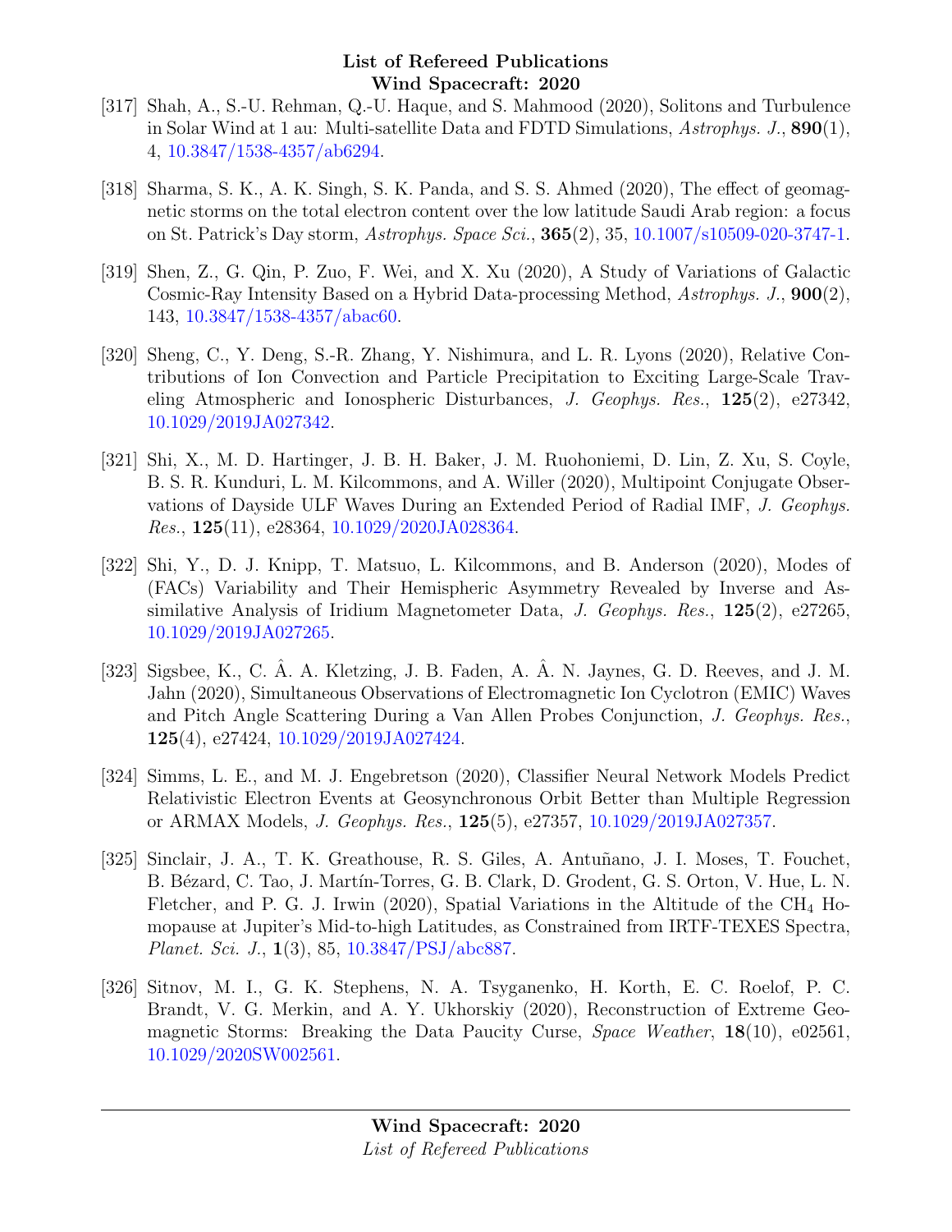[317] Shah, A., S.-U. Rehman, Q.-U. Haque, and S. Mahmood (2020), Solitons and Turbulence in Solar Wind at 1 au: Multi-satellite Data and FDTD Simulations, *Astrophys. J.*, **890**(1), 4, 10.3847/1538-4357/ab6294.

[318] Sharma, S. K., A. K. Singh, S. K. Panda, and S. S. Ahmed (2020), The effect of geomagnetic storms on the total electron content over the low latitude Saudi Arab region: a focus on St. Patrick's Day storm, *Astrophys. Space Sci.*, **365**(2), 35, 10.1007/s10509-020-3747-1.

[319] Shen, Z., G. Qin, P. Zuo, F. Wei, and X. Xu (2020), A Study of Variations of Galactic Cosmic-Ray Intensity Based on a Hybrid Data-processing Method, *Astrophys. J.*, **900**(2), 143, 10.3847/1538-4357/abac60.

[320] Sheng, C., Y. Deng, S.-R. Zhang, Y. Nishimura, and L. R. Lyons (2020), Relative Contributions of Ion Convection and Particle Precipitation to Exciting Large-Scale Traveling Atmospheric and Ionospheric Disturbances, *J. Geophys. Res.*, **125**(2), e27342, 10.1029/2019JA027342.

[321] Shi, X., M. D. Hartinger, J. B. H. Baker, J. M. Ruohoniemi, D. Lin, Z. Xu, S. Coyle, B. S. R. Kunduri, L. M. Kilcommons, and A. Willer (2020), Multipoint Conjugate Observations of Dayside ULF Waves During an Extended Period of Radial IMF, *J. Geophys. Res.*, **125**(11), e28364, 10.1029/2020JA028364.

[322] Shi, Y., D. J. Knipp, T. Matsuo, L. Kilcommons, and B. Anderson (2020), Modes of (FACs) Variability and Their Hemispheric Asymmetry Revealed by Inverse and Assimilative Analysis of Iridium Magnetometer Data, *J. Geophys. Res.*, **125**(2), e27265, 10.1029/2019JA027265.

[323] Sigsbee, K., C. Â. A. Kletzing, J. B. Faden, A. Â. N. Jaynes, G. D. Reeves, and J. M. Jahn (2020), Simultaneous Observations of Electromagnetic Ion Cyclotron (EMIC) Waves and Pitch Angle Scattering During a Van Allen Probes Conjunction, *J. Geophys. Res.*, **125**(4), e27424, 10.1029/2019JA027424.

[324] Simms, L. E., and M. J. Engebretson (2020), Classifier Neural Network Models Predict Relativistic Electron Events at Geosynchronous Orbit Better than Multiple Regression or ARMAX Models, *J. Geophys. Res.*, **125**(5), e27357, 10.1029/2019JA027357.

[325] Sinclair, J. A., T. K. Greathouse, R. S. Giles, A. Antuñano, J. I. Moses, T. Fouchet, B. Bézard, C. Tao, J. Martín-Torres, G. B. Clark, D. Grodent, G. S. Orton, V. Hue, L. N. Fletcher, and P. G. J. Irwin (2020), Spatial Variations in the Altitude of the $CH_4$ Homopause at Jupiter's Mid-to-high Latitudes, as Constrained from IRTF-TEXES Spectra, *Planet. Sci. J.*, **1**(3), 85, 10.3847/PSJ/abc887.

[326] Sitnov, M. I., G. K. Stephens, N. A. Tsyganenko, H. Korth, E. C. Roelof, P. C. Brandt, V. G. Merkin, and A. Y. Ukhorskiy (2020), Reconstruction of Extreme Geomagnetic Storms: Breaking the Data Paucity Curse, *Space Weather*, **18**(10), e02561, 10.1029/2020SW002561.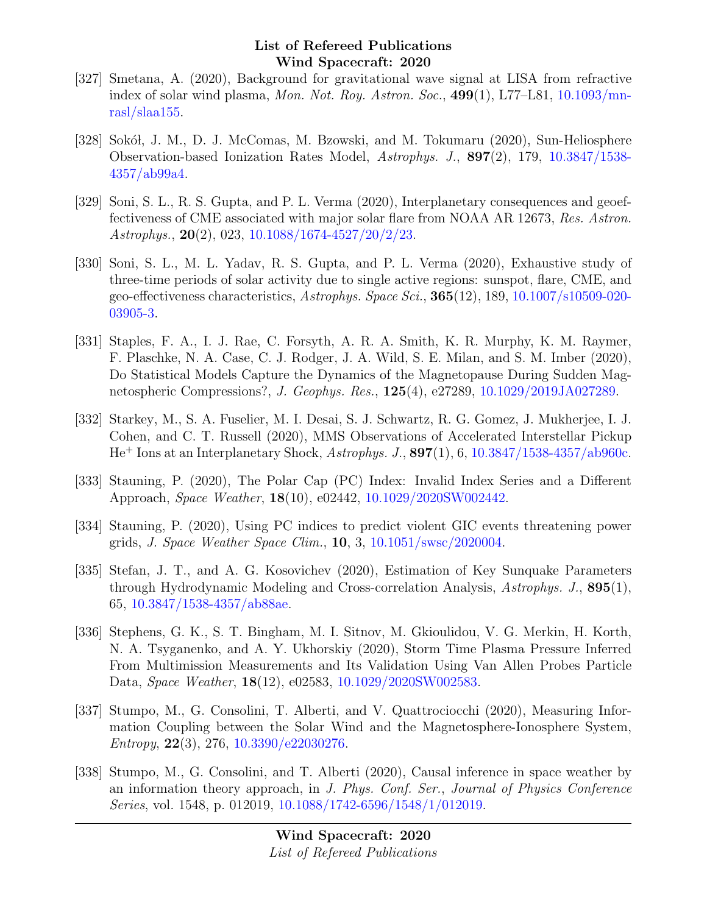[327] Smetana, A. (2020), Background for gravitational wave signal at LISA from refractive index of solar wind plasma, *Mon. Not. Roy. Astron. Soc.*, **499**(1), L77–L81, 10.1093/mnrasl/slaa155.

[328] Sokół, J. M., D. J. McComas, M. Bzowski, and M. Tokumaru (2020), Sun-Heliosphere Observation-based Ionization Rates Model, *Astrophys. J.*, **897**(2), 179, 10.3847/1538-4357/ab99a4.

[329] Soni, S. L., R. S. Gupta, and P. L. Verma (2020), Interplanetary consequences and geoeffectiveness of CME associated with major solar flare from NOAA AR 12673, *Res. Astron. Astrophys.*, **20**(2), 023, 10.1088/1674-4527/20/2/23.

[330] Soni, S. L., M. L. Yadav, R. S. Gupta, and P. L. Verma (2020), Exhaustive study of three-time periods of solar activity due to single active regions: sunspot, flare, CME, and geo-effectiveness characteristics, *Astrophys. Space Sci.*, **365**(12), 189, 10.1007/s10509-020-03905-3.

[331] Staples, F. A., I. J. Rae, C. Forsyth, A. R. A. Smith, K. R. Murphy, K. M. Raymer, F. Plaschke, N. A. Case, C. J. Rodger, J. A. Wild, S. E. Milan, and S. M. Imber (2020), Do Statistical Models Capture the Dynamics of the Magnetopause During Sudden Magnetospheric Compressions?, *J. Geophys. Res.*, **125**(4), e27289, 10.1029/2019JA027289.

[332] Starkey, M., S. A. Fuselier, M. I. Desai, S. J. Schwartz, R. G. Gomez, J. Mukherjee, I. J. Cohen, and C. T. Russell (2020), MMS Observations of Accelerated Interstellar Pickup $He^{+}$ Ions at an Interplanetary Shock, *Astrophys. J.*, **897**(1), 6, 10.3847/1538-4357/ab960c.

[333] Stauning, P. (2020), The Polar Cap (PC) Index: Invalid Index Series and a Different Approach, *Space Weather*, **18**(10), e02442, 10.1029/2020SW002442.

[334] Stauning, P. (2020), Using PC indices to predict violent GIC events threatening power grids, *J. Space Weather Space Clim.*, **10**, 3, 10.1051/swsc/2020004.

[335] Stefan, J. T., and A. G. Kosovichev (2020), Estimation of Key Sunquake Parameters through Hydrodynamic Modeling and Cross-correlation Analysis, *Astrophys. J.*, **895**(1), 65, 10.3847/1538-4357/ab88ae.

[336] Stephens, G. K., S. T. Bingham, M. I. Sitnov, M. Gkioulidou, V. G. Merkin, H. Korth, N. A. Tsyganenko, and A. Y. Ukhorskiy (2020), Storm Time Plasma Pressure Inferred From Multimission Measurements and Its Validation Using Van Allen Probes Particle Data, *Space Weather*, **18**(12), e02583, 10.1029/2020SW002583.

[337] Stumpo, M., G. Consolini, T. Alberti, and V. Quattrociocchi (2020), Measuring Information Coupling between the Solar Wind and the Magnetosphere-Ionosphere System, *Entropy*, **22**(3), 276, 10.3390/e22030276.

[338] Stumpo, M., G. Consolini, and T. Alberti (2020), Causal inference in space weather by an information theory approach, in *J. Phys. Conf. Ser.*, *Journal of Physics Conference Series*, vol. 1548, p. 012019, 10.1088/1742-6596/1548/1/012019.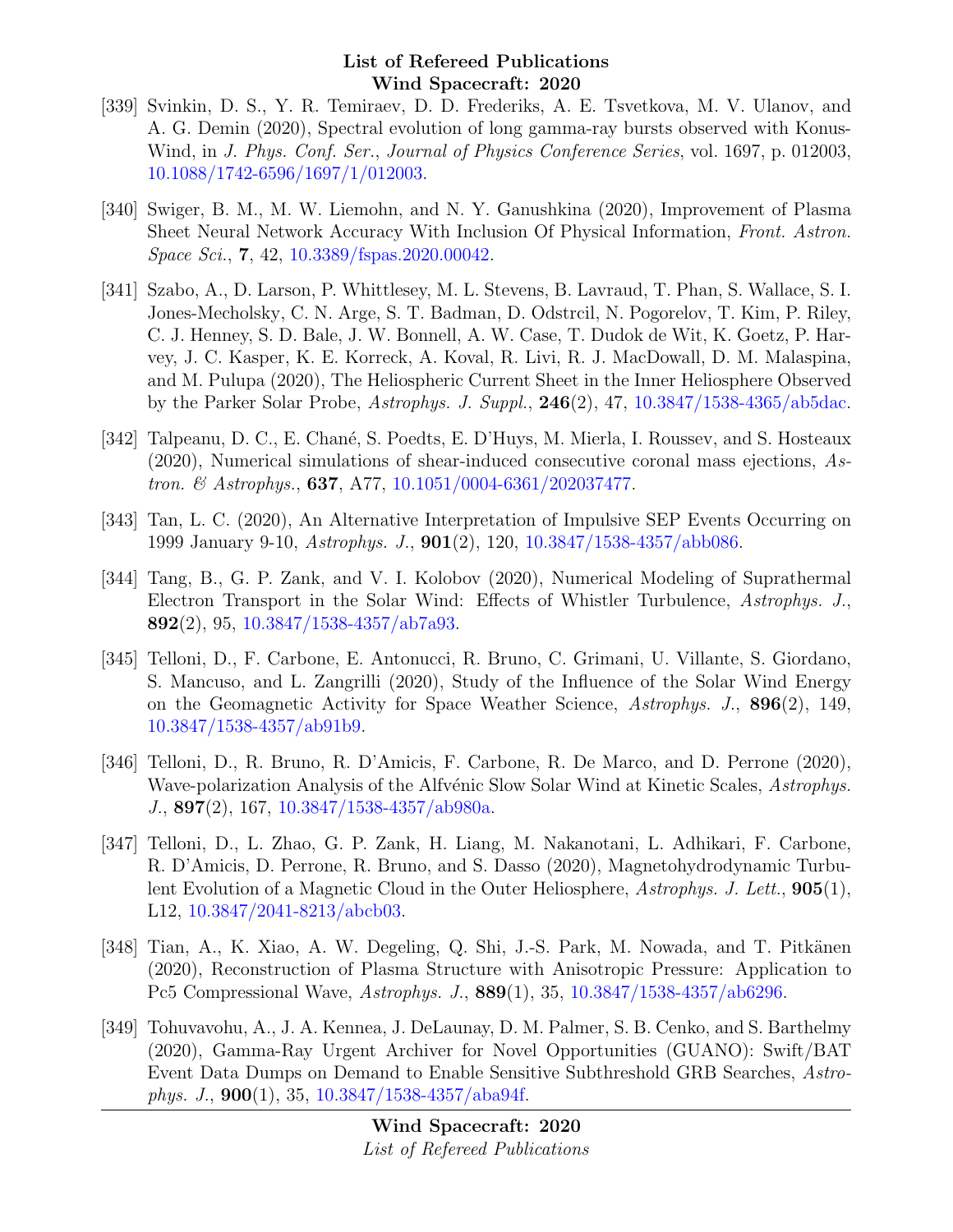[339] Svinkin, D. S., Y. R. Temiraev, D. D. Frederiks, A. E. Tsvetkova, M. V. Ulanov, and A. G. Demin (2020), Spectral evolution of long gamma-ray bursts observed with Konus-Wind, in *J. Phys. Conf. Ser.*, *Journal of Physics Conference Series*, vol. 1697, p. 012003, 10.1088/1742-6596/1697/1/012003.

[340] Swiger, B. M., M. W. Liemohn, and N. Y. Ganushkina (2020), Improvement of Plasma Sheet Neural Network Accuracy With Inclusion Of Physical Information, *Front. Astron. Space Sci.*, **7**, 42, 10.3389/fspas.2020.00042.

[341] Szabo, A., D. Larson, P. Whittlesey, M. L. Stevens, B. Lavraud, T. Phan, S. Wallace, S. I. Jones-Mecholsky, C. N. Arge, S. T. Badman, D. Odstrcil, N. Pogorelov, T. Kim, P. Riley, C. J. Henney, S. D. Bale, J. W. Bonnell, A. W. Case, T. Dudok de Wit, K. Goetz, P. Harvey, J. C. Kasper, K. E. Korreck, A. Koval, R. Livi, R. J. MacDowall, D. M. Malaspina, and M. Pulupa (2020), The Heliospheric Current Sheet in the Inner Heliosphere Observed by the Parker Solar Probe, *Astrophys. J. Suppl.*, **246**(2), 47, 10.3847/1538-4365/ab5dac.

[342] Talpeanu, D. C., E. Chané, S. Poedts, E. D'Huys, M. Mierla, I. Roussev, and S. Hosteaux (2020), Numerical simulations of shear-induced consecutive coronal mass ejections, *Astron. & Astrophys.*, **637**, A77, 10.1051/0004-6361/202037477.

[343] Tan, L. C. (2020), An Alternative Interpretation of Impulsive SEP Events Occurring on 1999 January 9-10, *Astrophys. J.*, **901**(2), 120, 10.3847/1538-4357/abb086.

[344] Tang, B., G. P. Zank, and V. I. Kolobov (2020), Numerical Modeling of Suprathermal Electron Transport in the Solar Wind: Effects of Whistler Turbulence, *Astrophys. J.*, **892**(2), 95, 10.3847/1538-4357/ab7a93.

[345] Telloni, D., F. Carbone, E. Antonucci, R. Bruno, C. Grimani, U. Villante, S. Giordano, S. Mancuso, and L. Zangrilli (2020), Study of the Influence of the Solar Wind Energy on the Geomagnetic Activity for Space Weather Science, *Astrophys. J.*, **896**(2), 149, 10.3847/1538-4357/ab91b9.

[346] Telloni, D., R. Bruno, R. D'Amicis, F. Carbone, R. De Marco, and D. Perrone (2020), Wave-polarization Analysis of the Alfvénic Slow Solar Wind at Kinetic Scales, *Astrophys. J.*, **897**(2), 167, 10.3847/1538-4357/ab980a.

[347] Telloni, D., L. Zhao, G. P. Zank, H. Liang, M. Nakanotani, L. Adhikari, F. Carbone, R. D'Amicis, D. Perrone, R. Bruno, and S. Dasso (2020), Magnetohydrodynamic Turbulent Evolution of a Magnetic Cloud in the Outer Heliosphere, *Astrophys. J. Lett.*, **905**(1), L12, 10.3847/2041-8213/abcb03.

[348] Tian, A., K. Xiao, A. W. Degeling, Q. Shi, J.-S. Park, M. Nowada, and T. Pitkänen (2020), Reconstruction of Plasma Structure with Anisotropic Pressure: Application to Pc5 Compressional Wave, *Astrophys. J.*, **889**(1), 35, 10.3847/1538-4357/ab6296.

[349] Tohuvavohu, A., J. A. Kennea, J. DeLaunay, D. M. Palmer, S. B. Cenko, and S. Barthelmy (2020), Gamma-Ray Urgent Archiver for Novel Opportunities (GUANO): Swift/BAT Event Data Dumps on Demand to Enable Sensitive Subthreshold GRB Searches, *Astrophys. J.*, **900**(1), 35, 10.3847/1538-4357/aba94f.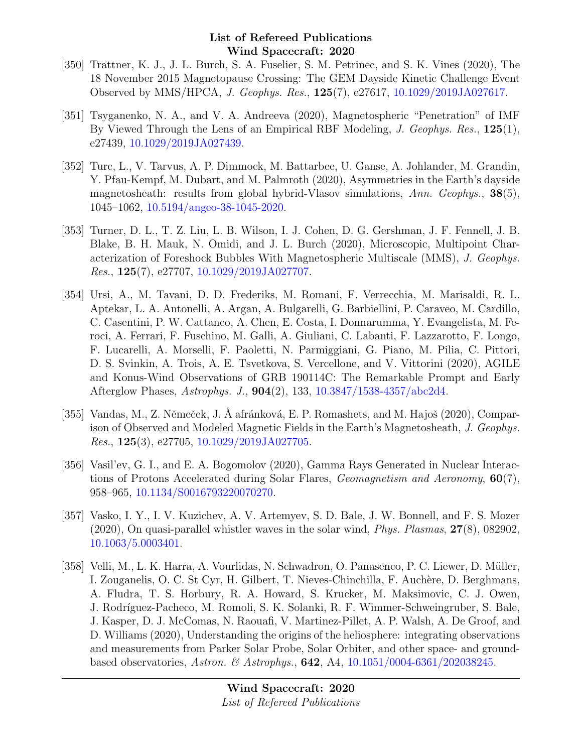[350] Trattner, K. J., J. L. Burch, S. A. Fuselier, S. M. Petrinec, and S. K. Vines (2020), The 18 November 2015 Magnetopause Crossing: The GEM Dayside Kinetic Challenge Event Observed by MMS/HPCA, *J. Geophys. Res.*, **125**(7), e27617, 10.1029/2019JA027617.

[351] Tsyganenko, N. A., and V. A. Andreeva (2020), Magnetospheric "Penetration" of IMF By Viewed Through the Lens of an Empirical RBF Modeling, *J. Geophys. Res.*, **125**(1), e27439, 10.1029/2019JA027439.

[352] Turc, L., V. Tarvus, A. P. Dimmock, M. Battarbee, U. Ganse, A. Johlander, M. Grandin, Y. Pfau-Kempf, M. Dubart, and M. Palmroth (2020), Asymmetries in the Earth's dayside magnetosheath: results from global hybrid-Vlasov simulations, *Ann. Geophys.*, **38**(5), 1045–1062, 10.5194/angeo-38-1045-2020.

[353] Turner, D. L., T. Z. Liu, L. B. Wilson, I. J. Cohen, D. G. Gershman, J. F. Fennell, J. B. Blake, B. H. Mauk, N. Omidi, and J. L. Burch (2020), Microscopic, Multipoint Characterization of Foreshock Bubbles With Magnetospheric Multiscale (MMS), *J. Geophys. Res.*, **125**(7), e27707, 10.1029/2019JA027707.

[354] Ursi, A., M. Tavani, D. D. Frederiks, M. Romani, F. Verrecchia, M. Marisaldi, R. L. Aptekar, L. A. Antonelli, A. Argan, A. Bulgarelli, G. Barbiellini, P. Caraveo, M. Cardillo, C. Casentini, P. W. Cattaneo, A. Chen, E. Costa, I. Donnarumma, Y. Evangelista, M. Feroci, A. Ferrari, F. Fuschino, M. Galli, A. Giuliani, C. Labanti, F. Lazzarotto, F. Longo, F. Lucarelli, A. Morselli, F. Paoletti, N. Parmiggiani, G. Piano, M. Pilia, C. Pittori, D. S. Svinkin, A. Trois, A. E. Tsvetkova, S. Vercellone, and V. Vittorini (2020), AGILE and Konus-Wind Observations of GRB 190114C: The Remarkable Prompt and Early Afterglow Phases, *Astrophys. J.*, **904**(2), 133, 10.3847/1538-4357/abc2d4.

[355] Vandas, M., Z. Němeček, J. Å afránková, E. P. Romashets, and M. Hajoš (2020), Comparison of Observed and Modeled Magnetic Fields in the Earth's Magnetosheath, *J. Geophys. Res.*, **125**(3), e27705, 10.1029/2019JA027705.

[356] Vasil'ev, G. I., and E. A. Bogomolov (2020), Gamma Rays Generated in Nuclear Interactions of Protons Accelerated during Solar Flares, *Geomagnetism and Aeronomy*, **60**(7), 958–965, 10.1134/S0016793220070270.

[357] Vasko, I. Y., I. V. Kuzichev, A. V. Artemyev, S. D. Bale, J. W. Bonnell, and F. S. Mozer (2020), On quasi-parallel whistler waves in the solar wind, *Phys. Plasmas*, **27**(8), 082902, 10.1063/5.0003401.

[358] Velli, M., L. K. Harra, A. Vourlidas, N. Schwadron, O. Panasenco, P. C. Liewer, D. Müller, I. Zouganelis, O. C. St Cyr, H. Gilbert, T. Nieves-Chinchilla, F. Auchère, D. Berghmans, A. Fludra, T. S. Horbury, R. A. Howard, S. Krucker, M. Maksimovic, C. J. Owen, J. Rodríguez-Pacheco, M. Romoli, S. K. Solanki, R. F. Wimmer-Schweingruber, S. Bale, J. Kasper, D. J. McComas, N. Raouafi, V. Martinez-Pillet, A. P. Walsh, A. De Groof, and D. Williams (2020), Understanding the origins of the heliosphere: integrating observations and measurements from Parker Solar Probe, Solar Orbiter, and other space- and ground-based observatories, *Astron. & Astrophys.*, **642**, A4, 10.1051/0004-6361/202038245.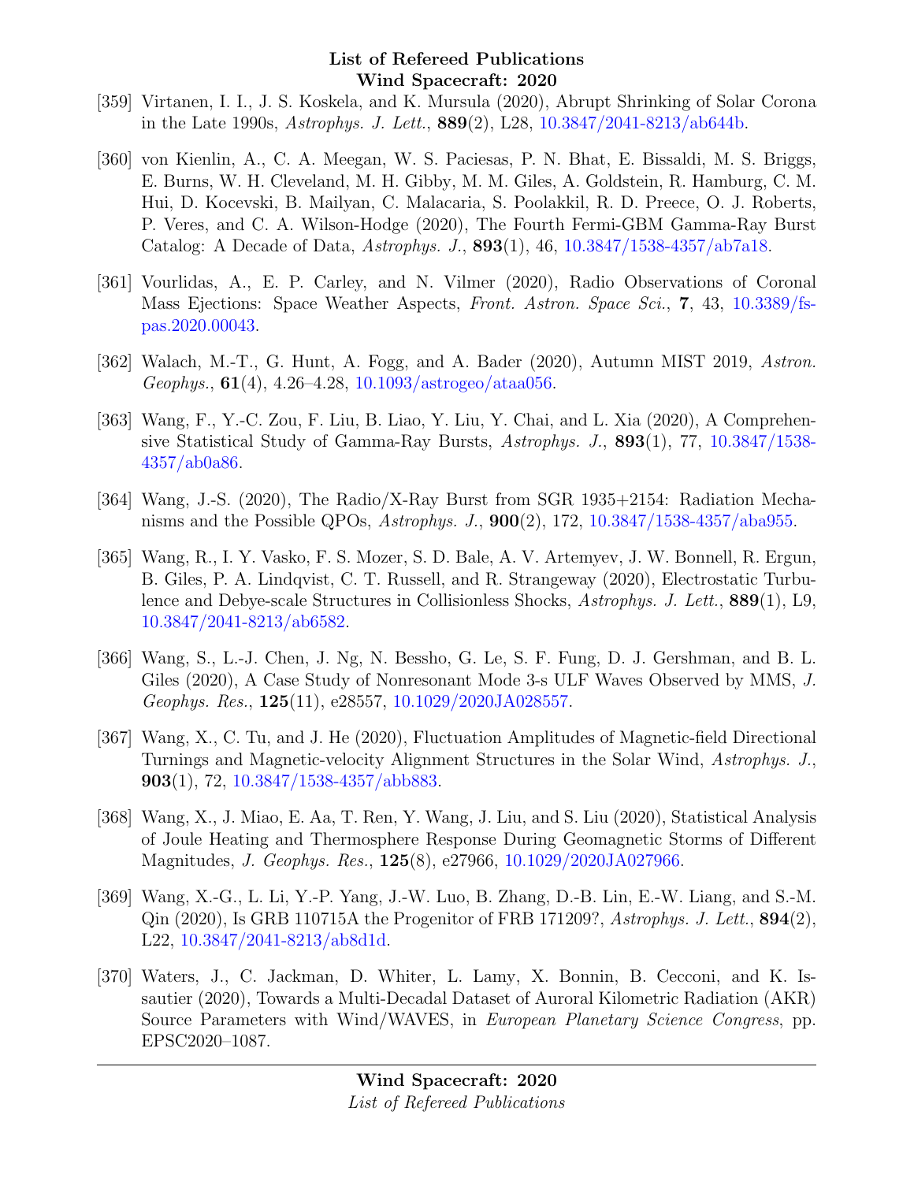[359] Virtanen, I. I., J. S. Koskela, and K. Mursula (2020), Abrupt Shrinking of Solar Corona in the Late 1990s, *Astrophys. J. Lett.*, **889**(2), L28, 10.3847/2041-8213/ab644b.

[360] von Kienlin, A., C. A. Meegan, W. S. Paciesas, P. N. Bhat, E. Bissaldi, M. S. Briggs, E. Burns, W. H. Cleveland, M. H. Gibby, M. M. Giles, A. Goldstein, R. Hamburg, C. M. Hui, D. Kocevski, B. Mailyan, C. Malacaria, S. Poolakkil, R. D. Preece, O. J. Roberts, P. Veres, and C. A. Wilson-Hodge (2020), The Fourth Fermi-GBM Gamma-Ray Burst Catalog: A Decade of Data, *Astrophys. J.*, **893**(1), 46, 10.3847/1538-4357/ab7a18.

[361] Vourlidas, A., E. P. Carley, and N. Vilmer (2020), Radio Observations of Coronal Mass Ejections: Space Weather Aspects, *Front. Astron. Space Sci.*, **7**, 43, 10.3389/fspas.2020.00043.

[362] Walach, M.-T., G. Hunt, A. Fogg, and A. Bader (2020), Autumn MIST 2019, *Astron. Geophys.*, **61**(4), 4.26–4.28, 10.1093/astrogeo/ataa056.

[363] Wang, F., Y.-C. Zou, F. Liu, B. Liao, Y. Liu, Y. Chai, and L. Xia (2020), A Comprehensive Statistical Study of Gamma-Ray Bursts, *Astrophys. J.*, **893**(1), 77, 10.3847/1538-4357/ab0a86.

[364] Wang, J.-S. (2020), The Radio/X-Ray Burst from SGR 1935+2154: Radiation Mechanisms and the Possible QPOs, *Astrophys. J.*, **900**(2), 172, 10.3847/1538-4357/aba955.

[365] Wang, R., I. Y. Vasko, F. S. Mozer, S. D. Bale, A. V. Artemyev, J. W. Bonnell, R. Ergun, B. Giles, P. A. Lindqvist, C. T. Russell, and R. Strangeway (2020), Electrostatic Turbulence and Debye-scale Structures in Collisionless Shocks, *Astrophys. J. Lett.*, **889**(1), L9, 10.3847/2041-8213/ab6582.

[366] Wang, S., L.-J. Chen, J. Ng, N. Bessho, G. Le, S. F. Fung, D. J. Gershman, and B. L. Giles (2020), A Case Study of Nonresonant Mode 3-s ULF Waves Observed by MMS, *J. Geophys. Res.*, **125**(11), e28557, 10.1029/2020JA028557.

[367] Wang, X., C. Tu, and J. He (2020), Fluctuation Amplitudes of Magnetic-field Directional Turnings and Magnetic-velocity Alignment Structures in the Solar Wind, *Astrophys. J.*, **903**(1), 72, 10.3847/1538-4357/abb883.

[368] Wang, X., J. Miao, E. Aa, T. Ren, Y. Wang, J. Liu, and S. Liu (2020), Statistical Analysis of Joule Heating and Thermosphere Response During Geomagnetic Storms of Different Magnitudes, *J. Geophys. Res.*, **125**(8), e27966, 10.1029/2020JA027966.

[369] Wang, X.-G., L. Li, Y.-P. Yang, J.-W. Luo, B. Zhang, D.-B. Lin, E.-W. Liang, and S.-M. Qin (2020), Is GRB 110715A the Progenitor of FRB 171209?, *Astrophys. J. Lett.*, **894**(2), L22, 10.3847/2041-8213/ab8d1d.

[370] Waters, J., C. Jackman, D. Whiter, L. Lamy, X. Bonnin, B. Cecconi, and K. Issautier (2020), Towards a Multi-Decadal Dataset of Auroral Kilometric Radiation (AKR) Source Parameters with Wind/WAVES, in *European Planetary Science Congress*, pp. EPSC2020–1087.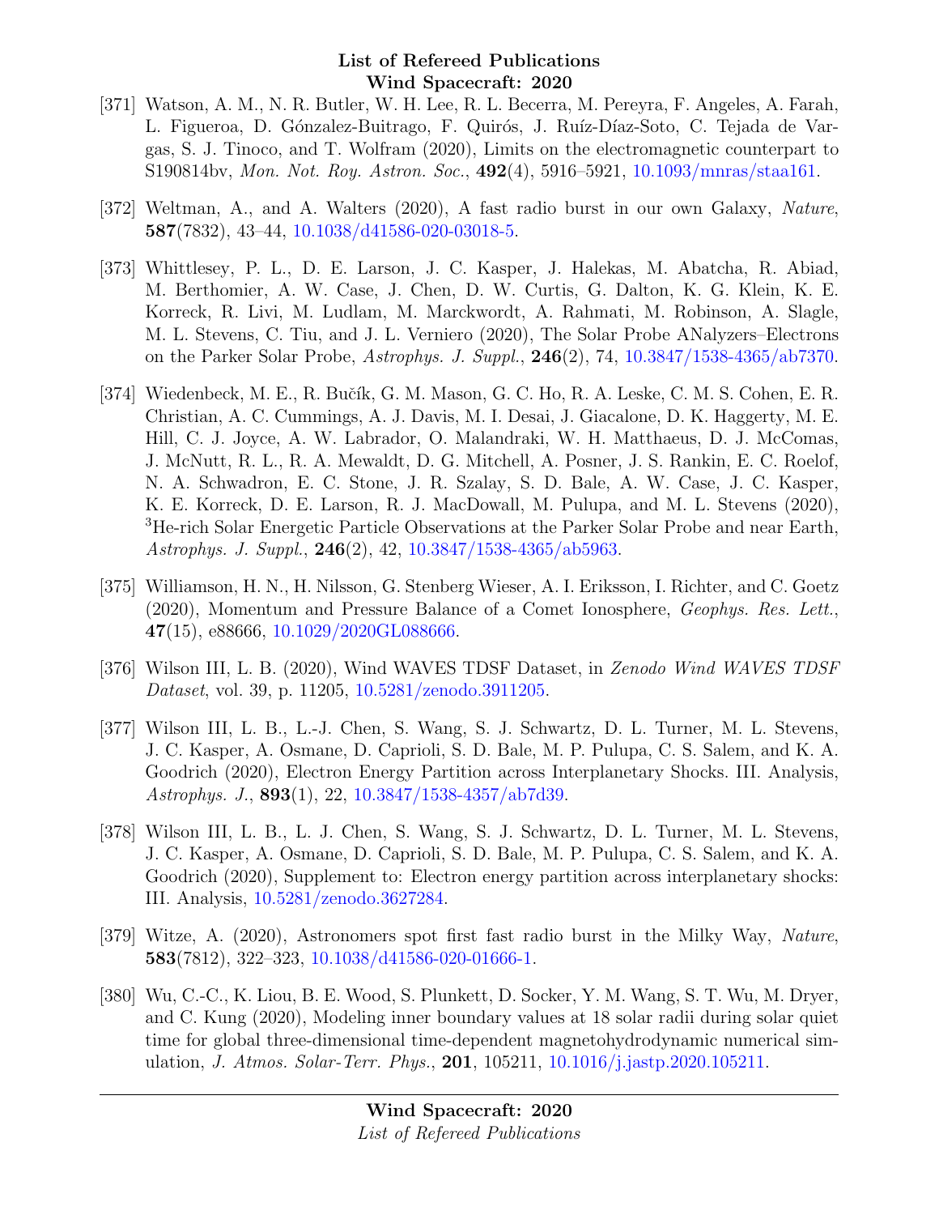[371] Watson, A. M., N. R. Butler, W. H. Lee, R. L. Becerra, M. Pereyra, F. Angeles, A. Farah, L. Figueroa, D. Gónzalez-Buitrago, F. Quirós, J. Ruíz-Díaz-Soto, C. Tejada de Vargas, S. J. Tinoco, and T. Wolfram (2020), Limits on the electromagnetic counterpart to S190814bv, *Mon. Not. Roy. Astron. Soc.*, **492**(4), 5916–5921, 10.1093/mnras/staa161.

[372] Weltman, A., and A. Walters (2020), A fast radio burst in our own Galaxy, *Nature*, **587**(7832), 43–44, 10.1038/d41586-020-03018-5.

[373] Whittlesey, P. L., D. E. Larson, J. C. Kasper, J. Halekas, M. Abatcha, R. Abiad, M. Berthomier, A. W. Case, J. Chen, D. W. Curtis, G. Dalton, K. G. Klein, K. E. Korreck, R. Livi, M. Ludlam, M. Marckwordt, A. Rahmati, M. Robinson, A. Slagle, M. L. Stevens, C. Tiu, and J. L. Verniero (2020), The Solar Probe ANalyzers–Electrons on the Parker Solar Probe, *Astrophys. J. Suppl.*, **246**(2), 74, 10.3847/1538-4365/ab7370.

[374] Wiedenbeck, M. E., R. Bučík, G. M. Mason, G. C. Ho, R. A. Leske, C. M. S. Cohen, E. R. Christian, A. C. Cummings, A. J. Davis, M. I. Desai, J. Giacalone, D. K. Haggerty, M. E. Hill, C. J. Joyce, A. W. Labrador, O. Malandraki, W. H. Matthaeus, D. J. McComas, J. McNutt, R. L., R. A. Mewaldt, D. G. Mitchell, A. Posner, J. S. Rankin, E. C. Roelof, N. A. Schwadron, E. C. Stone, J. R. Szalay, S. D. Bale, A. W. Case, J. C. Kasper, K. E. Korreck, D. E. Larson, R. J. MacDowall, M. Pulupa, and M. L. Stevens (2020), $^{3}$He-rich Solar Energetic Particle Observations at the Parker Solar Probe and near Earth, *Astrophys. J. Suppl.*, **246**(2), 42, 10.3847/1538-4365/ab5963.

[375] Williamson, H. N., H. Nilsson, G. Stenberg Wieser, A. I. Eriksson, I. Richter, and C. Goetz (2020), Momentum and Pressure Balance of a Comet Ionosphere, *Geophys. Res. Lett.*, **47**(15), e88666, 10.1029/2020GL088666.

[376] Wilson III, L. B. (2020), Wind WAVES TDSF Dataset, in *Zenodo Wind WAVES TDSF Dataset*, vol. 39, p. 11205, 10.5281/zenodo.3911205.

[377] Wilson III, L. B., L.-J. Chen, S. Wang, S. J. Schwartz, D. L. Turner, M. L. Stevens, J. C. Kasper, A. Osmane, D. Caprioli, S. D. Bale, M. P. Pulupa, C. S. Salem, and K. A. Goodrich (2020), Electron Energy Partition across Interplanetary Shocks. III. Analysis, *Astrophys. J.*, **893**(1), 22, 10.3847/1538-4357/ab7d39.

[378] Wilson III, L. B., L. J. Chen, S. Wang, S. J. Schwartz, D. L. Turner, M. L. Stevens, J. C. Kasper, A. Osmane, D. Caprioli, S. D. Bale, M. P. Pulupa, C. S. Salem, and K. A. Goodrich (2020), Supplement to: Electron energy partition across interplanetary shocks: III. Analysis, 10.5281/zenodo.3627284.

[379] Witze, A. (2020), Astronomers spot first fast radio burst in the Milky Way, *Nature*, **583**(7812), 322–323, 10.1038/d41586-020-01666-1.

[380] Wu, C.-C., K. Liou, B. E. Wood, S. Plunkett, D. Socker, Y. M. Wang, S. T. Wu, M. Dryer, and C. Kung (2020), Modeling inner boundary values at 18 solar radii during solar quiet time for global three-dimensional time-dependent magnetohydrodynamic numerical simulation, *J. Atmos. Solar-Terr. Phys.*, **201**, 105211, 10.1016/j.jastp.2020.105211.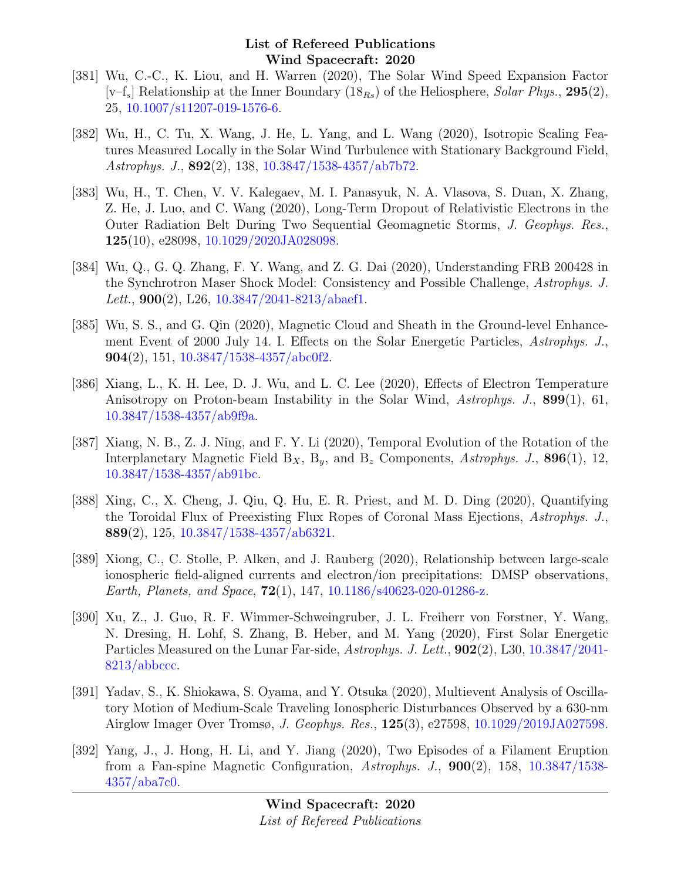[381] Wu, C.-C., K. Liou, and H. Warren (2020), The Solar Wind Speed Expansion Factor [v–$f_s$] Relationship at the Inner Boundary ($18_{Rs}$) of the Heliosphere, *Solar Phys.*, **295**(2), 25, 10.1007/s11207-019-1576-6.

[382] Wu, H., C. Tu, X. Wang, J. He, L. Yang, and L. Wang (2020), Isotropic Scaling Features Measured Locally in the Solar Wind Turbulence with Stationary Background Field, *Astrophys. J.*, **892**(2), 138, 10.3847/1538-4357/ab7b72.

[383] Wu, H., T. Chen, V. V. Kalegaev, M. I. Panasyuk, N. A. Vlasova, S. Duan, X. Zhang, Z. He, J. Luo, and C. Wang (2020), Long-Term Dropout of Relativistic Electrons in the Outer Radiation Belt During Two Sequential Geomagnetic Storms, *J. Geophys. Res.*, **125**(10), e28098, 10.1029/2020JA028098.

[384] Wu, Q., G. Q. Zhang, F. Y. Wang, and Z. G. Dai (2020), Understanding FRB 200428 in the Synchrotron Maser Shock Model: Consistency and Possible Challenge, *Astrophys. J. Lett.*, **900**(2), L26, 10.3847/2041-8213/abaef1.

[385] Wu, S. S., and G. Qin (2020), Magnetic Cloud and Sheath in the Ground-level Enhancement Event of 2000 July 14. I. Effects on the Solar Energetic Particles, *Astrophys. J.*, **904**(2), 151, 10.3847/1538-4357/abc0f2.

[386] Xiang, L., K. H. Lee, D. J. Wu, and L. C. Lee (2020), Effects of Electron Temperature Anisotropy on Proton-beam Instability in the Solar Wind, *Astrophys. J.*, **899**(1), 61, 10.3847/1538-4357/ab9f9a.

[387] Xiang, N. B., Z. J. Ning, and F. Y. Li (2020), Temporal Evolution of the Rotation of the Interplanetary Magnetic Field $B_X$, $B_y$, and $B_z$ Components, *Astrophys. J.*, **896**(1), 12, 10.3847/1538-4357/ab91bc.

[388] Xing, C., X. Cheng, J. Qiu, Q. Hu, E. R. Priest, and M. D. Ding (2020), Quantifying the Toroidal Flux of Preexisting Flux Ropes of Coronal Mass Ejections, *Astrophys. J.*, **889**(2), 125, 10.3847/1538-4357/ab6321.

[389] Xiong, C., C. Stolle, P. Alken, and J. Rauberg (2020), Relationship between large-scale ionospheric field-aligned currents and electron/ion precipitations: DMSP observations, *Earth, Planets, and Space*, **72**(1), 147, 10.1186/s40623-020-01286-z.

[390] Xu, Z., J. Guo, R. F. Wimmer-Schweingruber, J. L. Freiherr von Forstner, Y. Wang, N. Dresing, H. Lohf, S. Zhang, B. Heber, and M. Yang (2020), First Solar Energetic Particles Measured on the Lunar Far-side, *Astrophys. J. Lett.*, **902**(2), L30, 10.3847/2041-8213/abbccc.

[391] Yadav, S., K. Shiokawa, S. Oyama, and Y. Otsuka (2020), Multievent Analysis of Oscillatory Motion of Medium-Scale Traveling Ionospheric Disturbances Observed by a 630-nm Airglow Imager Over Tromsø, *J. Geophys. Res.*, **125**(3), e27598, 10.1029/2019JA027598.

[392] Yang, J., J. Hong, H. Li, and Y. Jiang (2020), Two Episodes of a Filament Eruption from a Fan-spine Magnetic Configuration, *Astrophys. J.*, **900**(2), 158, 10.3847/1538-4357/aba7c0.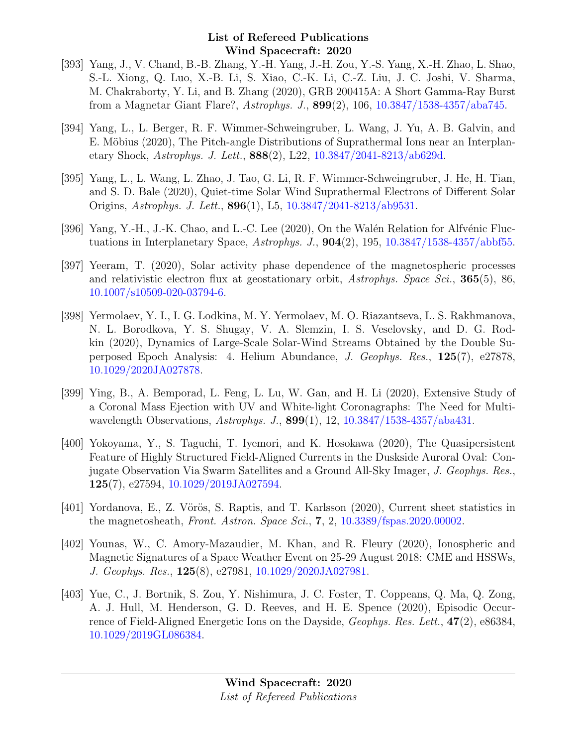[393] Yang, J., V. Chand, B.-B. Zhang, Y.-H. Yang, J.-H. Zou, Y.-S. Yang, X.-H. Zhao, L. Shao, S.-L. Xiong, Q. Luo, X.-B. Li, S. Xiao, C.-K. Li, C.-Z. Liu, J. C. Joshi, V. Sharma, M. Chakraborty, Y. Li, and B. Zhang (2020), GRB 200415A: A Short Gamma-Ray Burst from a Magnetar Giant Flare?, *Astrophys. J.*, **899**(2), 106, 10.3847/1538-4357/aba745.

[394] Yang, L., L. Berger, R. F. Wimmer-Schweingruber, L. Wang, J. Yu, A. B. Galvin, and E. Möbius (2020), The Pitch-angle Distributions of Suprathermal Ions near an Interplanetary Shock, *Astrophys. J. Lett.*, **888**(2), L22, 10.3847/2041-8213/ab629d.

[395] Yang, L., L. Wang, L. Zhao, J. Tao, G. Li, R. F. Wimmer-Schweingruber, J. He, H. Tian, and S. D. Bale (2020), Quiet-time Solar Wind Suprathermal Electrons of Different Solar Origins, *Astrophys. J. Lett.*, **896**(1), L5, 10.3847/2041-8213/ab9531.

[396] Yang, Y.-H., J.-K. Chao, and L.-C. Lee (2020), On the Walén Relation for Alfvénic Fluctuations in Interplanetary Space, *Astrophys. J.*, **904**(2), 195, 10.3847/1538-4357/abbf55.

[397] Yeeram, T. (2020), Solar activity phase dependence of the magnetospheric processes and relativistic electron flux at geostationary orbit, *Astrophys. Space Sci.*, **365**(5), 86, 10.1007/s10509-020-03794-6.

[398] Yermolaev, Y. I., I. G. Lodkina, M. Y. Yermolaev, M. O. Riazantseva, L. S. Rakhmanova, N. L. Borodkova, Y. S. Shugay, V. A. Slemzin, I. S. Veselovsky, and D. G. Rodkin (2020), Dynamics of Large-Scale Solar-Wind Streams Obtained by the Double Superposed Epoch Analysis: 4. Helium Abundance, *J. Geophys. Res.*, **125**(7), e27878, 10.1029/2020JA027878.

[399] Ying, B., A. Bemporad, L. Feng, L. Lu, W. Gan, and H. Li (2020), Extensive Study of a Coronal Mass Ejection with UV and White-light Coronagraphs: The Need for Multi-wavelength Observations, *Astrophys. J.*, **899**(1), 12, 10.3847/1538-4357/aba431.

[400] Yokoyama, Y., S. Taguchi, T. Iyemori, and K. Hosokawa (2020), The Quasipersistent Feature of Highly Structured Field-Aligned Currents in the Duskside Auroral Oval: Conjugate Observation Via Swarm Satellites and a Ground All-Sky Imager, *J. Geophys. Res.*, **125**(7), e27594, 10.1029/2019JA027594.

[401] Yordanova, E., Z. Vörös, S. Raptis, and T. Karlsson (2020), Current sheet statistics in the magnetosheath, *Front. Astron. Space Sci.*, **7**, 2, 10.3389/fspas.2020.00002.

[402] Younas, W., C. Amory-Mazaudier, M. Khan, and R. Fleury (2020), Ionospheric and Magnetic Signatures of a Space Weather Event on 25-29 August 2018: CME and HSSWs, *J. Geophys. Res.*, **125**(8), e27981, 10.1029/2020JA027981.

[403] Yue, C., J. Bortnik, S. Zou, Y. Nishimura, J. C. Foster, T. Coppeans, Q. Ma, Q. Zong, A. J. Hull, M. Henderson, G. D. Reeves, and H. E. Spence (2020), Episodic Occurrence of Field-Aligned Energetic Ions on the Dayside, *Geophys. Res. Lett.*, **47**(2), e86384, 10.1029/2019GL086384.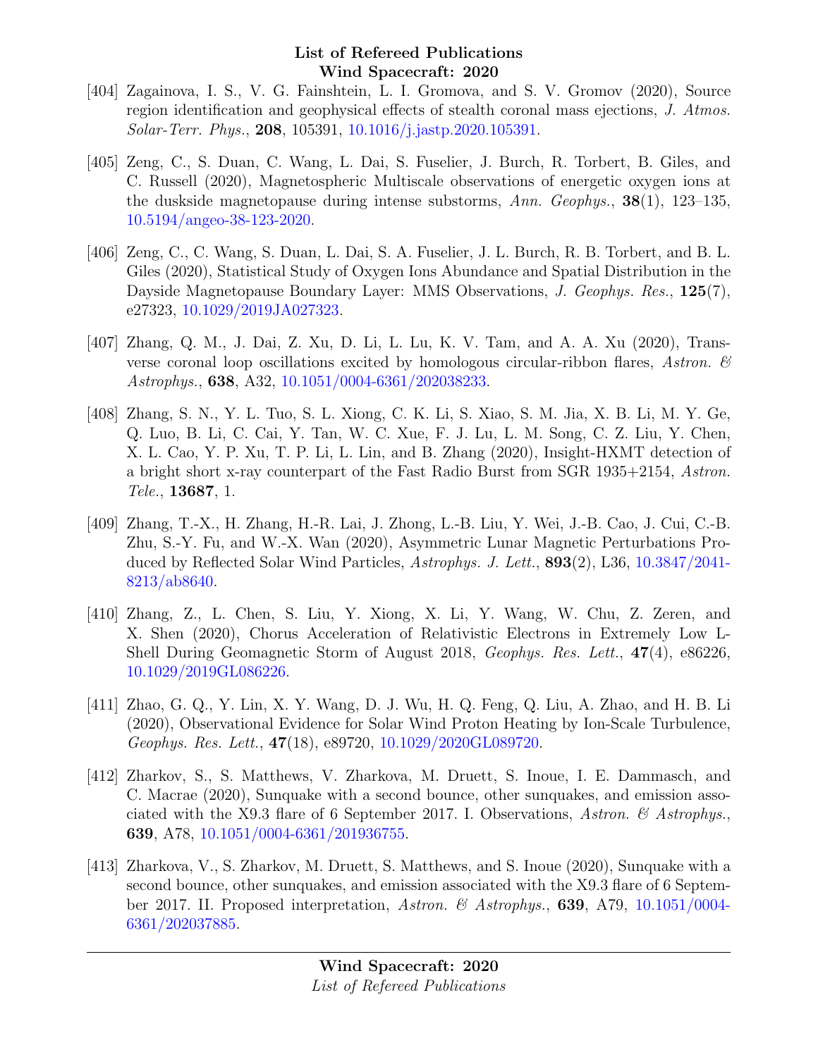[404] Zagainova, I. S., V. G. Fainshtein, L. I. Gromova, and S. V. Gromov (2020), Source region identification and geophysical effects of stealth coronal mass ejections, *J. Atmos. Solar-Terr. Phys.*, **208**, 105391, 10.1016/j.jastp.2020.105391.

[405] Zeng, C., S. Duan, C. Wang, L. Dai, S. Fuselier, J. Burch, R. Torbert, B. Giles, and C. Russell (2020), Magnetospheric Multiscale observations of energetic oxygen ions at the duskside magnetopause during intense substorms, *Ann. Geophys.*, **38**(1), 123–135, 10.5194/angeo-38-123-2020.

[406] Zeng, C., C. Wang, S. Duan, L. Dai, S. A. Fuselier, J. L. Burch, R. B. Torbert, and B. L. Giles (2020), Statistical Study of Oxygen Ions Abundance and Spatial Distribution in the Dayside Magnetopause Boundary Layer: MMS Observations, *J. Geophys. Res.*, **125**(7), e27323, 10.1029/2019JA027323.

[407] Zhang, Q. M., J. Dai, Z. Xu, D. Li, L. Lu, K. V. Tam, and A. A. Xu (2020), Transverse coronal loop oscillations excited by homologous circular-ribbon flares, *Astron. & Astrophys.*, **638**, A32, 10.1051/0004-6361/202038233.

[408] Zhang, S. N., Y. L. Tuo, S. L. Xiong, C. K. Li, S. Xiao, S. M. Jia, X. B. Li, M. Y. Ge, Q. Luo, B. Li, C. Cai, Y. Tan, W. C. Xue, F. J. Lu, L. M. Song, C. Z. Liu, Y. Chen, X. L. Cao, Y. P. Xu, T. P. Li, L. Lin, and B. Zhang (2020), Insight-HXMT detection of a bright short x-ray counterpart of the Fast Radio Burst from SGR 1935+2154, *Astron. Tele.*, **13687**, 1.

[409] Zhang, T.-X., H. Zhang, H.-R. Lai, J. Zhong, L.-B. Liu, Y. Wei, J.-B. Cao, J. Cui, C.-B. Zhu, S.-Y. Fu, and W.-X. Wan (2020), Asymmetric Lunar Magnetic Perturbations Produced by Reflected Solar Wind Particles, *Astrophys. J. Lett.*, **893**(2), L36, 10.3847/2041-8213/ab8640.

[410] Zhang, Z., L. Chen, S. Liu, Y. Xiong, X. Li, Y. Wang, W. Chu, Z. Zeren, and X. Shen (2020), Chorus Acceleration of Relativistic Electrons in Extremely Low L-Shell During Geomagnetic Storm of August 2018, *Geophys. Res. Lett.*, **47**(4), e86226, 10.1029/2019GL086226.

[411] Zhao, G. Q., Y. Lin, X. Y. Wang, D. J. Wu, H. Q. Feng, Q. Liu, A. Zhao, and H. B. Li (2020), Observational Evidence for Solar Wind Proton Heating by Ion-Scale Turbulence, *Geophys. Res. Lett.*, **47**(18), e89720, 10.1029/2020GL089720.

[412] Zharkov, S., S. Matthews, V. Zharkova, M. Druett, S. Inoue, I. E. Dammasch, and C. Macrae (2020), Sunquake with a second bounce, other sunquakes, and emission associated with the X9.3 flare of 6 September 2017. I. Observations, *Astron. & Astrophys.*, **639**, A78, 10.1051/0004-6361/201936755.

[413] Zharkova, V., S. Zharkov, M. Druett, S. Matthews, and S. Inoue (2020), Sunquake with a second bounce, other sunquakes, and emission associated with the X9.3 flare of 6 September 2017. II. Proposed interpretation, *Astron. & Astrophys.*, **639**, A79, 10.1051/0004-6361/202037885.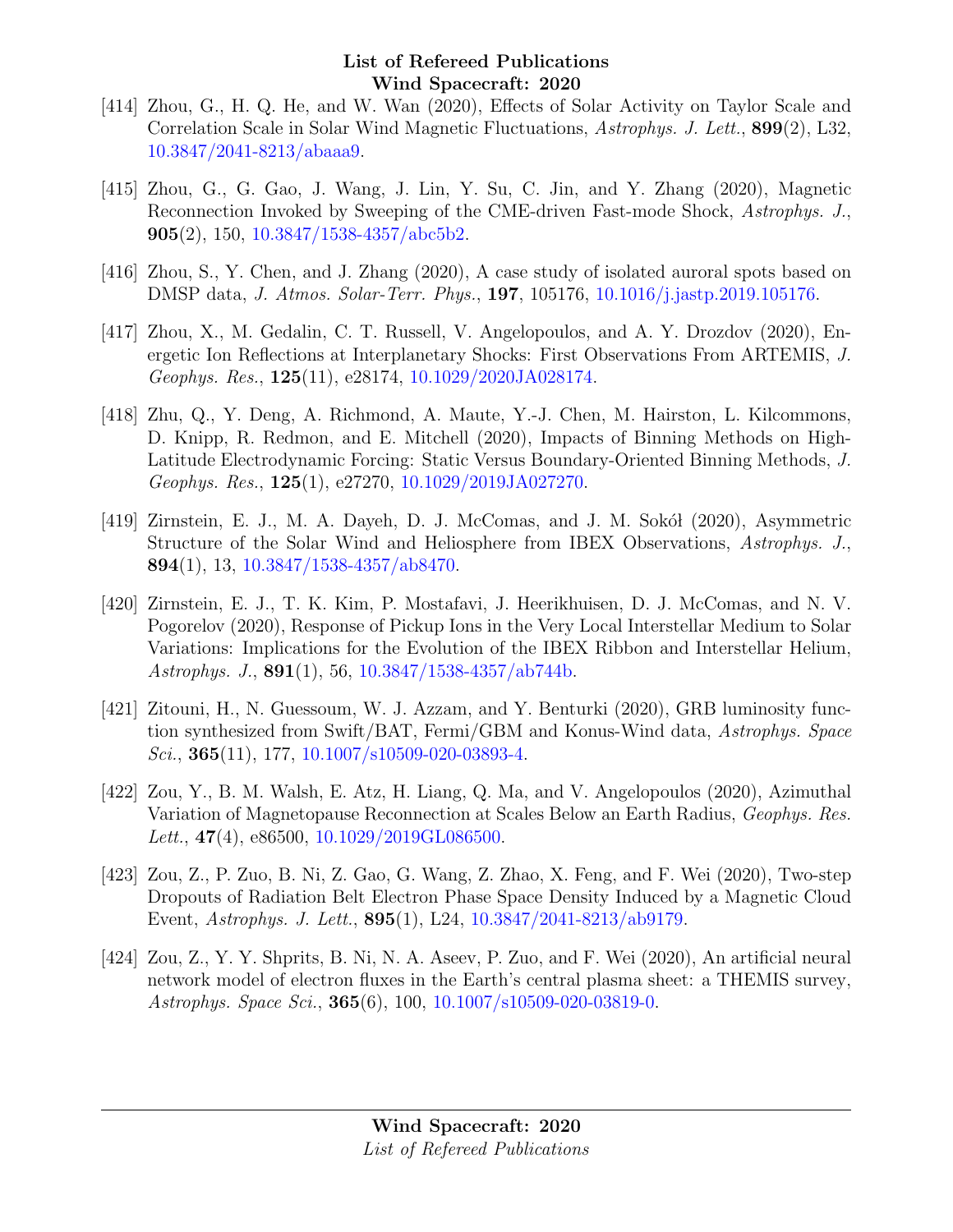[414] Zhou, G., H. Q. He, and W. Wan (2020), Effects of Solar Activity on Taylor Scale and Correlation Scale in Solar Wind Magnetic Fluctuations, *Astrophys. J. Lett.*, **899**(2), L32, 10.3847/2041-8213/abaaa9.

[415] Zhou, G., G. Gao, J. Wang, J. Lin, Y. Su, C. Jin, and Y. Zhang (2020), Magnetic Reconnection Invoked by Sweeping of the CME-driven Fast-mode Shock, *Astrophys. J.*, **905**(2), 150, 10.3847/1538-4357/abc5b2.

[416] Zhou, S., Y. Chen, and J. Zhang (2020), A case study of isolated auroral spots based on DMSP data, *J. Atmos. Solar-Terr. Phys.*, **197**, 105176, 10.1016/j.jastp.2019.105176.

[417] Zhou, X., M. Gedalin, C. T. Russell, V. Angelopoulos, and A. Y. Drozdov (2020), Energetic Ion Reflections at Interplanetary Shocks: First Observations From ARTEMIS, *J. Geophys. Res.*, **125**(11), e28174, 10.1029/2020JA028174.

[418] Zhu, Q., Y. Deng, A. Richmond, A. Maute, Y.-J. Chen, M. Hairston, L. Kilcommons, D. Knipp, R. Redmon, and E. Mitchell (2020), Impacts of Binning Methods on High-Latitude Electrodynamic Forcing: Static Versus Boundary-Oriented Binning Methods, *J. Geophys. Res.*, **125**(1), e27270, 10.1029/2019JA027270.

[419] Zirnstein, E. J., M. A. Dayeh, D. J. McComas, and J. M. Sokół (2020), Asymmetric Structure of the Solar Wind and Heliosphere from IBEX Observations, *Astrophys. J.*, **894**(1), 13, 10.3847/1538-4357/ab8470.

[420] Zirnstein, E. J., T. K. Kim, P. Mostafavi, J. Heerikhuisen, D. J. McComas, and N. V. Pogorelov (2020), Response of Pickup Ions in the Very Local Interstellar Medium to Solar Variations: Implications for the Evolution of the IBEX Ribbon and Interstellar Helium, *Astrophys. J.*, **891**(1), 56, 10.3847/1538-4357/ab744b.

[421] Zitouni, H., N. Guessoum, W. J. Azzam, and Y. Benturki (2020), GRB luminosity function synthesized from Swift/BAT, Fermi/GBM and Konus-Wind data, *Astrophys. Space Sci.*, **365**(11), 177, 10.1007/s10509-020-03893-4.

[422] Zou, Y., B. M. Walsh, E. Atz, H. Liang, Q. Ma, and V. Angelopoulos (2020), Azimuthal Variation of Magnetopause Reconnection at Scales Below an Earth Radius, *Geophys. Res. Lett.*, **47**(4), e86500, 10.1029/2019GL086500.

[423] Zou, Z., P. Zuo, B. Ni, Z. Gao, G. Wang, Z. Zhao, X. Feng, and F. Wei (2020), Two-step Dropouts of Radiation Belt Electron Phase Space Density Induced by a Magnetic Cloud Event, *Astrophys. J. Lett.*, **895**(1), L24, 10.3847/2041-8213/ab9179.

[424] Zou, Z., Y. Y. Shprits, B. Ni, N. A. Aseev, P. Zuo, and F. Wei (2020), An artificial neural network model of electron fluxes in the Earth's central plasma sheet: a THEMIS survey, *Astrophys. Space Sci.*, **365**(6), 100, 10.1007/s10509-020-03819-0.